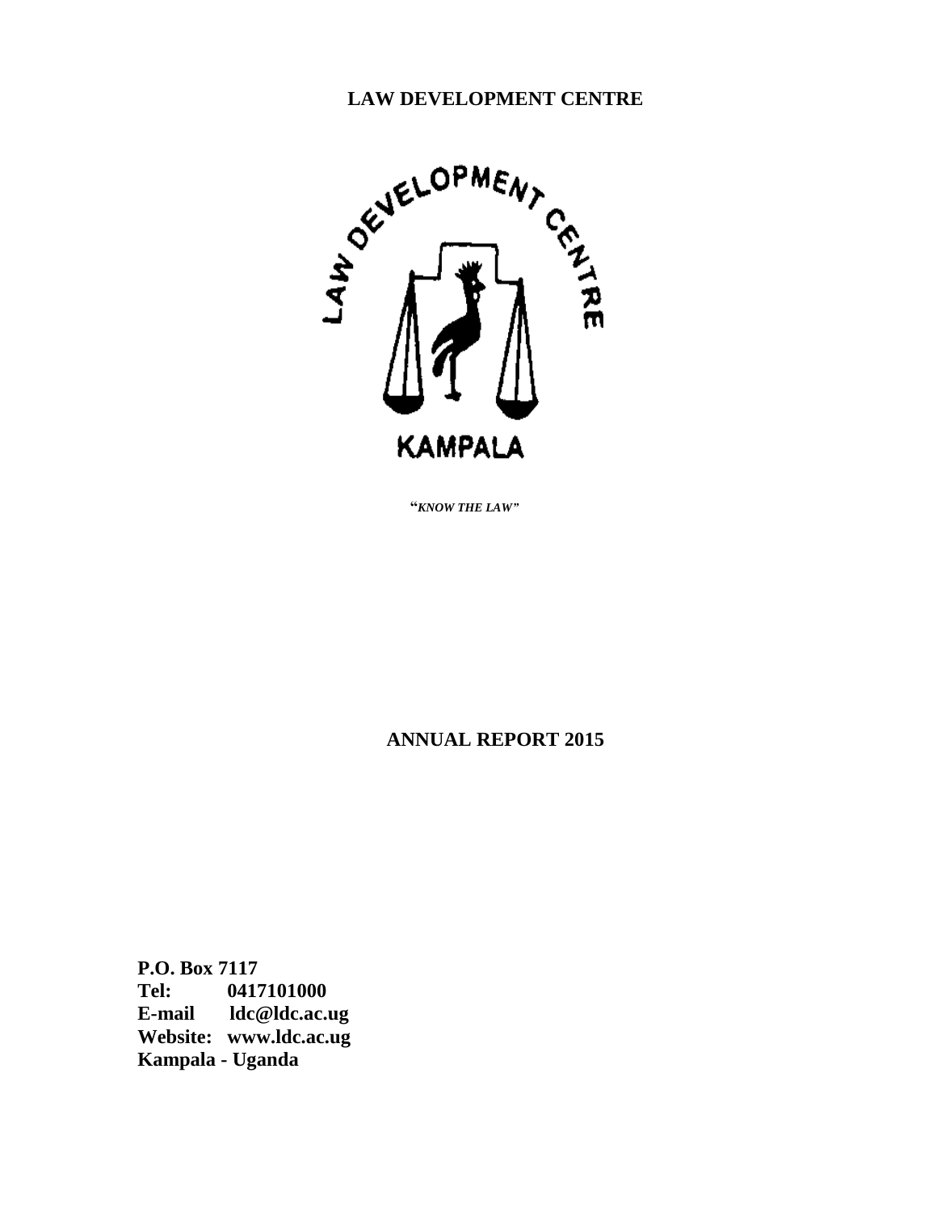# LAW DEVELOPMENT CENTRE

"*KNOW THE LAW*"

## ANNUAL REPORT 2015

**P.O. Box 7117**
**Tel: 0417101000**
**E-mail ldc@ldc.ac.ug**
**Website: www.ldc.ac.ug**
**Kampala - Uganda**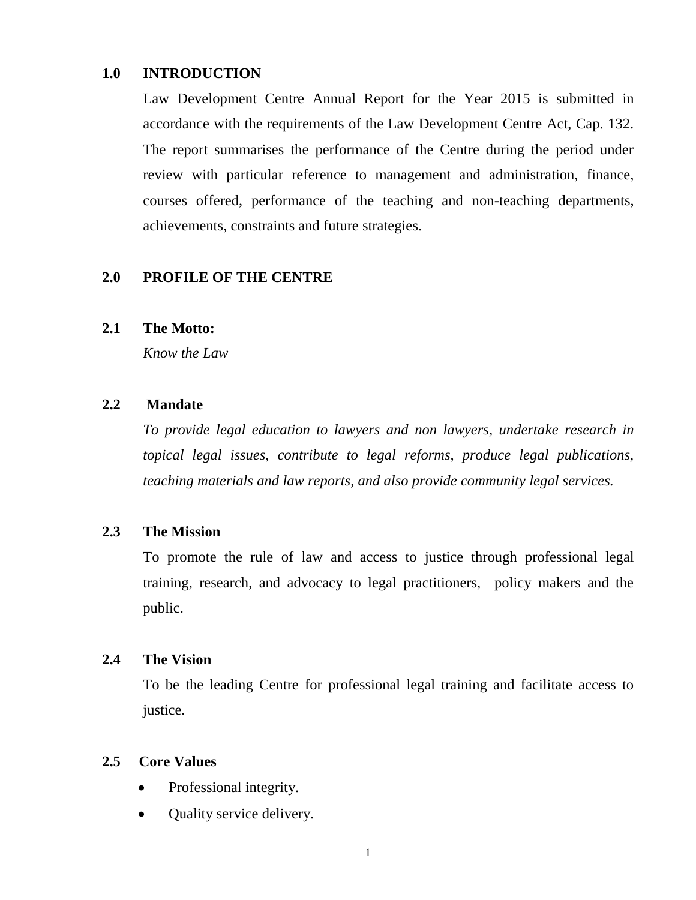## 1.0 INTRODUCTION

Law Development Centre Annual Report for the Year 2015 is submitted in accordance with the requirements of the Law Development Centre Act, Cap. 132. The report summarises the performance of the Centre during the period under review with particular reference to management and administration, finance, courses offered, performance of the teaching and non-teaching departments, achievements, constraints and future strategies.

## 2.0 PROFILE OF THE CENTRE

### 2.1 The Motto:

*Know the Law*

### 2.2 Mandate

*To provide legal education to lawyers and non lawyers, undertake research in topical legal issues, contribute to legal reforms, produce legal publications, teaching materials and law reports, and also provide community legal services.*

### 2.3 The Mission

To promote the rule of law and access to justice through professional legal training, research, and advocacy to legal practitioners, policy makers and the public.

### 2.4 The Vision

To be the leading Centre for professional legal training and facilitate access to justice.

### 2.5 Core Values

- Professional integrity.
- Quality service delivery.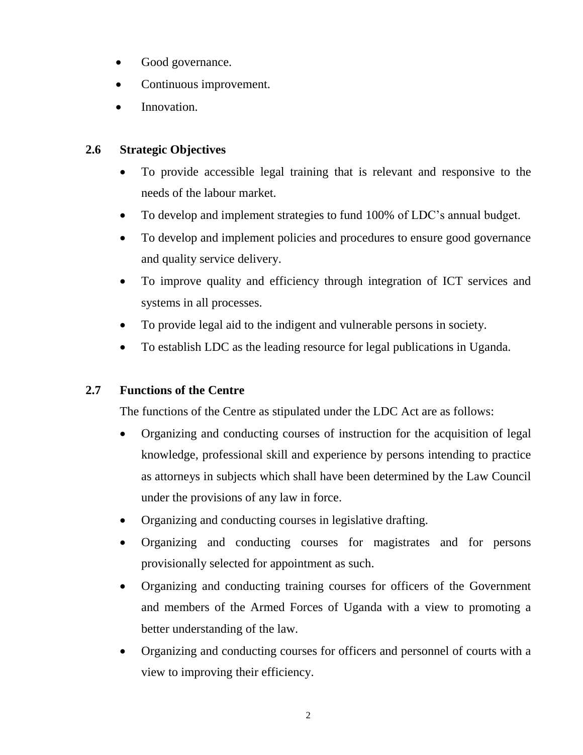- Good governance.
- Continuous improvement.
- Innovation.

## 2.6 Strategic Objectives

- To provide accessible legal training that is relevant and responsive to the needs of the labour market.
- To develop and implement strategies to fund 100% of LDC's annual budget.
- To develop and implement policies and procedures to ensure good governance and quality service delivery.
- To improve quality and efficiency through integration of ICT services and systems in all processes.
- To provide legal aid to the indigent and vulnerable persons in society.
- To establish LDC as the leading resource for legal publications in Uganda.

## 2.7 Functions of the Centre

The functions of the Centre as stipulated under the LDC Act are as follows:

- Organizing and conducting courses of instruction for the acquisition of legal knowledge, professional skill and experience by persons intending to practice as attorneys in subjects which shall have been determined by the Law Council under the provisions of any law in force.
- Organizing and conducting courses in legislative drafting.
- Organizing and conducting courses for magistrates and for persons provisionally selected for appointment as such.
- Organizing and conducting training courses for officers of the Government and members of the Armed Forces of Uganda with a view to promoting a better understanding of the law.
- Organizing and conducting courses for officers and personnel of courts with a view to improving their efficiency.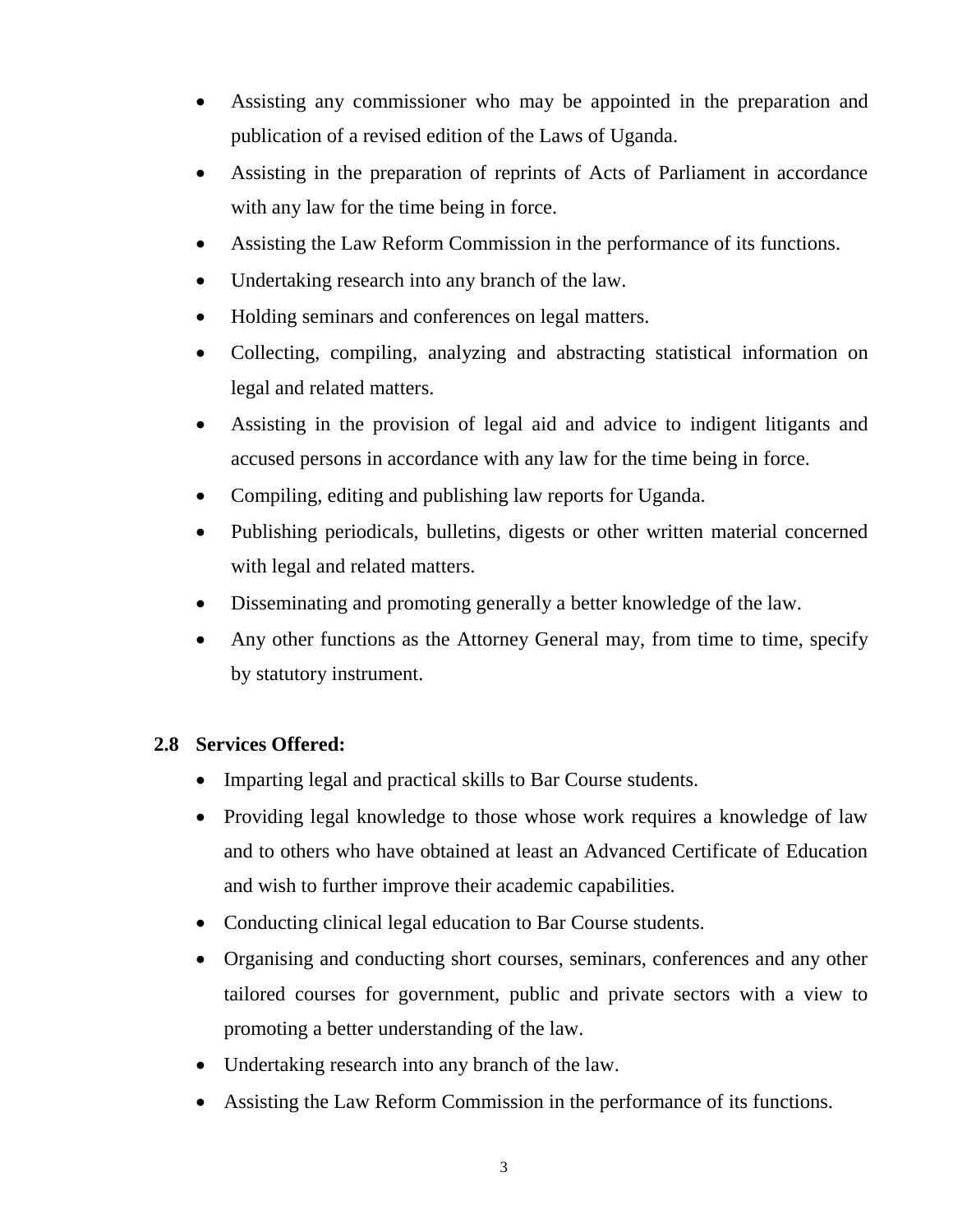- Assisting any commissioner who may be appointed in the preparation and publication of a revised edition of the Laws of Uganda.
- Assisting in the preparation of reprints of Acts of Parliament in accordance with any law for the time being in force.
- Assisting the Law Reform Commission in the performance of its functions.
- Undertaking research into any branch of the law.
- Holding seminars and conferences on legal matters.
- Collecting, compiling, analyzing and abstracting statistical information on legal and related matters.
- Assisting in the provision of legal aid and advice to indigent litigants and accused persons in accordance with any law for the time being in force.
- Compiling, editing and publishing law reports for Uganda.
- Publishing periodicals, bulletins, digests or other written material concerned with legal and related matters.
- Disseminating and promoting generally a better knowledge of the law.
- Any other functions as the Attorney General may, from time to time, specify by statutory instrument.

### 2.8 Services Offered:

- Imparting legal and practical skills to Bar Course students.
- Providing legal knowledge to those whose work requires a knowledge of law and to others who have obtained at least an Advanced Certificate of Education and wish to further improve their academic capabilities.
- Conducting clinical legal education to Bar Course students.
- Organising and conducting short courses, seminars, conferences and any other tailored courses for government, public and private sectors with a view to promoting a better understanding of the law.
- Undertaking research into any branch of the law.
- Assisting the Law Reform Commission in the performance of its functions.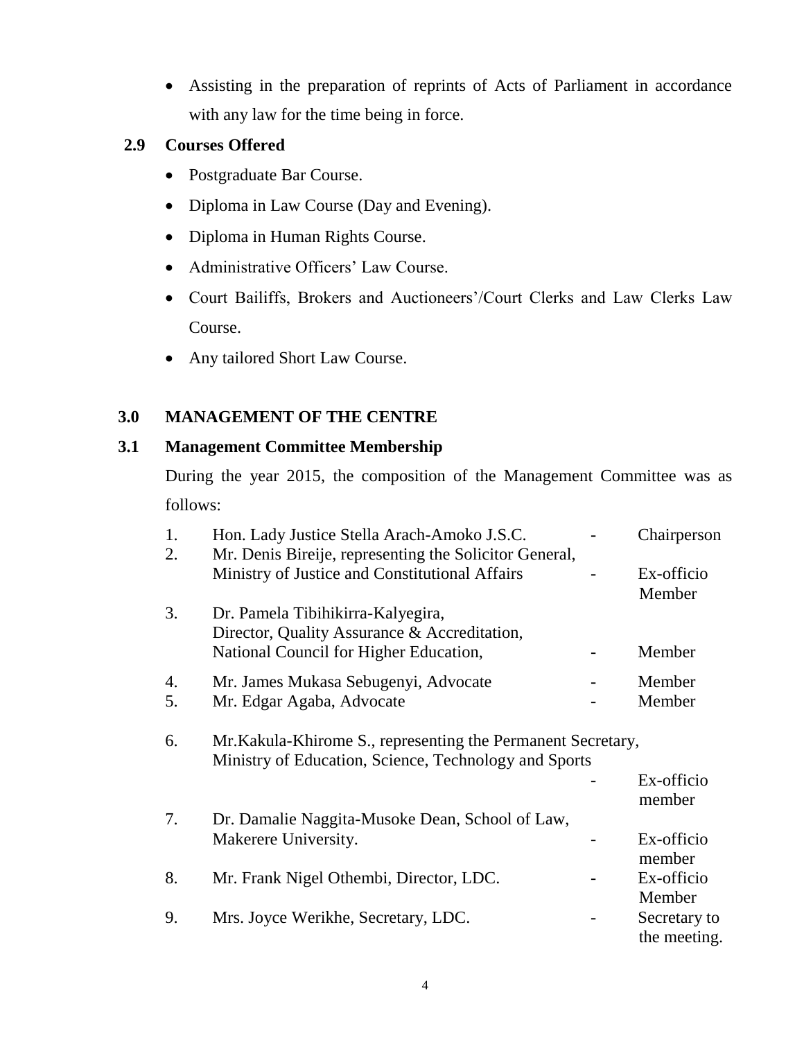- Assisting in the preparation of reprints of Acts of Parliament in accordance with any law for the time being in force.

### 2.9 Courses Offered

- Postgraduate Bar Course.
- Diploma in Law Course (Day and Evening).
- Diploma in Human Rights Course.
- Administrative Officers' Law Course.
- Court Bailiffs, Brokers and Auctioneers'/Court Clerks and Law Clerks Law Course.
- Any tailored Short Law Course.

## 3.0 MANAGEMENT OF THE CENTRE

### 3.1 Management Committee Membership

During the year 2015, the composition of the Management Committee was as follows:

| | | | |
|---|---|---|---|
| 1. | Hon. Lady Justice Stella Arach-Amoko J.S.C. | - | Chairperson |
| 2. | Mr. Denis Bireije, representing the Solicitor General, Ministry of Justice and Constitutional Affairs | - | Ex-officio Member |
| 3. | Dr. Pamela Tibihikirra-Kalyegira, Director, Quality Assurance & Accreditation, National Council for Higher Education, | - | Member |
| 4. | Mr. James Mukasa Sebugenyi, Advocate | - | Member |
| 5. | Mr. Edgar Agaba, Advocate | - | Member |
| 6. | Mr.Kakula-Khirome S., representing the Permanent Secretary, Ministry of Education, Science, Technology and Sports | - | Ex-officio member |
| 7. | Dr. Damalie Naggita-Musoke Dean, School of Law, Makerere University. | - | Ex-officio member |
| 8. | Mr. Frank Nigel Othembi, Director, LDC. | - | Ex-officio Member |
| 9. | Mrs. Joyce Werikhe, Secretary, LDC. | - | Secretary to the meeting. |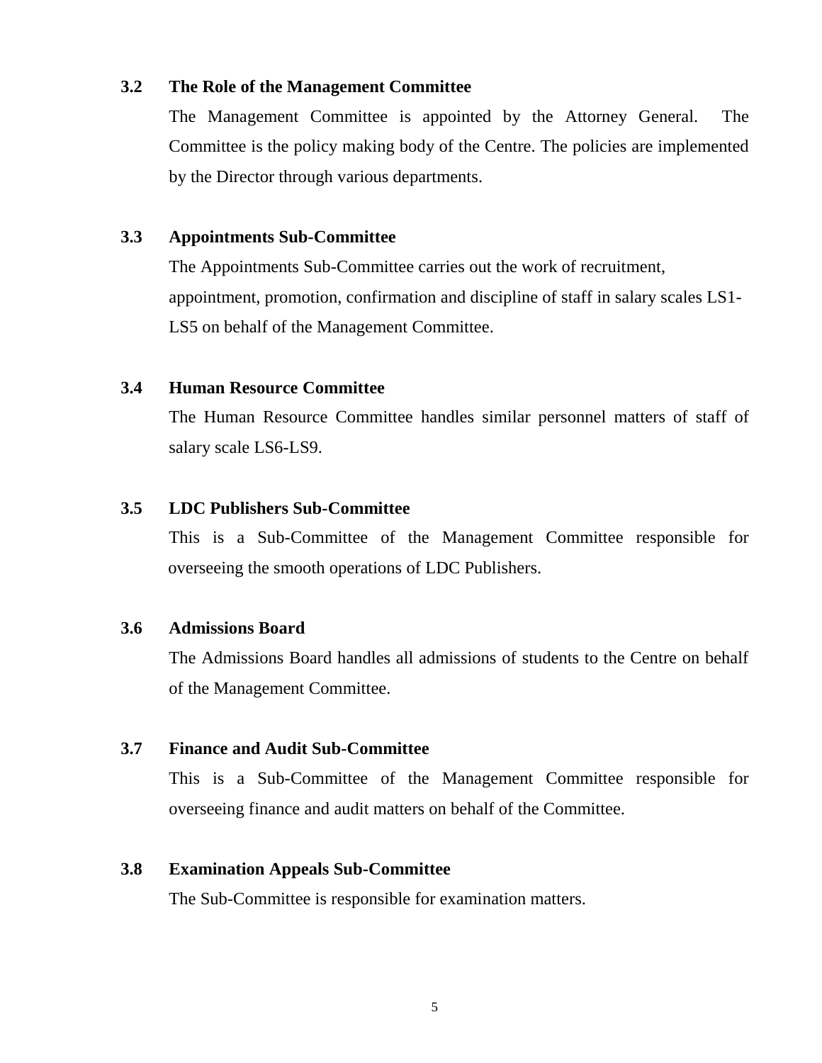### 3.2 The Role of the Management Committee

The Management Committee is appointed by the Attorney General. The Committee is the policy making body of the Centre. The policies are implemented by the Director through various departments.

### 3.3 Appointments Sub-Committee

The Appointments Sub-Committee carries out the work of recruitment, appointment, promotion, confirmation and discipline of staff in salary scales LS1-LS5 on behalf of the Management Committee.

### 3.4 Human Resource Committee

The Human Resource Committee handles similar personnel matters of staff of salary scale LS6-LS9.

### 3.5 LDC Publishers Sub-Committee

This is a Sub-Committee of the Management Committee responsible for overseeing the smooth operations of LDC Publishers.

### 3.6 Admissions Board

The Admissions Board handles all admissions of students to the Centre on behalf of the Management Committee.

### 3.7 Finance and Audit Sub-Committee

This is a Sub-Committee of the Management Committee responsible for overseeing finance and audit matters on behalf of the Committee.

### 3.8 Examination Appeals Sub-Committee

The Sub-Committee is responsible for examination matters.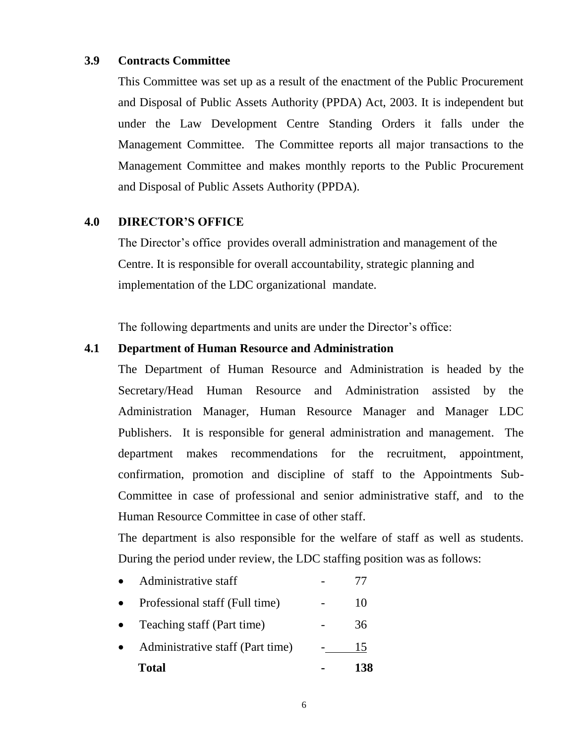### 3.9 Contracts Committee

This Committee was set up as a result of the enactment of the Public Procurement and Disposal of Public Assets Authority (PPDA) Act, 2003. It is independent but under the Law Development Centre Standing Orders it falls under the Management Committee. The Committee reports all major transactions to the Management Committee and makes monthly reports to the Public Procurement and Disposal of Public Assets Authority (PPDA).

## 4.0 DIRECTOR'S OFFICE

The Director's office provides overall administration and management of the Centre. It is responsible for overall accountability, strategic planning and implementation of the LDC organizational mandate.

The following departments and units are under the Director's office:

### 4.1 Department of Human Resource and Administration

The Department of Human Resource and Administration is headed by the Secretary/Head Human Resource and Administration assisted by the Administration Manager, Human Resource Manager and Manager LDC Publishers. It is responsible for general administration and management. The department makes recommendations for the recruitment, appointment, confirmation, promotion and discipline of staff to the Appointments Sub-Committee in case of professional and senior administrative staff, and to the Human Resource Committee in case of other staff.

The department is also responsible for the welfare of staff as well as students. During the period under review, the LDC staffing position was as follows:

- Administrative staff - 77
- Professional staff (Full time) - 10
- Teaching staff (Part time) - 36
- Administrative staff (Part time) - 15

**Total - 138**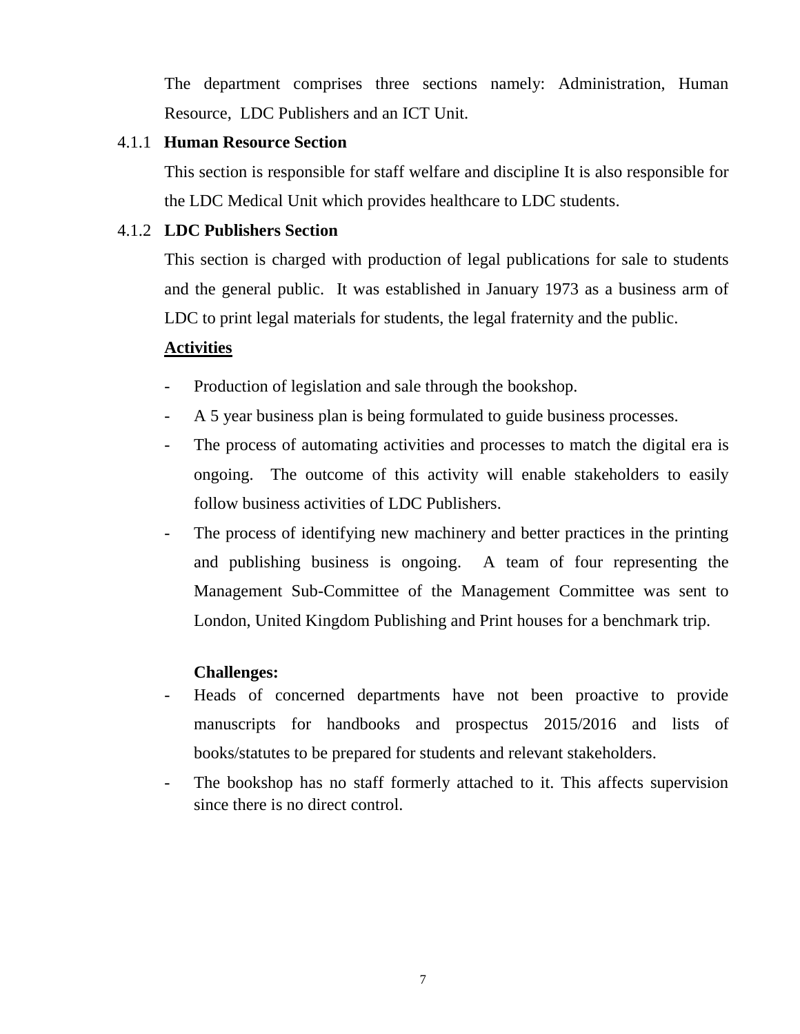The department comprises three sections namely: Administration, Human Resource, LDC Publishers and an ICT Unit.

### 4.1.1 Human Resource Section

This section is responsible for staff welfare and discipline It is also responsible for the LDC Medical Unit which provides healthcare to LDC students.

### 4.1.2 LDC Publishers Section

This section is charged with production of legal publications for sale to students and the general public. It was established in January 1973 as a business arm of LDC to print legal materials for students, the legal fraternity and the public.

**Activities**

- Production of legislation and sale through the bookshop.
- A 5 year business plan is being formulated to guide business processes.
- The process of automating activities and processes to match the digital era is ongoing. The outcome of this activity will enable stakeholders to easily follow business activities of LDC Publishers.
- The process of identifying new machinery and better practices in the printing and publishing business is ongoing. A team of four representing the Management Sub-Committee of the Management Committee was sent to London, United Kingdom Publishing and Print houses for a benchmark trip.

**Challenges:**

- Heads of concerned departments have not been proactive to provide manuscripts for handbooks and prospectus 2015/2016 and lists of books/statutes to be prepared for students and relevant stakeholders.
- The bookshop has no staff formerly attached to it. This affects supervision since there is no direct control.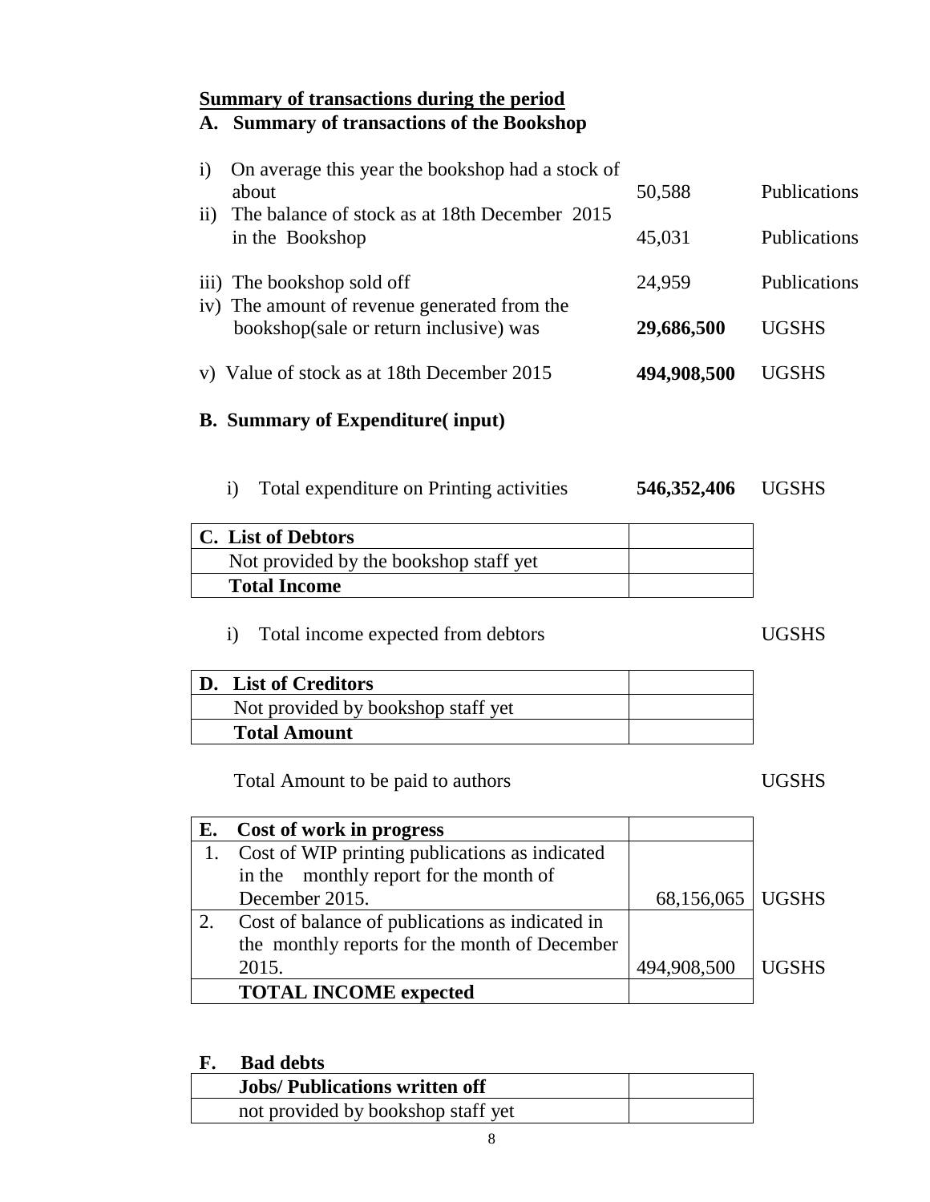## Summary of transactions during the period

### A. Summary of transactions of the Bookshop

| | | | |
|---|---|---|---|
| i) | On average this year the bookshop had a stock of about | 50,588 | Publications |
| ii) | The balance of stock as at 18th December 2015 in the Bookshop | 45,031 | Publications |
| iii) | The bookshop sold off | 24,959 | Publications |
| iv) | The amount of revenue generated from the bookshop(sale or return inclusive) was | **29,686,500** | UGSHS |
| v) | Value of stock as at 18th December 2015 | **494,908,500** | UGSHS |

### B. Summary of Expenditure( input)

i) Total expenditure on Printing activities **546,352,406** UGSHS

| **C. List of Debtors** | |
|---|---|
| Not provided by the bookshop staff yet | |
| **Total Income** | |

i) Total income expected from debtors UGSHS

| **D. List of Creditors** | |
|---|---|
| Not provided by bookshop staff yet | |
| **Total Amount** | |

Total Amount to be paid to authors UGSHS

| **E.** | **Cost of work in progress** | | |
|---|---|---|---|
| 1. | Cost of WIP printing publications as indicated in the monthly report for the month of December 2015. | 68,156,065 | UGSHS |
| 2. | Cost of balance of publications as indicated in the monthly reports for the month of December 2015. | 494,908,500 | UGSHS |
| | **TOTAL INCOME expected** | | |

### F. Bad debts

| **Jobs/ Publications written off** | |
|---|---|
| not provided by bookshop staff yet | |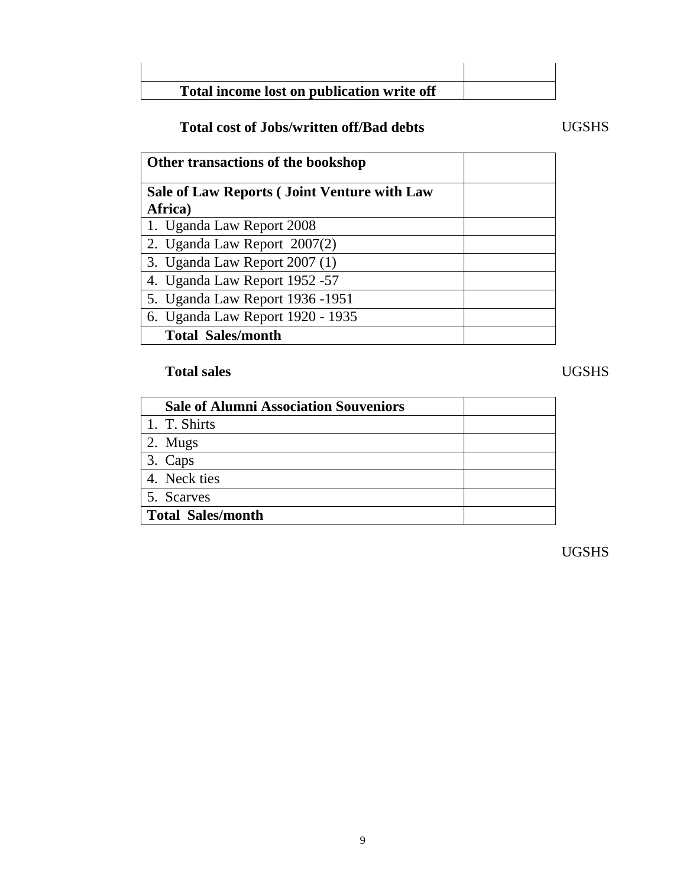| | |
|---|---|
| | |
| **Total income lost on publication write off** | |

**Total cost of Jobs/written off/Bad debts** UGSHS

| **Other transactions of the bookshop** | |
|---|---|
| **Sale of Law Reports ( Joint Venture with Law Africa)** | |
| 1. Uganda Law Report 2008 | |
| 2. Uganda Law Report 2007(2) | |
| 3. Uganda Law Report 2007 (1) | |
| 4. Uganda Law Report 1952 -57 | |
| 5. Uganda Law Report 1936 -1951 | |
| 6. Uganda Law Report 1920 - 1935 | |
| **Total Sales/month** | |

**Total sales** UGSHS

| **Sale of Alumni Association Souveniors** | |
|---|---|
| 1. T. Shirts | |
| 2. Mugs | |
| 3. Caps | |
| 4. Neck ties | |
| 5. Scarves | |
| **Total Sales/month** | |

UGSHS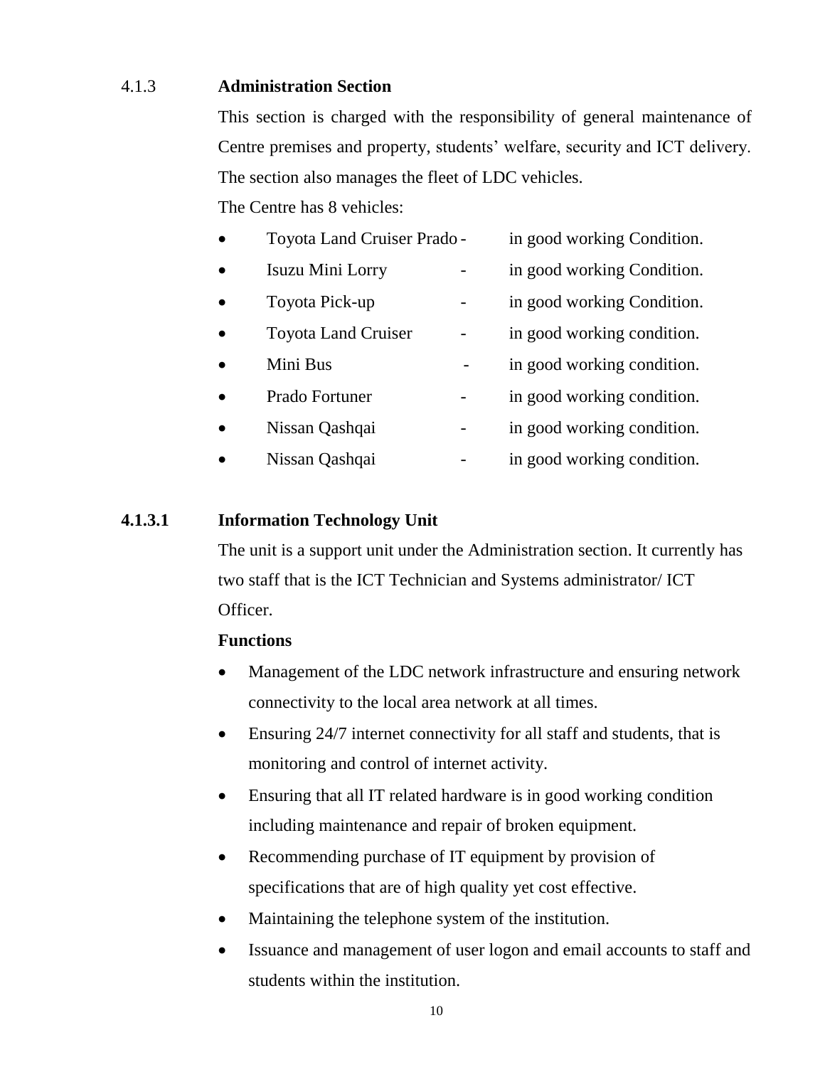### 4.1.3 Administration Section

This section is charged with the responsibility of general maintenance of Centre premises and property, students' welfare, security and ICT delivery. The section also manages the fleet of LDC vehicles.

The Centre has 8 vehicles:

- Toyota Land Cruiser Prado - in good working Condition.
- Isuzu Mini Lorry - in good working Condition.
- Toyota Pick-up - in good working Condition.
- Toyota Land Cruiser - in good working condition.
- Mini Bus - in good working condition.
- Prado Fortuner - in good working condition.
- Nissan Qashqai - in good working condition.
- Nissan Qashqai - in good working condition.

#### 4.1.3.1 Information Technology Unit

The unit is a support unit under the Administration section. It currently has two staff that is the ICT Technician and Systems administrator/ ICT Officer.

**Functions**

- Management of the LDC network infrastructure and ensuring network connectivity to the local area network at all times.
- Ensuring 24/7 internet connectivity for all staff and students, that is monitoring and control of internet activity.
- Ensuring that all IT related hardware is in good working condition including maintenance and repair of broken equipment.
- Recommending purchase of IT equipment by provision of specifications that are of high quality yet cost effective.
- Maintaining the telephone system of the institution.
- Issuance and management of user logon and email accounts to staff and students within the institution.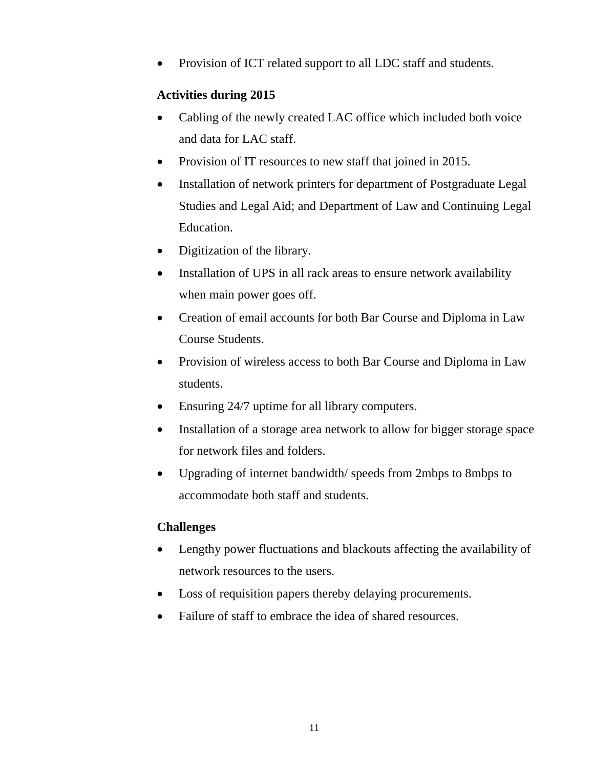- Provision of ICT related support to all LDC staff and students.

**Activities during 2015**

- Cabling of the newly created LAC office which included both voice and data for LAC staff.
- Provision of IT resources to new staff that joined in 2015.
- Installation of network printers for department of Postgraduate Legal Studies and Legal Aid; and Department of Law and Continuing Legal Education.
- Digitization of the library.
- Installation of UPS in all rack areas to ensure network availability when main power goes off.
- Creation of email accounts for both Bar Course and Diploma in Law Course Students.
- Provision of wireless access to both Bar Course and Diploma in Law students.
- Ensuring 24/7 uptime for all library computers.
- Installation of a storage area network to allow for bigger storage space for network files and folders.
- Upgrading of internet bandwidth/ speeds from 2mbps to 8mbps to accommodate both staff and students.

**Challenges**

- Lengthy power fluctuations and blackouts affecting the availability of network resources to the users.
- Loss of requisition papers thereby delaying procurements.
- Failure of staff to embrace the idea of shared resources.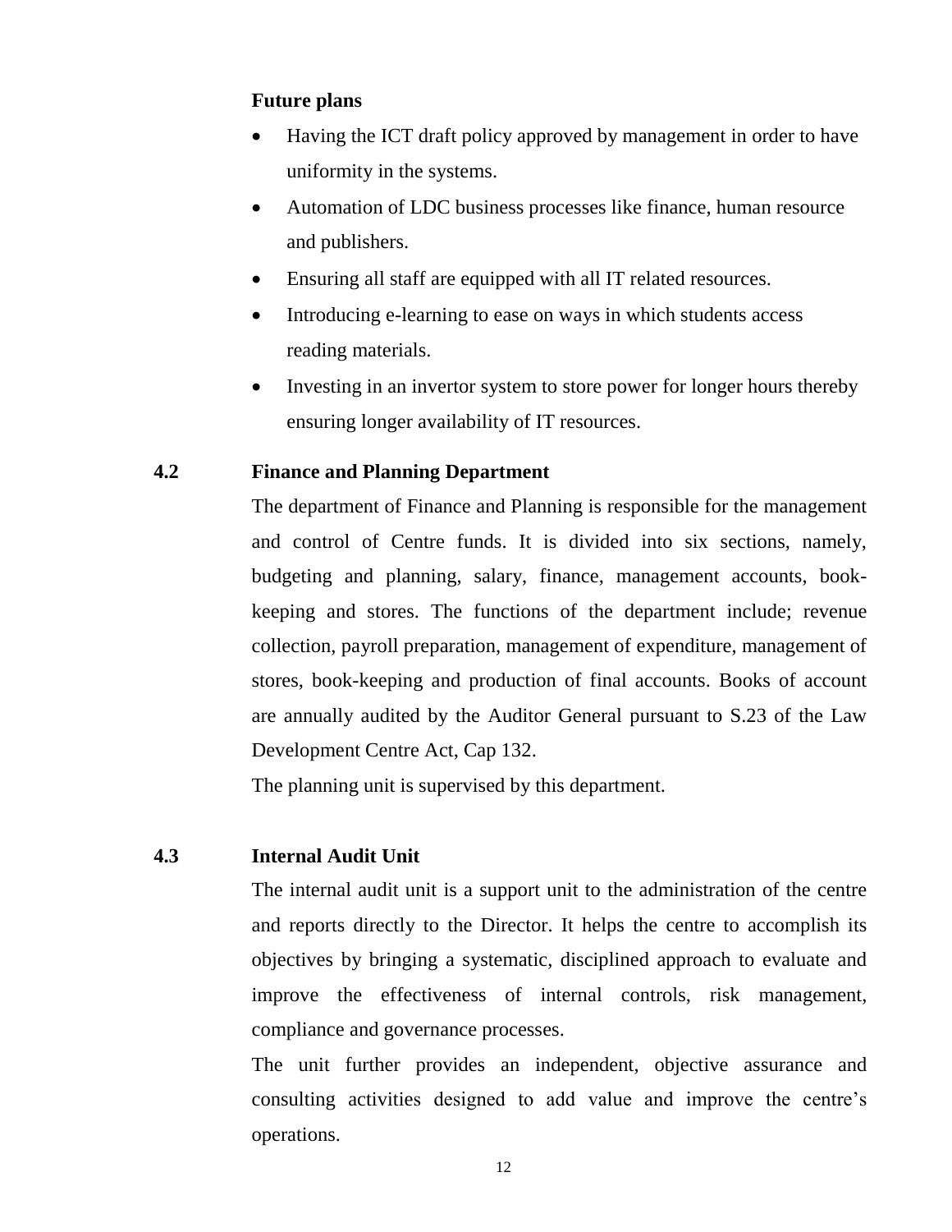**Future plans**

- Having the ICT draft policy approved by management in order to have uniformity in the systems.
- Automation of LDC business processes like finance, human resource and publishers.
- Ensuring all staff are equipped with all IT related resources.
- Introducing e-learning to ease on ways in which students access reading materials.
- Investing in an invertor system to store power for longer hours thereby ensuring longer availability of IT resources.

## 4.2 Finance and Planning Department

The department of Finance and Planning is responsible for the management and control of Centre funds. It is divided into six sections, namely, budgeting and planning, salary, finance, management accounts, book-keeping and stores. The functions of the department include; revenue collection, payroll preparation, management of expenditure, management of stores, book-keeping and production of final accounts. Books of account are annually audited by the Auditor General pursuant to S.23 of the Law Development Centre Act, Cap 132.

The planning unit is supervised by this department.

## 4.3 Internal Audit Unit

The internal audit unit is a support unit to the administration of the centre and reports directly to the Director. It helps the centre to accomplish its objectives by bringing a systematic, disciplined approach to evaluate and improve the effectiveness of internal controls, risk management, compliance and governance processes.

The unit further provides an independent, objective assurance and consulting activities designed to add value and improve the centre's operations.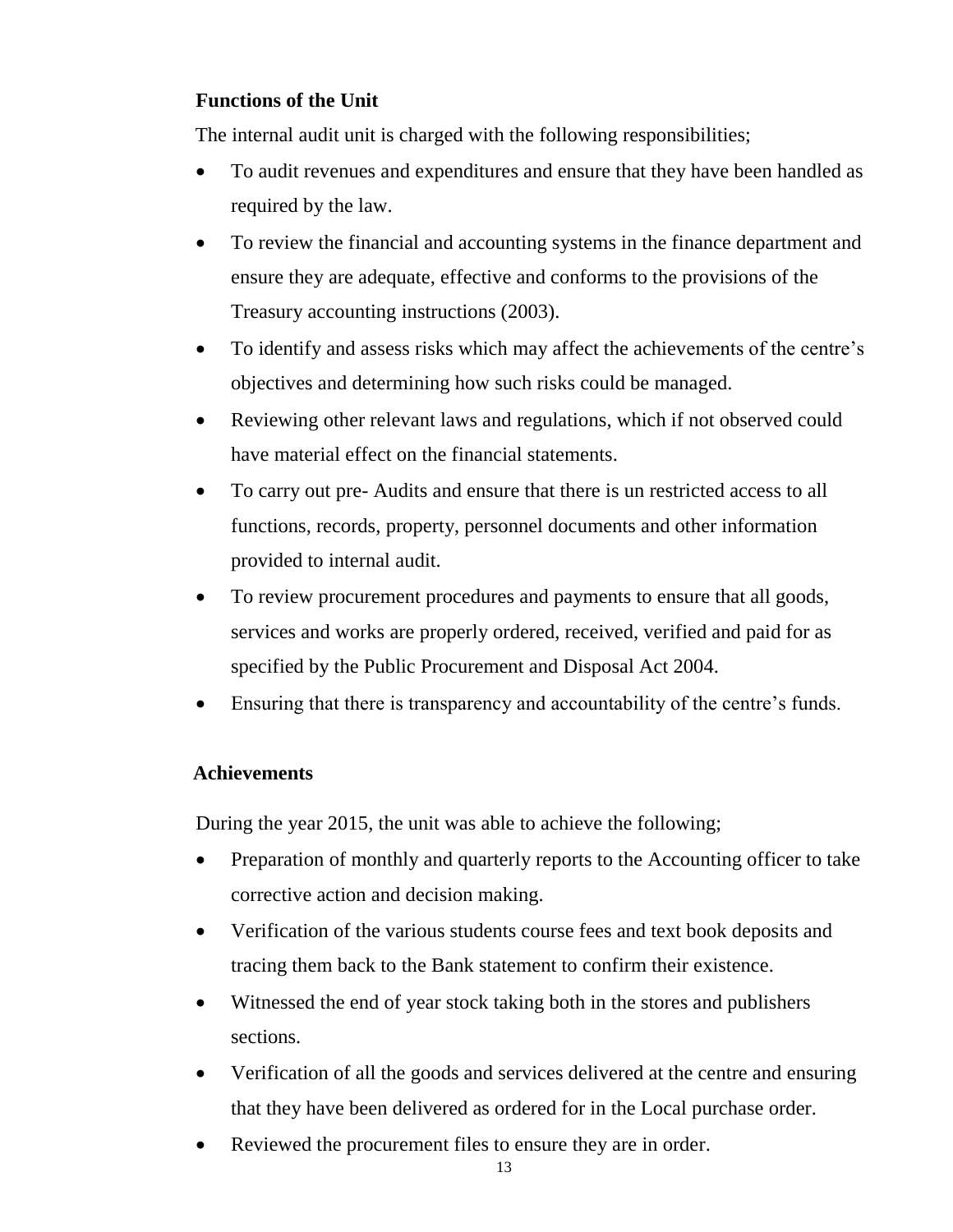### Functions of the Unit

The internal audit unit is charged with the following responsibilities;

- To audit revenues and expenditures and ensure that they have been handled as required by the law.
- To review the financial and accounting systems in the finance department and ensure they are adequate, effective and conforms to the provisions of the Treasury accounting instructions (2003).
- To identify and assess risks which may affect the achievements of the centre's objectives and determining how such risks could be managed.
- Reviewing other relevant laws and regulations, which if not observed could have material effect on the financial statements.
- To carry out pre- Audits and ensure that there is un restricted access to all functions, records, property, personnel documents and other information provided to internal audit.
- To review procurement procedures and payments to ensure that all goods, services and works are properly ordered, received, verified and paid for as specified by the Public Procurement and Disposal Act 2004.
- Ensuring that there is transparency and accountability of the centre's funds.

### Achievements

During the year 2015, the unit was able to achieve the following;

- Preparation of monthly and quarterly reports to the Accounting officer to take corrective action and decision making.
- Verification of the various students course fees and text book deposits and tracing them back to the Bank statement to confirm their existence.
- Witnessed the end of year stock taking both in the stores and publishers sections.
- Verification of all the goods and services delivered at the centre and ensuring that they have been delivered as ordered for in the Local purchase order.
- Reviewed the procurement files to ensure they are in order.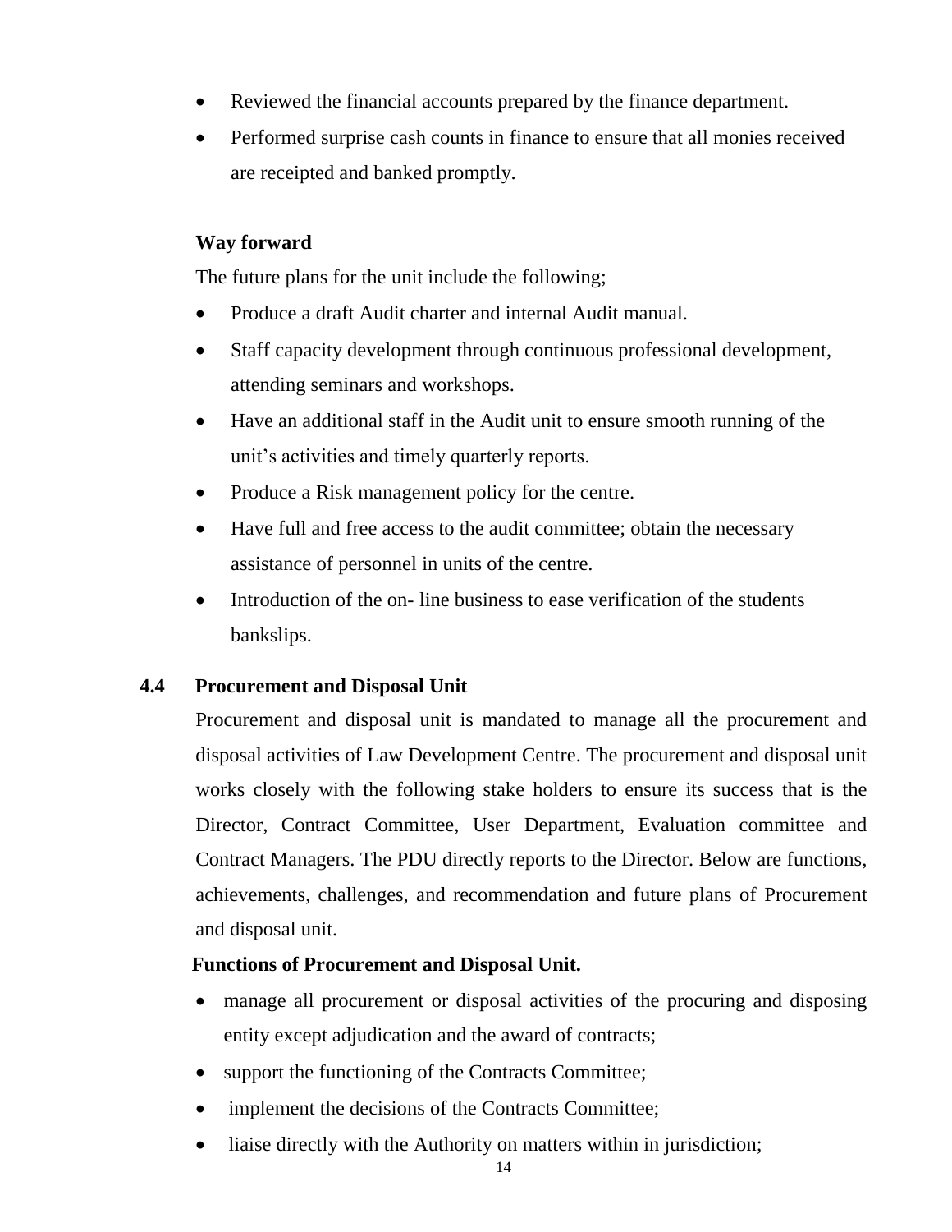- Reviewed the financial accounts prepared by the finance department.
- Performed surprise cash counts in finance to ensure that all monies received are receipted and banked promptly.

**Way forward**

The future plans for the unit include the following;

- Produce a draft Audit charter and internal Audit manual.
- Staff capacity development through continuous professional development, attending seminars and workshops.
- Have an additional staff in the Audit unit to ensure smooth running of the unit's activities and timely quarterly reports.
- Produce a Risk management policy for the centre.
- Have full and free access to the audit committee; obtain the necessary assistance of personnel in units of the centre.
- Introduction of the on- line business to ease verification of the students bankslips.

### 4.4 Procurement and Disposal Unit

Procurement and disposal unit is mandated to manage all the procurement and disposal activities of Law Development Centre. The procurement and disposal unit works closely with the following stake holders to ensure its success that is the Director, Contract Committee, User Department, Evaluation committee and Contract Managers. The PDU directly reports to the Director. Below are functions, achievements, challenges, and recommendation and future plans of Procurement and disposal unit.

**Functions of Procurement and Disposal Unit.**

- manage all procurement or disposal activities of the procuring and disposing entity except adjudication and the award of contracts;
- support the functioning of the Contracts Committee;
- implement the decisions of the Contracts Committee;
- liaise directly with the Authority on matters within in jurisdiction;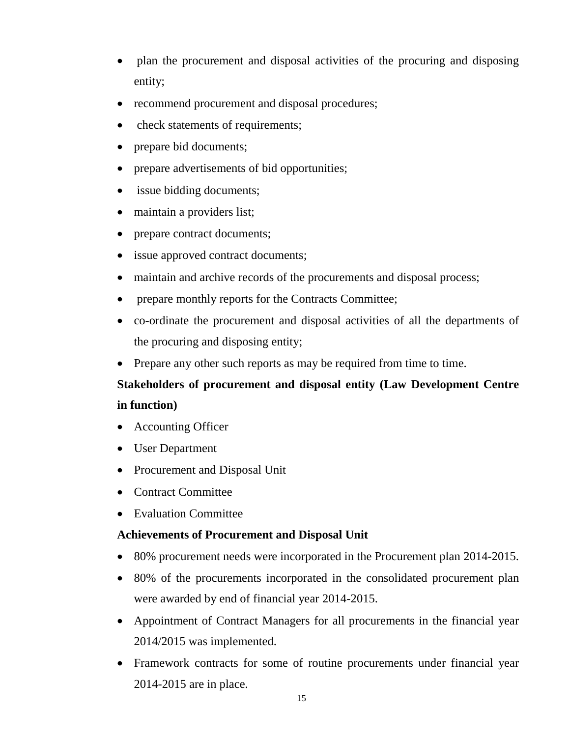- plan the procurement and disposal activities of the procuring and disposing entity;
- recommend procurement and disposal procedures;
- check statements of requirements;
- prepare bid documents;
- prepare advertisements of bid opportunities;
- issue bidding documents;
- maintain a providers list;
- prepare contract documents;
- issue approved contract documents;
- maintain and archive records of the procurements and disposal process;
- prepare monthly reports for the Contracts Committee;
- co-ordinate the procurement and disposal activities of all the departments of the procuring and disposing entity;
- Prepare any other such reports as may be required from time to time.

**Stakeholders of procurement and disposal entity (Law Development Centre in function)**

- Accounting Officer
- User Department
- Procurement and Disposal Unit
- Contract Committee
- Evaluation Committee

**Achievements of Procurement and Disposal Unit**

- 80% procurement needs were incorporated in the Procurement plan 2014-2015.
- 80% of the procurements incorporated in the consolidated procurement plan were awarded by end of financial year 2014-2015.
- Appointment of Contract Managers for all procurements in the financial year 2014/2015 was implemented.
- Framework contracts for some of routine procurements under financial year 2014-2015 are in place.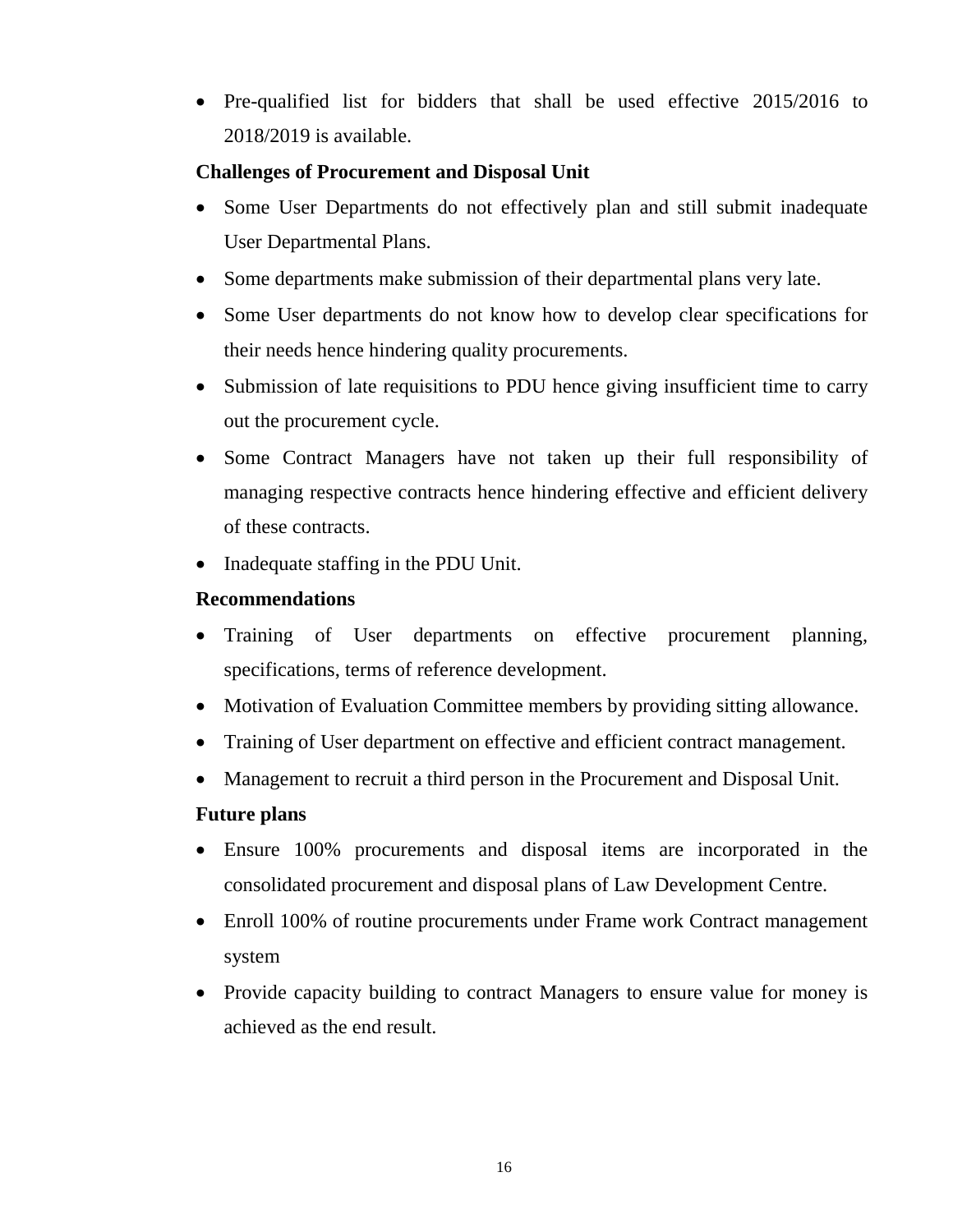- Pre-qualified list for bidders that shall be used effective 2015/2016 to 2018/2019 is available.

**Challenges of Procurement and Disposal Unit**

- Some User Departments do not effectively plan and still submit inadequate User Departmental Plans.
- Some departments make submission of their departmental plans very late.
- Some User departments do not know how to develop clear specifications for their needs hence hindering quality procurements.
- Submission of late requisitions to PDU hence giving insufficient time to carry out the procurement cycle.
- Some Contract Managers have not taken up their full responsibility of managing respective contracts hence hindering effective and efficient delivery of these contracts.
- Inadequate staffing in the PDU Unit.

**Recommendations**

- Training of User departments on effective procurement planning, specifications, terms of reference development.
- Motivation of Evaluation Committee members by providing sitting allowance.
- Training of User department on effective and efficient contract management.
- Management to recruit a third person in the Procurement and Disposal Unit.

**Future plans**

- Ensure 100% procurements and disposal items are incorporated in the consolidated procurement and disposal plans of Law Development Centre.
- Enroll 100% of routine procurements under Frame work Contract management system
- Provide capacity building to contract Managers to ensure value for money is achieved as the end result.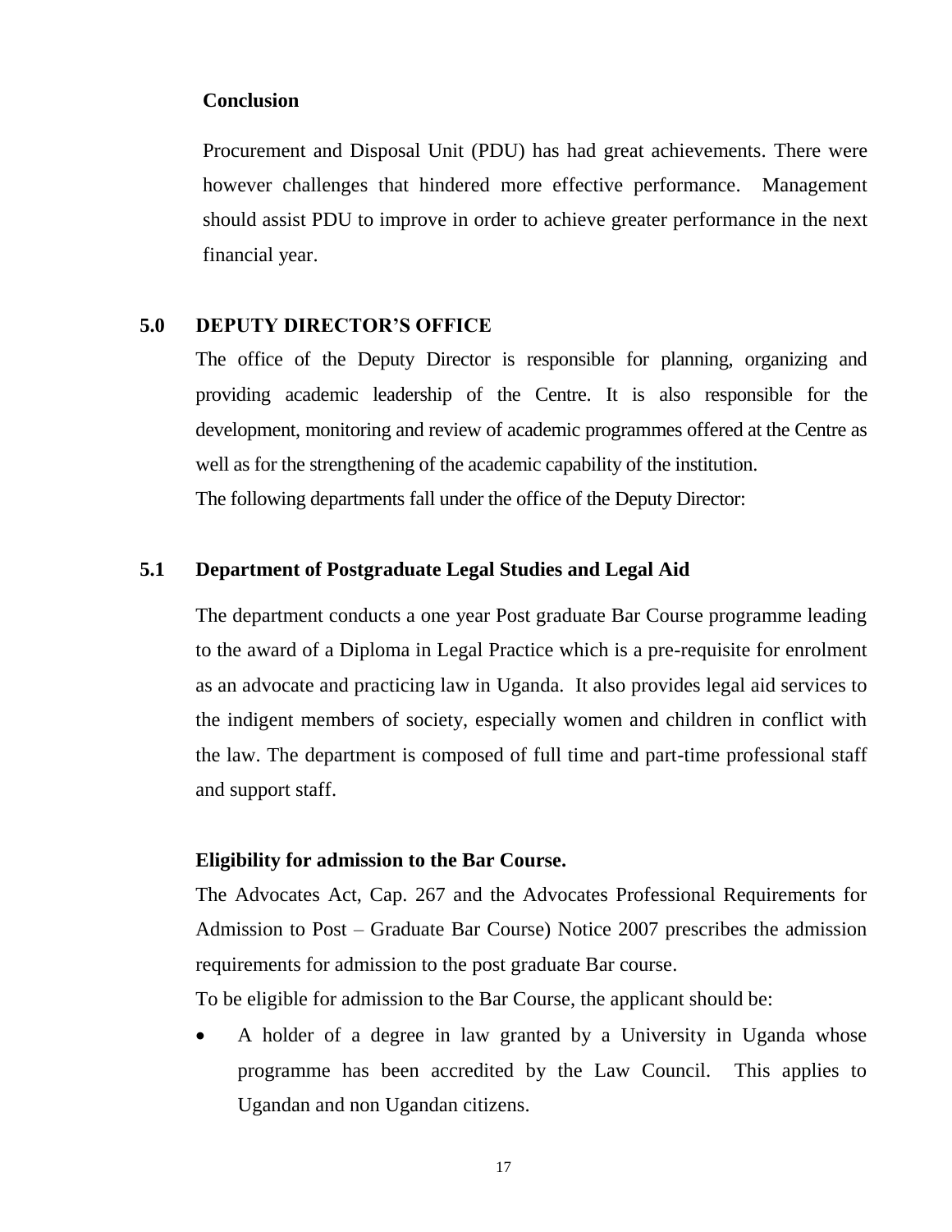**Conclusion**

Procurement and Disposal Unit (PDU) has had great achievements. There were however challenges that hindered more effective performance. Management should assist PDU to improve in order to achieve greater performance in the next financial year.

## 5.0 DEPUTY DIRECTOR'S OFFICE

The office of the Deputy Director is responsible for planning, organizing and providing academic leadership of the Centre. It is also responsible for the development, monitoring and review of academic programmes offered at the Centre as well as for the strengthening of the academic capability of the institution.

The following departments fall under the office of the Deputy Director:

### 5.1 Department of Postgraduate Legal Studies and Legal Aid

The department conducts a one year Post graduate Bar Course programme leading to the award of a Diploma in Legal Practice which is a pre-requisite for enrolment as an advocate and practicing law in Uganda. It also provides legal aid services to the indigent members of society, especially women and children in conflict with the law. The department is composed of full time and part-time professional staff and support staff.

**Eligibility for admission to the Bar Course.**

The Advocates Act, Cap. 267 and the Advocates Professional Requirements for Admission to Post – Graduate Bar Course) Notice 2007 prescribes the admission requirements for admission to the post graduate Bar course.

To be eligible for admission to the Bar Course, the applicant should be:

- A holder of a degree in law granted by a University in Uganda whose programme has been accredited by the Law Council. This applies to Ugandan and non Ugandan citizens.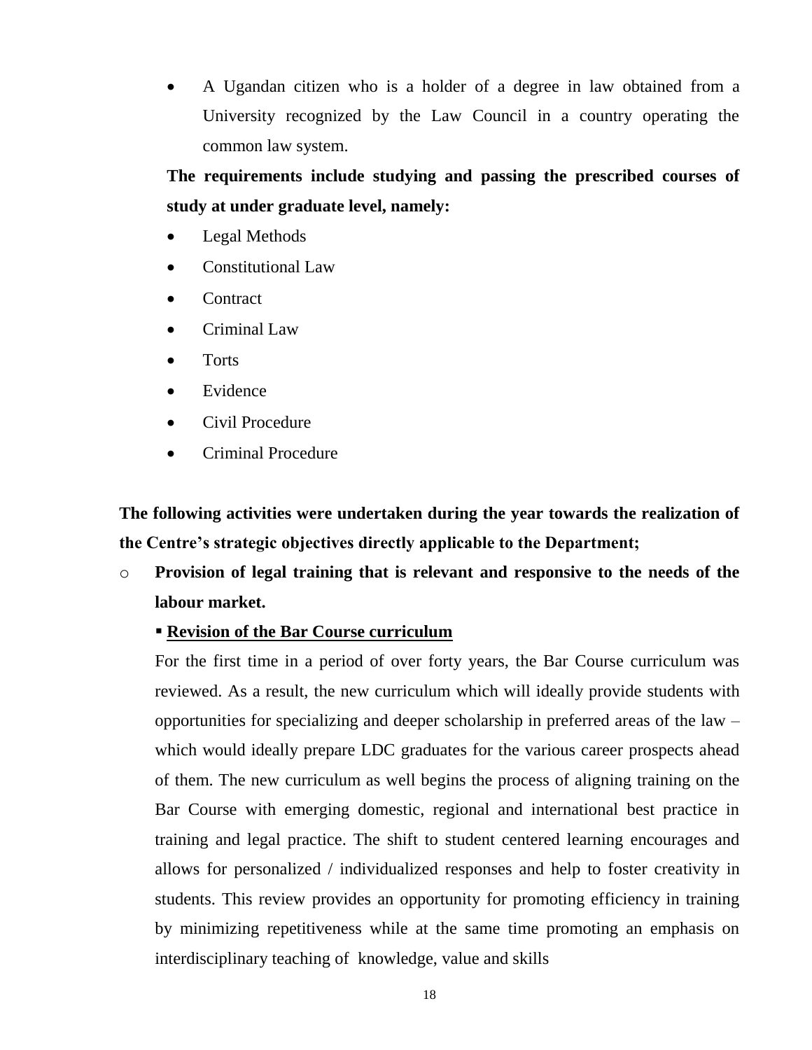- A Ugandan citizen who is a holder of a degree in law obtained from a University recognized by the Law Council in a country operating the common law system.

**The requirements include studying and passing the prescribed courses of study at under graduate level, namely:**

- Legal Methods
- Constitutional Law
- Contract
- Criminal Law
- Torts
- Evidence
- Civil Procedure
- Criminal Procedure

**The following activities were undertaken during the year towards the realization of the Centre's strategic objectives directly applicable to the Department;**

- **Provision of legal training that is relevant and responsive to the needs of the labour market.**

  - **<u>Revision of the Bar Course curriculum</u>**

  For the first time in a period of over forty years, the Bar Course curriculum was reviewed. As a result, the new curriculum which will ideally provide students with opportunities for specializing and deeper scholarship in preferred areas of the law – which would ideally prepare LDC graduates for the various career prospects ahead of them. The new curriculum as well begins the process of aligning training on the Bar Course with emerging domestic, regional and international best practice in training and legal practice. The shift to student centered learning encourages and allows for personalized / individualized responses and help to foster creativity in students. This review provides an opportunity for promoting efficiency in training by minimizing repetitiveness while at the same time promoting an emphasis on interdisciplinary teaching of knowledge, value and skills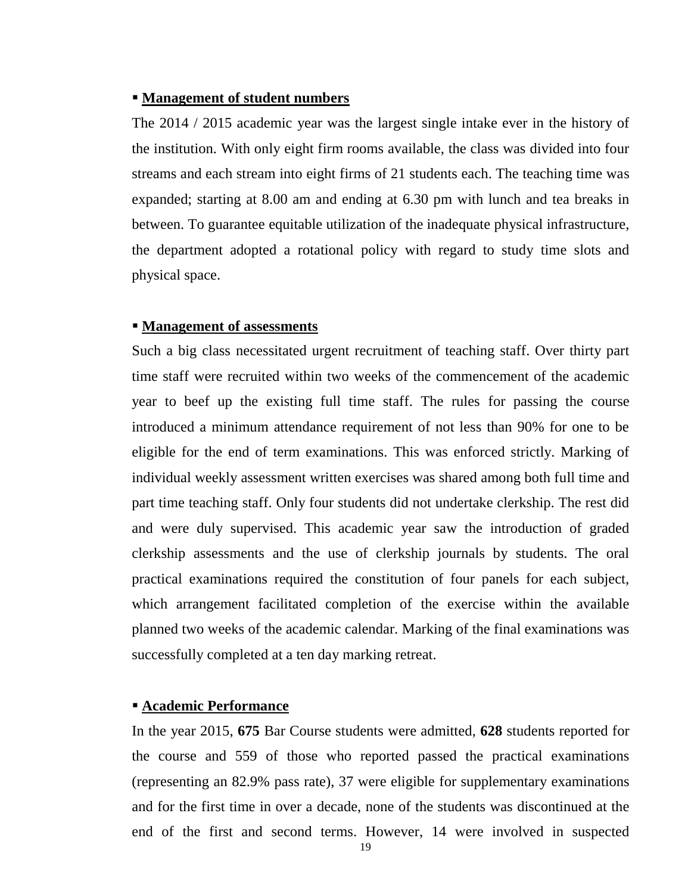▪ **Management of student numbers**

The 2014 / 2015 academic year was the largest single intake ever in the history of the institution. With only eight firm rooms available, the class was divided into four streams and each stream into eight firms of 21 students each. The teaching time was expanded; starting at 8.00 am and ending at 6.30 pm with lunch and tea breaks in between. To guarantee equitable utilization of the inadequate physical infrastructure, the department adopted a rotational policy with regard to study time slots and physical space.

▪ **Management of assessments**

Such a big class necessitated urgent recruitment of teaching staff. Over thirty part time staff were recruited within two weeks of the commencement of the academic year to beef up the existing full time staff. The rules for passing the course introduced a minimum attendance requirement of not less than 90% for one to be eligible for the end of term examinations. This was enforced strictly. Marking of individual weekly assessment written exercises was shared among both full time and part time teaching staff. Only four students did not undertake clerkship. The rest did and were duly supervised. This academic year saw the introduction of graded clerkship assessments and the use of clerkship journals by students. The oral practical examinations required the constitution of four panels for each subject, which arrangement facilitated completion of the exercise within the available planned two weeks of the academic calendar. Marking of the final examinations was successfully completed at a ten day marking retreat.

▪ **Academic Performance**

In the year 2015, **675** Bar Course students were admitted, **628** students reported for the course and 559 of those who reported passed the practical examinations (representing an 82.9% pass rate), 37 were eligible for supplementary examinations and for the first time in over a decade, none of the students was discontinued at the end of the first and second terms. However, 14 were involved in suspected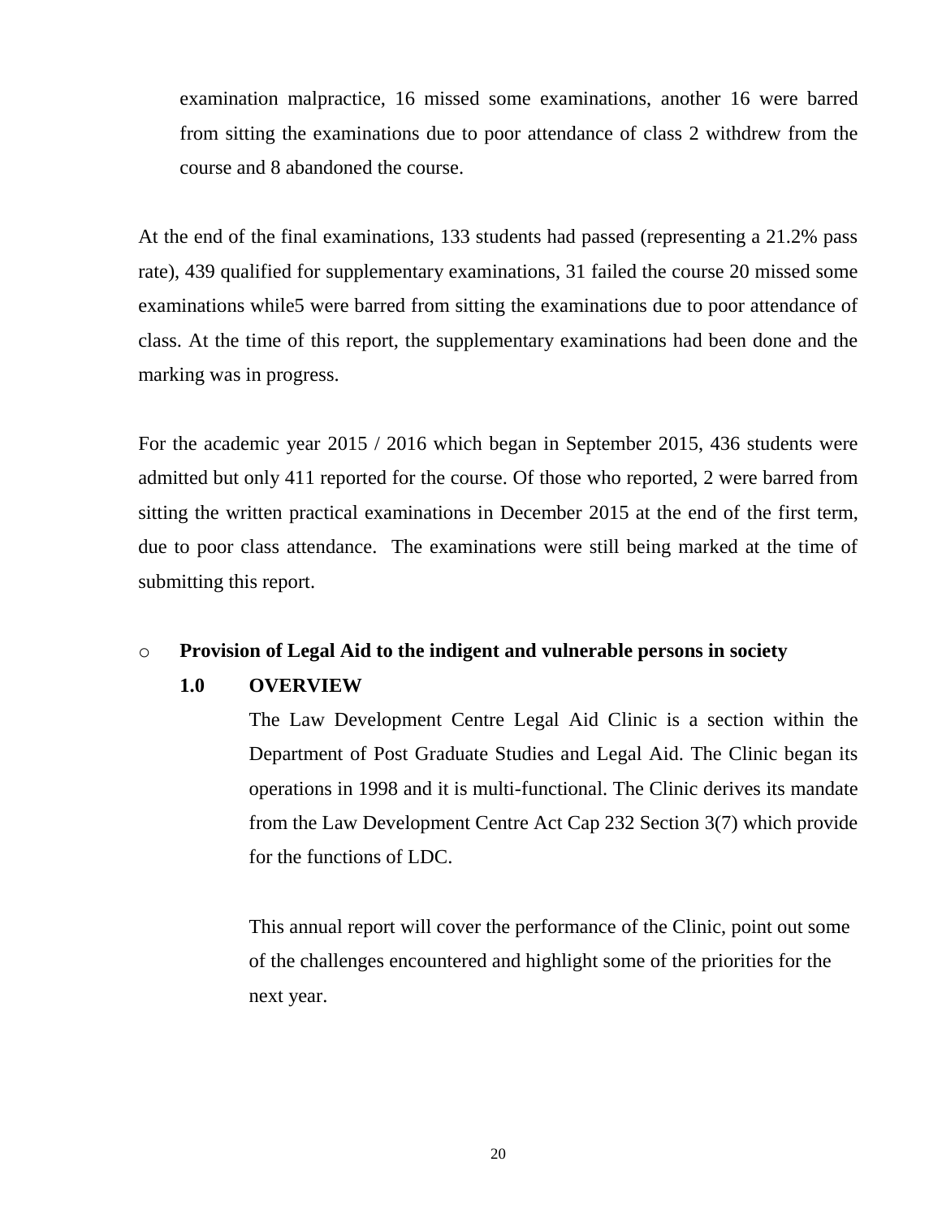examination malpractice, 16 missed some examinations, another 16 were barred from sitting the examinations due to poor attendance of class 2 withdrew from the course and 8 abandoned the course.

At the end of the final examinations, 133 students had passed (representing a 21.2% pass rate), 439 qualified for supplementary examinations, 31 failed the course 20 missed some examinations while5 were barred from sitting the examinations due to poor attendance of class. At the time of this report, the supplementary examinations had been done and the marking was in progress.

For the academic year 2015 / 2016 which began in September 2015, 436 students were admitted but only 411 reported for the course. Of those who reported, 2 were barred from sitting the written practical examinations in December 2015 at the end of the first term, due to poor class attendance. The examinations were still being marked at the time of submitting this report.

- **Provision of Legal Aid to the indigent and vulnerable persons in society**

**1.0 OVERVIEW**

The Law Development Centre Legal Aid Clinic is a section within the Department of Post Graduate Studies and Legal Aid. The Clinic began its operations in 1998 and it is multi-functional. The Clinic derives its mandate from the Law Development Centre Act Cap 232 Section 3(7) which provide for the functions of LDC.

This annual report will cover the performance of the Clinic, point out some of the challenges encountered and highlight some of the priorities for the next year.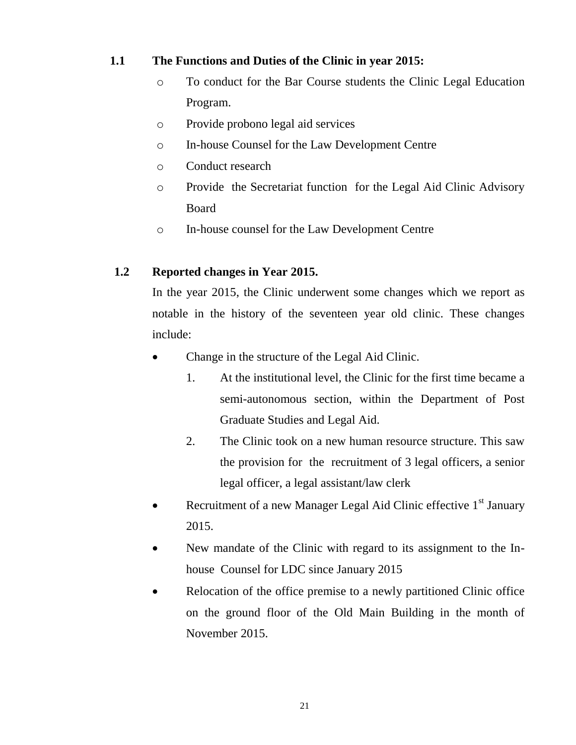### 1.1 The Functions and Duties of the Clinic in year 2015:

- To conduct for the Bar Course students the Clinic Legal Education Program.
- Provide probono legal aid services
- In-house Counsel for the Law Development Centre
- Conduct research
- Provide the Secretariat function for the Legal Aid Clinic Advisory Board
- In-house counsel for the Law Development Centre

### 1.2 Reported changes in Year 2015.

In the year 2015, the Clinic underwent some changes which we report as notable in the history of the seventeen year old clinic. These changes include:

- Change in the structure of the Legal Aid Clinic.
  1. At the institutional level, the Clinic for the first time became a semi-autonomous section, within the Department of Post Graduate Studies and Legal Aid.
  2. The Clinic took on a new human resource structure. This saw the provision for the recruitment of 3 legal officers, a senior legal officer, a legal assistant/law clerk
- Recruitment of a new Manager Legal Aid Clinic effective 1st January 2015.
- New mandate of the Clinic with regard to its assignment to the In-house Counsel for LDC since January 2015
- Relocation of the office premise to a newly partitioned Clinic office on the ground floor of the Old Main Building in the month of November 2015.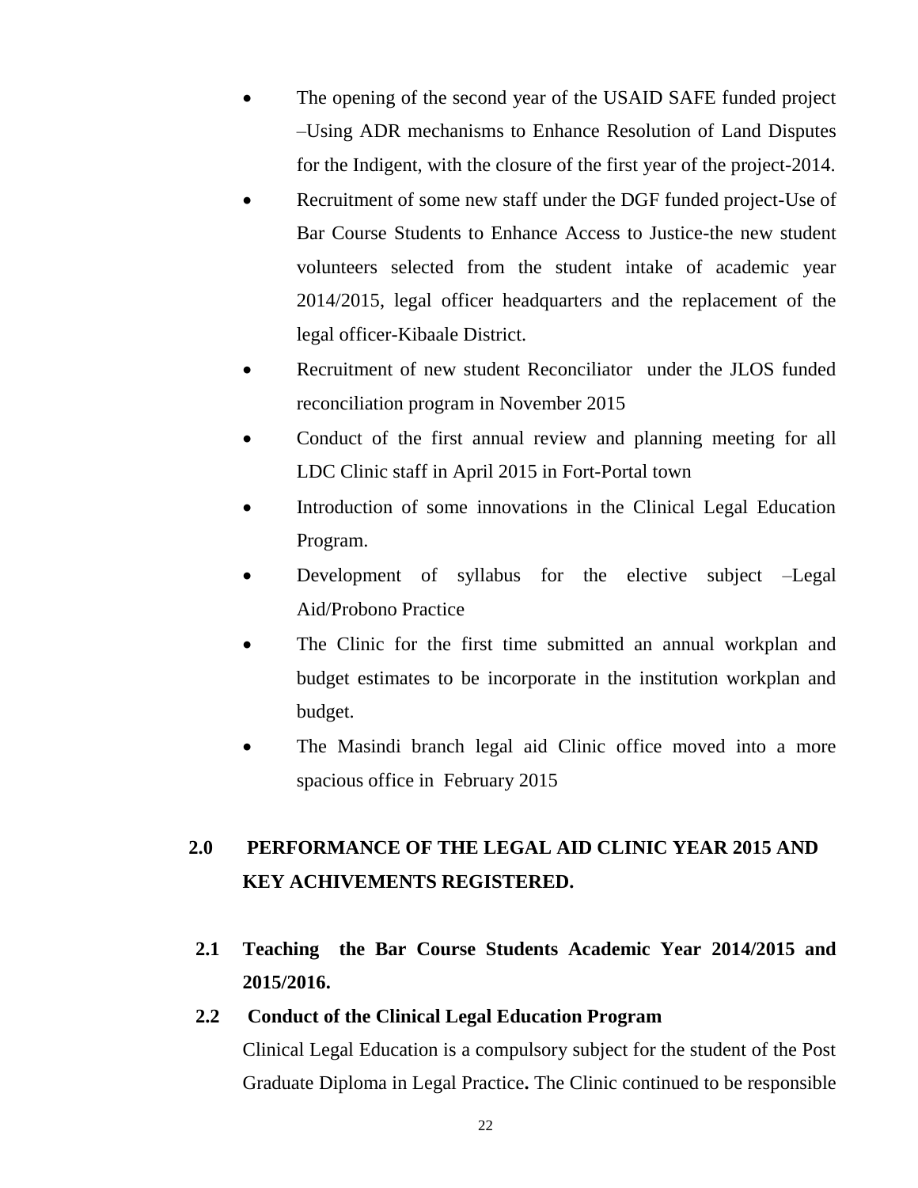- The opening of the second year of the USAID SAFE funded project –Using ADR mechanisms to Enhance Resolution of Land Disputes for the Indigent, with the closure of the first year of the project-2014.
- Recruitment of some new staff under the DGF funded project-Use of Bar Course Students to Enhance Access to Justice-the new student volunteers selected from the student intake of academic year 2014/2015, legal officer headquarters and the replacement of the legal officer-Kibaale District.
- Recruitment of new student Reconciliator under the JLOS funded reconciliation program in November 2015
- Conduct of the first annual review and planning meeting for all LDC Clinic staff in April 2015 in Fort-Portal town
- Introduction of some innovations in the Clinical Legal Education Program.
- Development of syllabus for the elective subject –Legal Aid/Probono Practice
- The Clinic for the first time submitted an annual workplan and budget estimates to be incorporate in the institution workplan and budget.
- The Masindi branch legal aid Clinic office moved into a more spacious office in February 2015

## 2.0 PERFORMANCE OF THE LEGAL AID CLINIC YEAR 2015 AND KEY ACHIVEMENTS REGISTERED.

### 2.1 Teaching the Bar Course Students Academic Year 2014/2015 and 2015/2016.

### 2.2 Conduct of the Clinical Legal Education Program

Clinical Legal Education is a compulsory subject for the student of the Post Graduate Diploma in Legal Practice**.** The Clinic continued to be responsible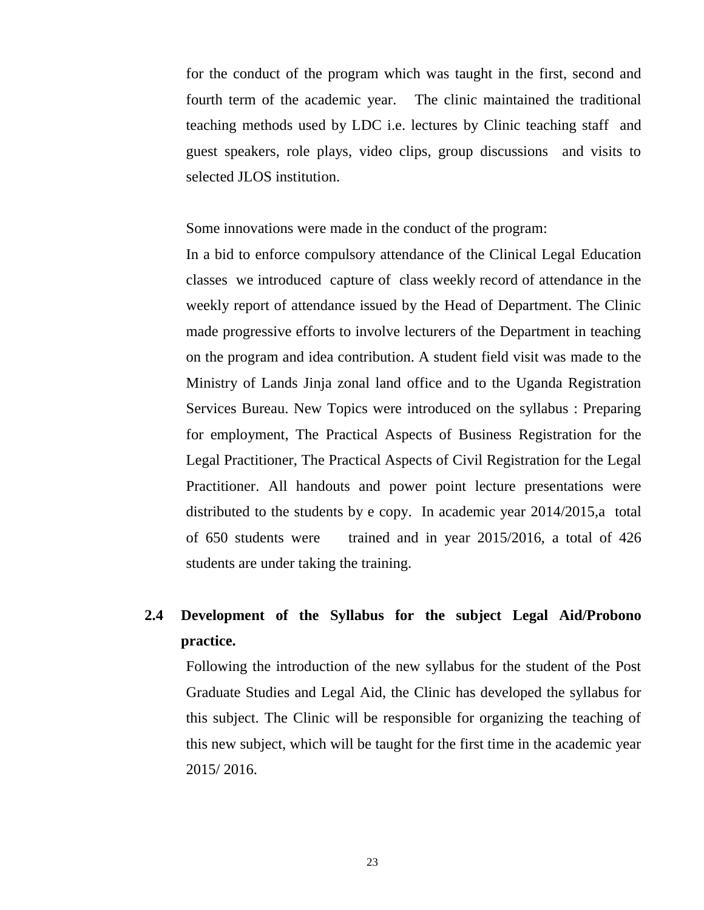for the conduct of the program which was taught in the first, second and fourth term of the academic year. The clinic maintained the traditional teaching methods used by LDC i.e. lectures by Clinic teaching staff and guest speakers, role plays, video clips, group discussions and visits to selected JLOS institution.

Some innovations were made in the conduct of the program:

In a bid to enforce compulsory attendance of the Clinical Legal Education classes we introduced capture of class weekly record of attendance in the weekly report of attendance issued by the Head of Department. The Clinic made progressive efforts to involve lecturers of the Department in teaching on the program and idea contribution. A student field visit was made to the Ministry of Lands Jinja zonal land office and to the Uganda Registration Services Bureau. New Topics were introduced on the syllabus : Preparing for employment, The Practical Aspects of Business Registration for the Legal Practitioner, The Practical Aspects of Civil Registration for the Legal Practitioner. All handouts and power point lecture presentations were distributed to the students by e copy. In academic year 2014/2015,a total of 650 students were trained and in year 2015/2016, a total of 426 students are under taking the training.

## 2.4 Development of the Syllabus for the subject Legal Aid/Probono practice.

Following the introduction of the new syllabus for the student of the Post Graduate Studies and Legal Aid, the Clinic has developed the syllabus for this subject. The Clinic will be responsible for organizing the teaching of this new subject, which will be taught for the first time in the academic year 2015/ 2016.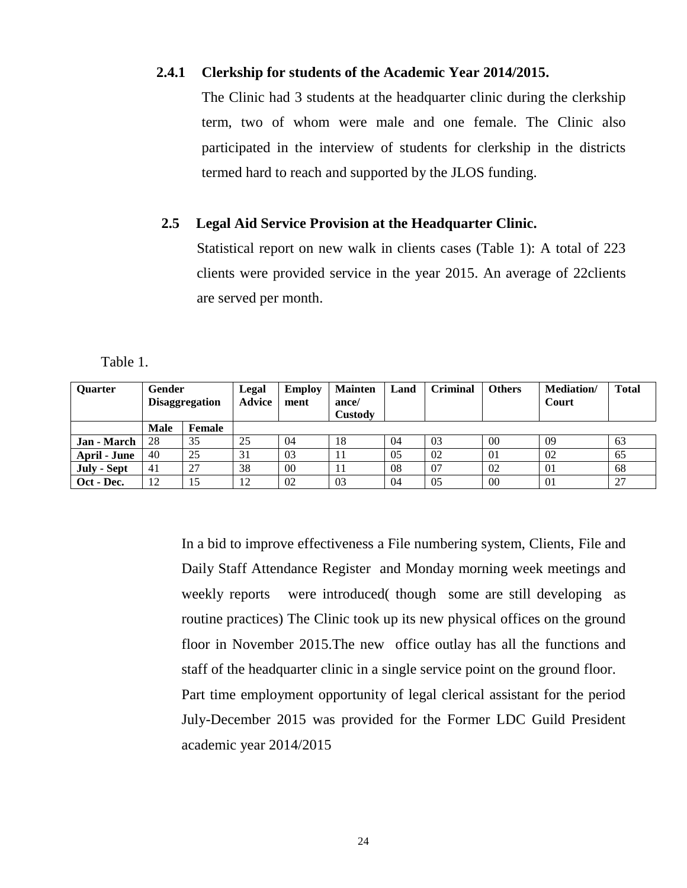### 2.4.1 Clerkship for students of the Academic Year 2014/2015.

The Clinic had 3 students at the headquarter clinic during the clerkship term, two of whom were male and one female. The Clinic also participated in the interview of students for clerkship in the districts termed hard to reach and supported by the JLOS funding.

## 2.5 Legal Aid Service Provision at the Headquarter Clinic.

Statistical report on new walk in clients cases (Table 1): A total of 223 clients were provided service in the year 2015. An average of 22clients are served per month.

Table 1.

| Quarter | Gender Disaggregation | | Legal Advice | Employ ment | Mainten ance/ Custody | Land | Criminal | Others | Mediation/ Court | Total |
|---|---|---|---|---|---|---|---|---|---|---|
| | Male | Female | | | | | | | | |
| Jan - March | 28 | 35 | 25 | 04 | 18 | 04 | 03 | 00 | 09 | 63 |
| April - June | 40 | 25 | 31 | 03 | 11 | 05 | 02 | 01 | 02 | 65 |
| July - Sept | 41 | 27 | 38 | 00 | 11 | 08 | 07 | 02 | 01 | 68 |
| Oct - Dec. | 12 | 15 | 12 | 02 | 03 | 04 | 05 | 00 | 01 | 27 |

In a bid to improve effectiveness a File numbering system, Clients, File and Daily Staff Attendance Register and Monday morning week meetings and weekly reports were introduced( though some are still developing as routine practices) The Clinic took up its new physical offices on the ground floor in November 2015.The new office outlay has all the functions and staff of the headquarter clinic in a single service point on the ground floor.

Part time employment opportunity of legal clerical assistant for the period July-December 2015 was provided for the Former LDC Guild President academic year 2014/2015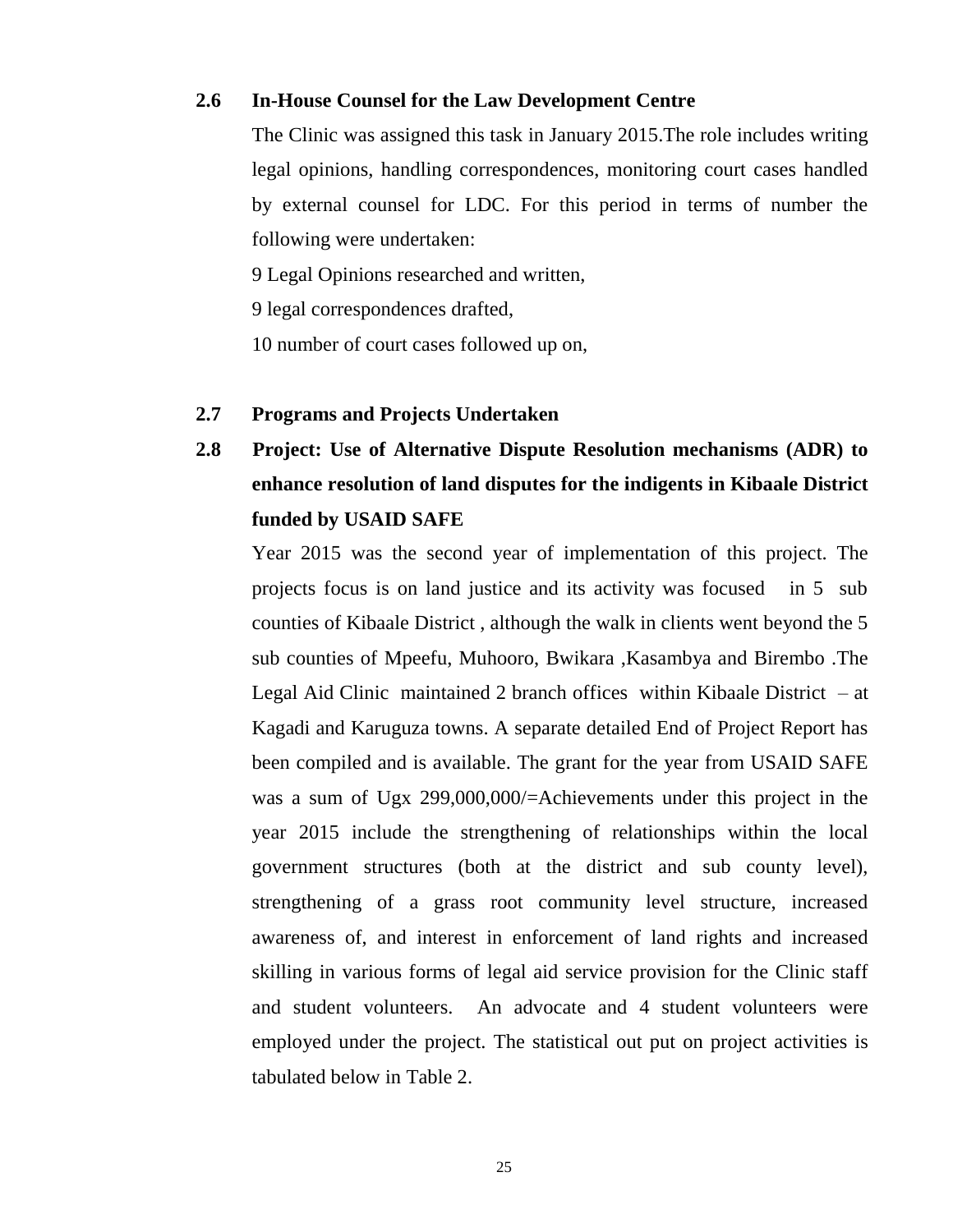### 2.6 In-House Counsel for the Law Development Centre

The Clinic was assigned this task in January 2015.The role includes writing legal opinions, handling correspondences, monitoring court cases handled by external counsel for LDC. For this period in terms of number the following were undertaken:

9 Legal Opinions researched and written,

9 legal correspondences drafted,

10 number of court cases followed up on,

### 2.7 Programs and Projects Undertaken

### 2.8 Project: Use of Alternative Dispute Resolution mechanisms (ADR) to enhance resolution of land disputes for the indigents in Kibaale District funded by USAID SAFE

Year 2015 was the second year of implementation of this project. The projects focus is on land justice and its activity was focused in 5 sub counties of Kibaale District , although the walk in clients went beyond the 5 sub counties of Mpeefu, Muhooro, Bwikara ,Kasambya and Birembo .The Legal Aid Clinic maintained 2 branch offices within Kibaale District – at Kagadi and Karuguza towns. A separate detailed End of Project Report has been compiled and is available. The grant for the year from USAID SAFE was a sum of Ugx 299,000,000/=Achievements under this project in the year 2015 include the strengthening of relationships within the local government structures (both at the district and sub county level), strengthening of a grass root community level structure, increased awareness of, and interest in enforcement of land rights and increased skilling in various forms of legal aid service provision for the Clinic staff and student volunteers. An advocate and 4 student volunteers were employed under the project. The statistical out put on project activities is tabulated below in Table 2.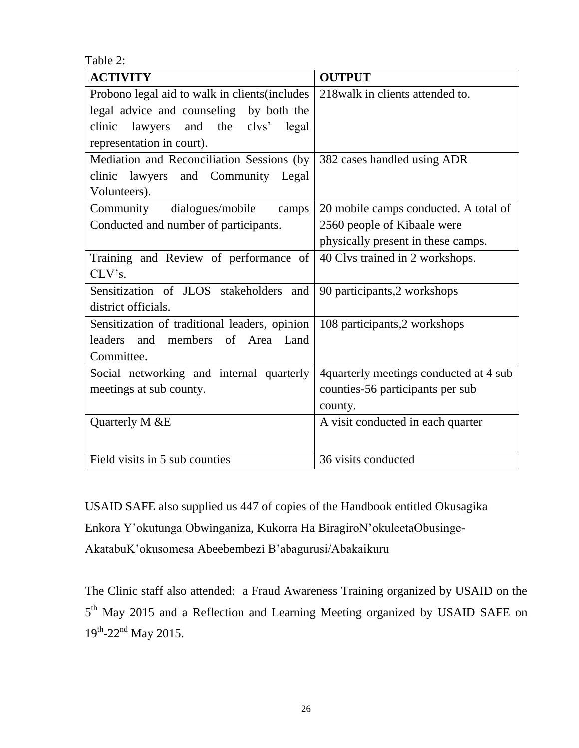Table 2:

| ACTIVITY | OUTPUT |
|---|---|
| Probono legal aid to walk in clients(includes legal advice and counseling by both the clinic lawyers and the clvs' legal representation in court). | 218walk in clients attended to. |
| Mediation and Reconciliation Sessions (by clinic lawyers and Community Legal Volunteers). | 382 cases handled using ADR |
| Community dialogues/mobile camps Conducted and number of participants. | 20 mobile camps conducted. A total of 2560 people of Kibaale were physically present in these camps. |
| Training and Review of performance of CLV's. | 40 Clvs trained in 2 workshops. |
| Sensitization of JLOS stakeholders and district officials. | 90 participants,2 workshops |
| Sensitization of traditional leaders, opinion leaders and members of Area Land Committee. | 108 participants,2 workshops |
| Social networking and internal quarterly meetings at sub county. | 4quarterly meetings conducted at 4 sub counties-56 participants per sub county. |
| Quarterly M &E | A visit conducted in each quarter |
| Field visits in 5 sub counties | 36 visits conducted |

USAID SAFE also supplied us 447 of copies of the Handbook entitled Okusagika Enkora Y'okutunga Obwinganiza, Kukorra Ha BiragiroN'okuleetaObusinge-AkatabuK'okusomesa Abeebembezi B'abagurusi/Abakaikuru

The Clinic staff also attended: a Fraud Awareness Training organized by USAID on the 5th May 2015 and a Reflection and Learning Meeting organized by USAID SAFE on 19th-22nd May 2015.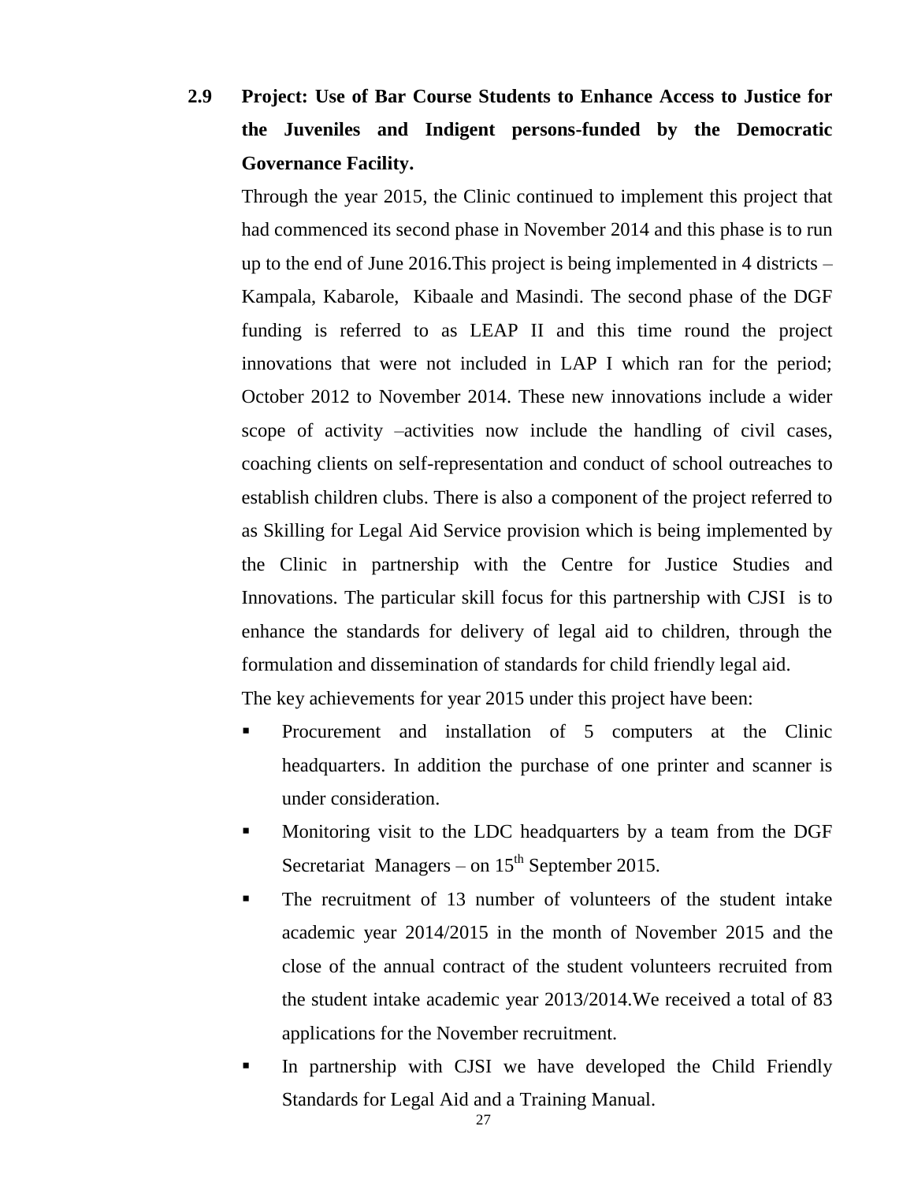### 2.9 Project: Use of Bar Course Students to Enhance Access to Justice for the Juveniles and Indigent persons-funded by the Democratic Governance Facility.

Through the year 2015, the Clinic continued to implement this project that had commenced its second phase in November 2014 and this phase is to run up to the end of June 2016.This project is being implemented in 4 districts – Kampala, Kabarole, Kibaale and Masindi. The second phase of the DGF funding is referred to as LEAP II and this time round the project innovations that were not included in LAP I which ran for the period; October 2012 to November 2014. These new innovations include a wider scope of activity –activities now include the handling of civil cases, coaching clients on self-representation and conduct of school outreaches to establish children clubs. There is also a component of the project referred to as Skilling for Legal Aid Service provision which is being implemented by the Clinic in partnership with the Centre for Justice Studies and Innovations. The particular skill focus for this partnership with CJSI is to enhance the standards for delivery of legal aid to children, through the formulation and dissemination of standards for child friendly legal aid.

The key achievements for year 2015 under this project have been:

- Procurement and installation of 5 computers at the Clinic headquarters. In addition the purchase of one printer and scanner is under consideration.
- Monitoring visit to the LDC headquarters by a team from the DGF Secretariat Managers – on 15th September 2015.
- The recruitment of 13 number of volunteers of the student intake academic year 2014/2015 in the month of November 2015 and the close of the annual contract of the student volunteers recruited from the student intake academic year 2013/2014.We received a total of 83 applications for the November recruitment.
- In partnership with CJSI we have developed the Child Friendly Standards for Legal Aid and a Training Manual.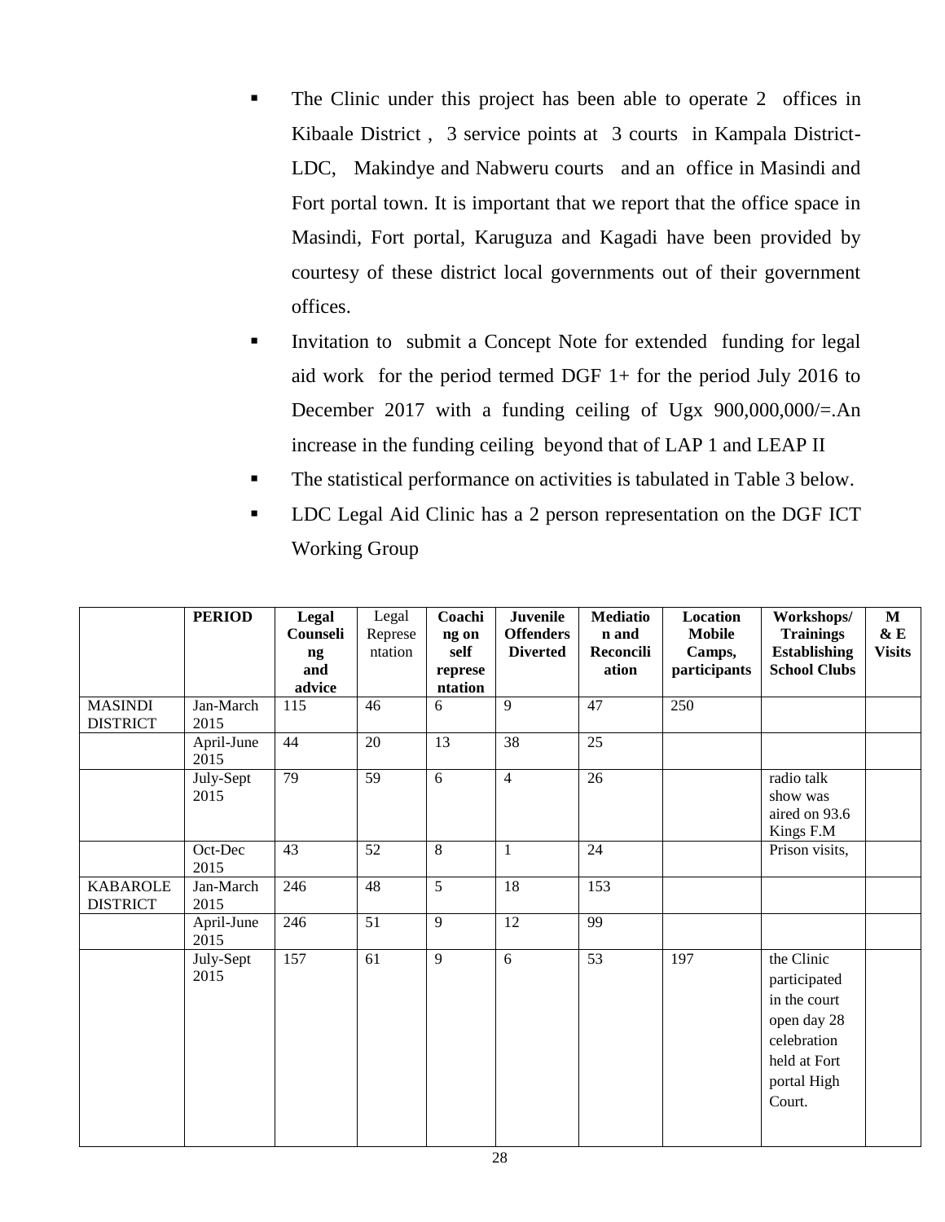- The Clinic under this project has been able to operate 2 offices in Kibaale District , 3 service points at 3 courts in Kampala District- LDC, Makindye and Nabweru courts and an office in Masindi and Fort portal town. It is important that we report that the office space in Masindi, Fort portal, Karuguza and Kagadi have been provided by courtesy of these district local governments out of their government offices.
- Invitation to submit a Concept Note for extended funding for legal aid work for the period termed DGF 1+ for the period July 2016 to December 2017 with a funding ceiling of Ugx 900,000,000/=.An increase in the funding ceiling beyond that of LAP 1 and LEAP II
- The statistical performance on activities is tabulated in Table 3 below.
- LDC Legal Aid Clinic has a 2 person representation on the DGF ICT Working Group

| | **PERIOD** | **Legal Counseling and advice** | Legal Representation | **Coaching on self representation** | **Juvenile Offenders Diverted** | **Mediation and Reconciliation** | **Location Mobile Camps, participants** | **Workshops/ Trainings Establishing School Clubs** | **M & E Visits** |
|---|---|---|---|---|---|---|---|---|---|
| MASINDI DISTRICT | Jan-March 2015 | 115 | 46 | 6 | 9 | 47 | 250 | | |
| | April-June 2015 | 44 | 20 | 13 | 38 | 25 | | | |
| | July-Sept 2015 | 79 | 59 | 6 | 4 | 26 | | radio talk show was aired on 93.6 Kings F.M | |
| | Oct-Dec 2015 | 43 | 52 | 8 | 1 | 24 | | Prison visits, | |
| KABAROLE DISTRICT | Jan-March 2015 | 246 | 48 | 5 | 18 | 153 | | | |
| | April-June 2015 | 246 | 51 | 9 | 12 | 99 | | | |
| | July-Sept 2015 | 157 | 61 | 9 | 6 | 53 | 197 | the Clinic participated in the court open day 28 celebration held at Fort portal High Court. | |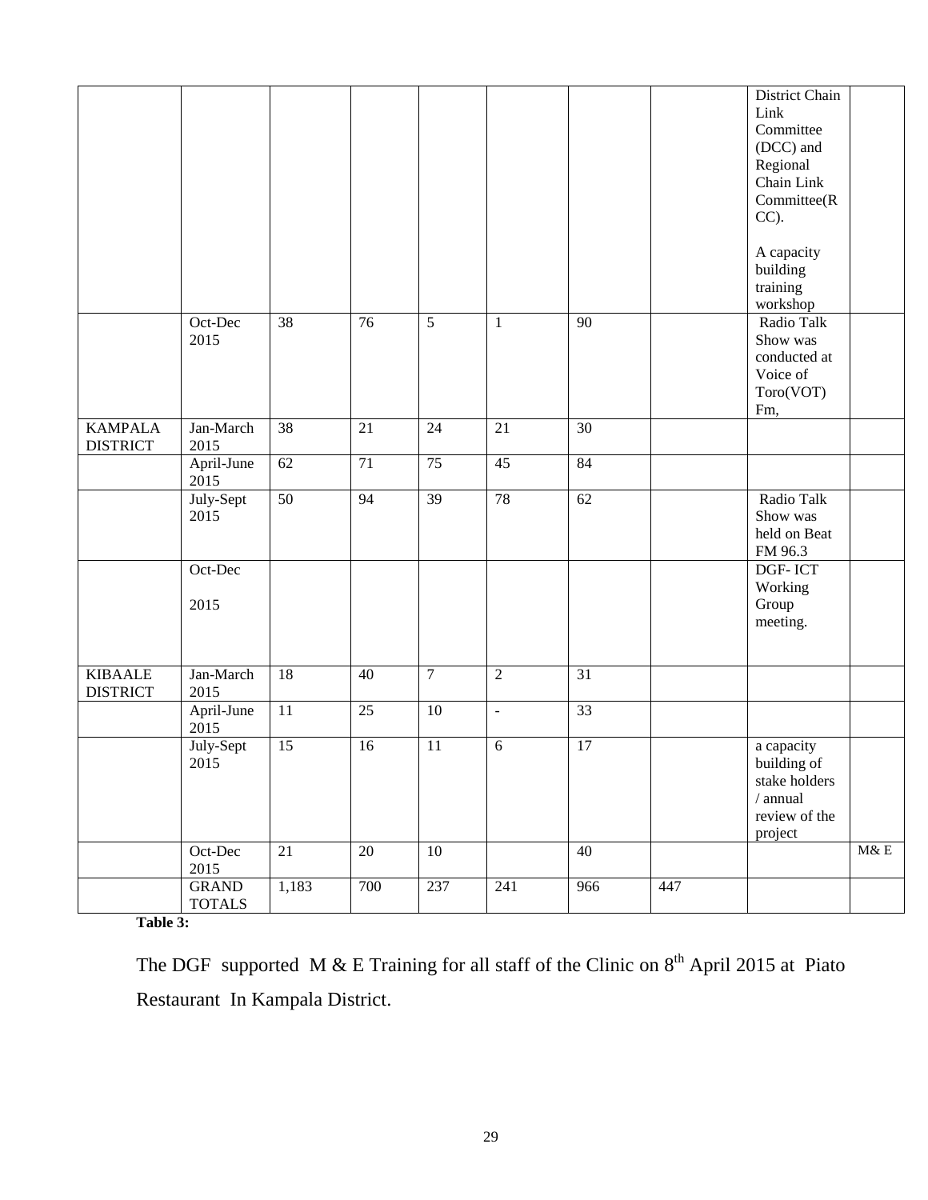| | | | | | | | | | |
|---|---|---|---|---|---|---|---|---|---|
| | | | | | | | | District Chain Link Committee (DCC) and Regional Chain Link Committee(RCC).<br><br>A capacity building training workshop | |
| | Oct-Dec 2015 | 38 | 76 | 5 | 1 | 90 | | Radio Talk Show was conducted at Voice of Toro(VOT) Fm, | |
| KAMPALA DISTRICT | Jan-March 2015 | 38 | 21 | 24 | 21 | 30 | | | |
| | April-June 2015 | 62 | 71 | 75 | 45 | 84 | | | |
| | July-Sept 2015 | 50 | 94 | 39 | 78 | 62 | | Radio Talk Show was held on Beat FM 96.3 | |
| | Oct-Dec<br><br>2015 | | | | | | | DGF- ICT Working Group meeting. | |
| KIBAALE DISTRICT | Jan-March 2015 | 18 | 40 | 7 | 2 | 31 | | | |
| | April-June 2015 | 11 | 25 | 10 | - | 33 | | | |
| | July-Sept 2015 | 15 | 16 | 11 | 6 | 17 | | a capacity building of stake holders / annual review of the project | |
| | Oct-Dec 2015 | 21 | 20 | 10 | | 40 | | | M& E |
| | GRAND TOTALS | 1,183 | 700 | 237 | 241 | 966 | 447 | | |

**Table 3:**

The DGF supported M & E Training for all staff of the Clinic on 8th April 2015 at Piato Restaurant In Kampala District.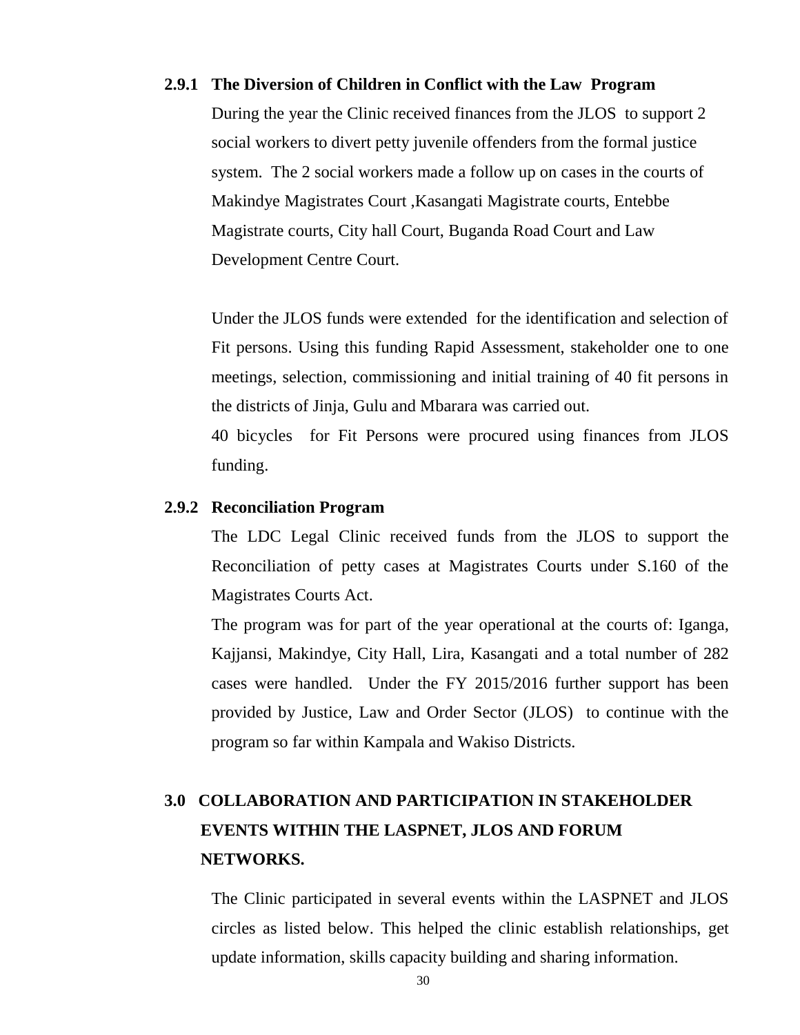### 2.9.1 The Diversion of Children in Conflict with the Law Program

During the year the Clinic received finances from the JLOS to support 2 social workers to divert petty juvenile offenders from the formal justice system. The 2 social workers made a follow up on cases in the courts of Makindye Magistrates Court ,Kasangati Magistrate courts, Entebbe Magistrate courts, City hall Court, Buganda Road Court and Law Development Centre Court.

Under the JLOS funds were extended for the identification and selection of Fit persons. Using this funding Rapid Assessment, stakeholder one to one meetings, selection, commissioning and initial training of 40 fit persons in the districts of Jinja, Gulu and Mbarara was carried out.

40 bicycles for Fit Persons were procured using finances from JLOS funding.

### 2.9.2 Reconciliation Program

The LDC Legal Clinic received funds from the JLOS to support the Reconciliation of petty cases at Magistrates Courts under S.160 of the Magistrates Courts Act.

The program was for part of the year operational at the courts of: Iganga, Kajjansi, Makindye, City Hall, Lira, Kasangati and a total number of 282 cases were handled. Under the FY 2015/2016 further support has been provided by Justice, Law and Order Sector (JLOS) to continue with the program so far within Kampala and Wakiso Districts.

## 3.0 COLLABORATION AND PARTICIPATION IN STAKEHOLDER EVENTS WITHIN THE LASPNET, JLOS AND FORUM NETWORKS.

The Clinic participated in several events within the LASPNET and JLOS circles as listed below. This helped the clinic establish relationships, get update information, skills capacity building and sharing information.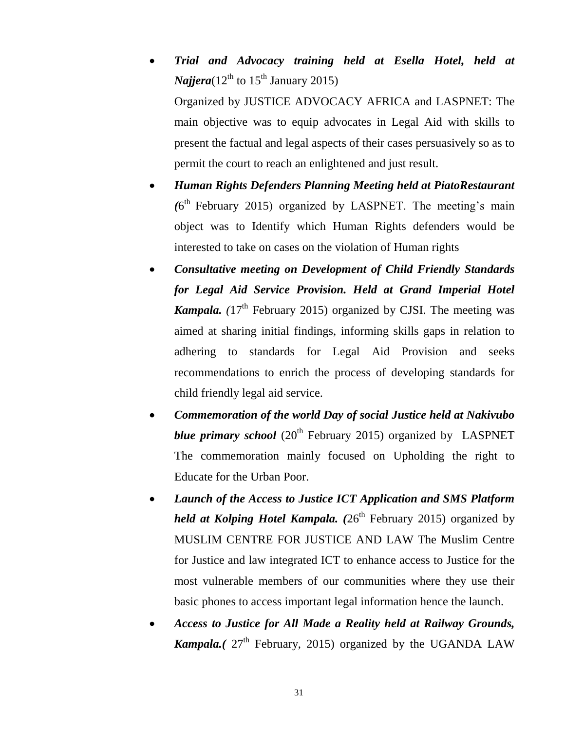- ***Trial and Advocacy training held at Esella Hotel, held at Najjera***(12th to 15th January 2015)

  Organized by JUSTICE ADVOCACY AFRICA and LASPNET: The main objective was to equip advocates in Legal Aid with skills to present the factual and legal aspects of their cases persuasively so as to permit the court to reach an enlightened and just result.

- ***Human Rights Defenders Planning Meeting held at PiatoRestaurant (***6th February 2015) organized by LASPNET. The meeting's main object was to Identify which Human Rights defenders would be interested to take on cases on the violation of Human rights

- ***Consultative meeting on Development of Child Friendly Standards for Legal Aid Service Provision. Held at Grand Imperial Hotel Kampala. (***17th February 2015) organized by CJSI. The meeting was aimed at sharing initial findings, informing skills gaps in relation to adhering to standards for Legal Aid Provision and seeks recommendations to enrich the process of developing standards for child friendly legal aid service.

- ***Commemoration of the world Day of social Justice held at Nakivubo blue primary school*** (20th February 2015) organized by LASPNET The commemoration mainly focused on Upholding the right to Educate for the Urban Poor.

- ***Launch of the Access to Justice ICT Application and SMS Platform held at Kolping Hotel Kampala. (***26th February 2015) organized by MUSLIM CENTRE FOR JUSTICE AND LAW The Muslim Centre for Justice and law integrated ICT to enhance access to Justice for the most vulnerable members of our communities where they use their basic phones to access important legal information hence the launch.

- ***Access to Justice for All Made a Reality held at Railway Grounds, Kampala.(*** 27th February, 2015) organized by the UGANDA LAW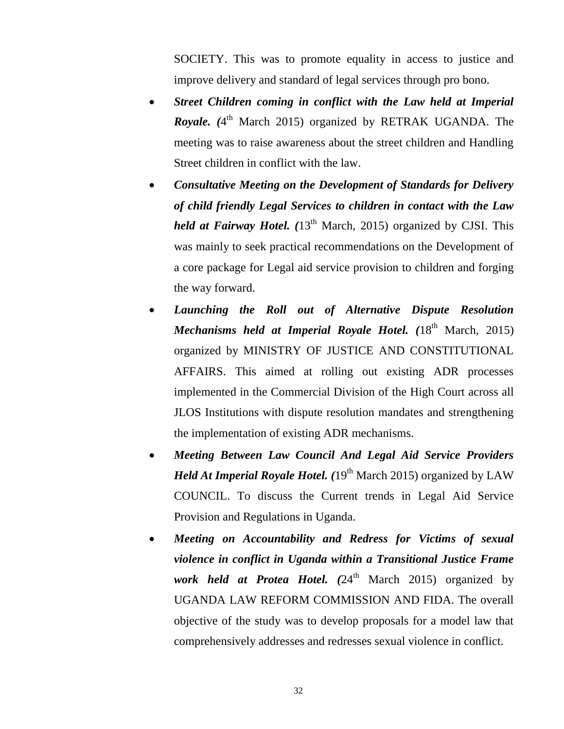SOCIETY. This was to promote equality in access to justice and improve delivery and standard of legal services through pro bono.

- ***Street Children coming in conflict with the Law held at Imperial Royale. (***4th March 2015) organized by RETRAK UGANDA. The meeting was to raise awareness about the street children and Handling Street children in conflict with the law.
- ***Consultative Meeting on the Development of Standards for Delivery of child friendly Legal Services to children in contact with the Law held at Fairway Hotel. (***13th March, 2015) organized by CJSI. This was mainly to seek practical recommendations on the Development of a core package for Legal aid service provision to children and forging the way forward.
- ***Launching the Roll out of Alternative Dispute Resolution Mechanisms held at Imperial Royale Hotel. (***18th March, 2015) organized by MINISTRY OF JUSTICE AND CONSTITUTIONAL AFFAIRS. This aimed at rolling out existing ADR processes implemented in the Commercial Division of the High Court across all JLOS Institutions with dispute resolution mandates and strengthening the implementation of existing ADR mechanisms.
- ***Meeting Between Law Council And Legal Aid Service Providers Held At Imperial Royale Hotel. (***19th March 2015) organized by LAW COUNCIL. To discuss the Current trends in Legal Aid Service Provision and Regulations in Uganda.
- ***Meeting on Accountability and Redress for Victims of sexual violence in conflict in Uganda within a Transitional Justice Frame work held at Protea Hotel. (***24th March 2015) organized by UGANDA LAW REFORM COMMISSION AND FIDA. The overall objective of the study was to develop proposals for a model law that comprehensively addresses and redresses sexual violence in conflict.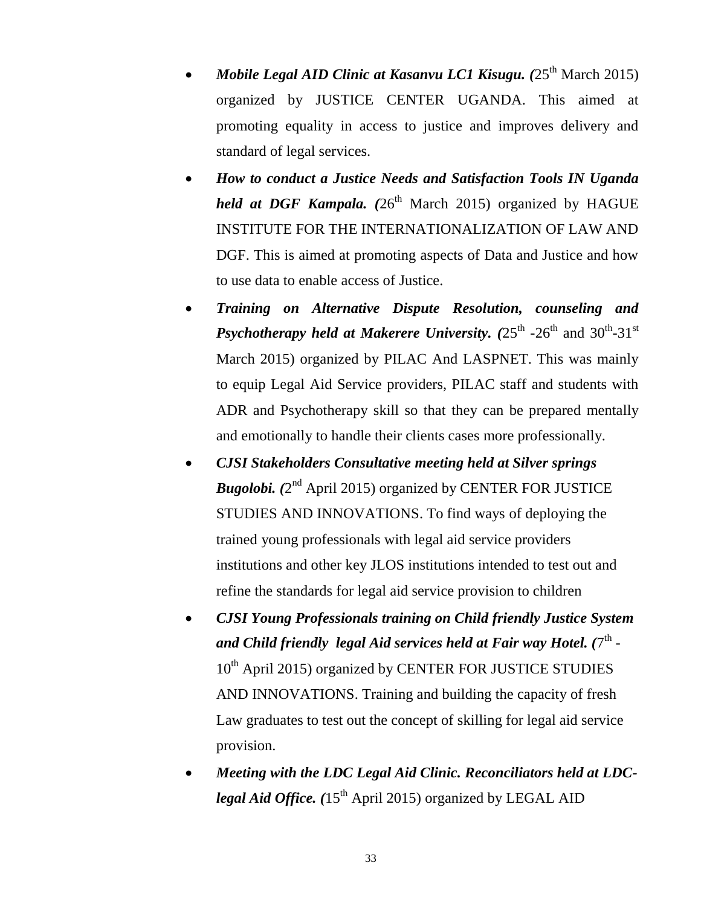- ***Mobile Legal AID Clinic at Kasanvu LC1 Kisugu. (***25th March 2015) organized by JUSTICE CENTER UGANDA. This aimed at promoting equality in access to justice and improves delivery and standard of legal services.
- ***How to conduct a Justice Needs and Satisfaction Tools IN Uganda held at DGF Kampala. (***26th March 2015) organized by HAGUE INSTITUTE FOR THE INTERNATIONALIZATION OF LAW AND DGF. This is aimed at promoting aspects of Data and Justice and how to use data to enable access of Justice.
- ***Training on Alternative Dispute Resolution, counseling and Psychotherapy held at Makerere University. (***25th -26th and 30th-31st March 2015) organized by PILAC And LASPNET. This was mainly to equip Legal Aid Service providers, PILAC staff and students with ADR and Psychotherapy skill so that they can be prepared mentally and emotionally to handle their clients cases more professionally.
- ***CJSI Stakeholders Consultative meeting held at Silver springs Bugolobi. (***2nd April 2015) organized by CENTER FOR JUSTICE STUDIES AND INNOVATIONS. To find ways of deploying the trained young professionals with legal aid service providers institutions and other key JLOS institutions intended to test out and refine the standards for legal aid service provision to children
- ***CJSI Young Professionals training on Child friendly Justice System and Child friendly legal Aid services held at Fair way Hotel. (***7th - 10th April 2015) organized by CENTER FOR JUSTICE STUDIES AND INNOVATIONS. Training and building the capacity of fresh Law graduates to test out the concept of skilling for legal aid service provision.
- ***Meeting with the LDC Legal Aid Clinic. Reconciliators held at LDC-legal Aid Office. (***15th April 2015) organized by LEGAL AID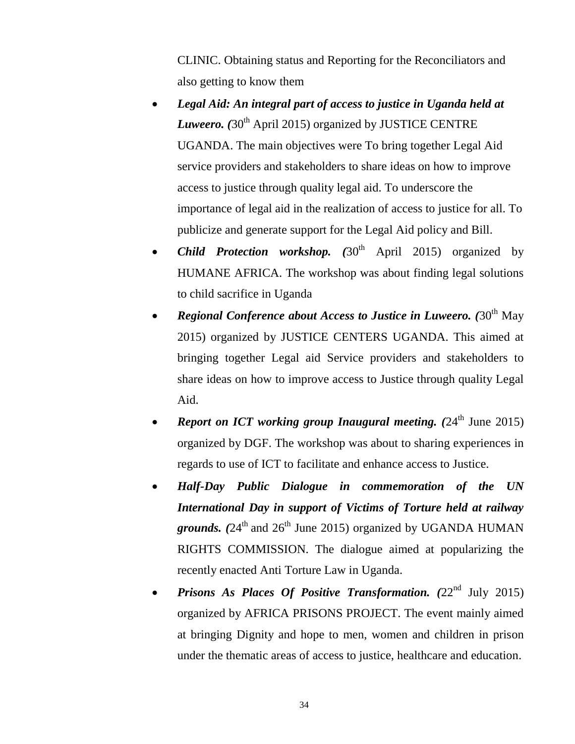CLINIC. Obtaining status and Reporting for the Reconciliators and also getting to know them

- ***Legal Aid: An integral part of access to justice in Uganda held at Luweero. (***30th April 2015) organized by JUSTICE CENTRE UGANDA. The main objectives were To bring together Legal Aid service providers and stakeholders to share ideas on how to improve access to justice through quality legal aid. To underscore the importance of legal aid in the realization of access to justice for all. To publicize and generate support for the Legal Aid policy and Bill.
- ***Child Protection workshop. (***30th April 2015) organized by HUMANE AFRICA. The workshop was about finding legal solutions to child sacrifice in Uganda
- ***Regional Conference about Access to Justice in Luweero. (***30th May 2015) organized by JUSTICE CENTERS UGANDA. This aimed at bringing together Legal aid Service providers and stakeholders to share ideas on how to improve access to Justice through quality Legal Aid.
- ***Report on ICT working group Inaugural meeting. (***24th June 2015) organized by DGF. The workshop was about to sharing experiences in regards to use of ICT to facilitate and enhance access to Justice.
- ***Half-Day Public Dialogue in commemoration of the UN International Day in support of Victims of Torture held at railway grounds. (***24th and 26th June 2015) organized by UGANDA HUMAN RIGHTS COMMISSION. The dialogue aimed at popularizing the recently enacted Anti Torture Law in Uganda.
- ***Prisons As Places Of Positive Transformation. (***22nd July 2015) organized by AFRICA PRISONS PROJECT. The event mainly aimed at bringing Dignity and hope to men, women and children in prison under the thematic areas of access to justice, healthcare and education.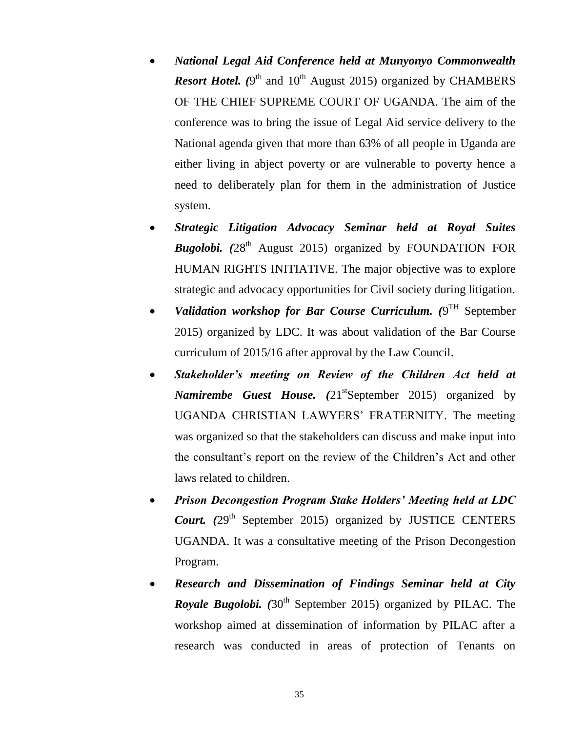- ***National Legal Aid Conference held at Munyonyo Commonwealth Resort Hotel. (***9th and 10th August 2015) organized by CHAMBERS OF THE CHIEF SUPREME COURT OF UGANDA. The aim of the conference was to bring the issue of Legal Aid service delivery to the National agenda given that more than 63% of all people in Uganda are either living in abject poverty or are vulnerable to poverty hence a need to deliberately plan for them in the administration of Justice system.
- ***Strategic Litigation Advocacy Seminar held at Royal Suites Bugolobi. (***28th August 2015) organized by FOUNDATION FOR HUMAN RIGHTS INITIATIVE. The major objective was to explore strategic and advocacy opportunities for Civil society during litigation.
- ***Validation workshop for Bar Course Curriculum. (***9TH September 2015) organized by LDC. It was about validation of the Bar Course curriculum of 2015/16 after approval by the Law Council.
- ***Stakeholder's meeting on Review of the Children Act held at Namirembe Guest House. (***21stSeptember 2015) organized by UGANDA CHRISTIAN LAWYERS' FRATERNITY. The meeting was organized so that the stakeholders can discuss and make input into the consultant's report on the review of the Children's Act and other laws related to children.
- ***Prison Decongestion Program Stake Holders' Meeting held at LDC Court. (***29th September 2015) organized by JUSTICE CENTERS UGANDA. It was a consultative meeting of the Prison Decongestion Program.
- ***Research and Dissemination of Findings Seminar held at City Royale Bugolobi. (***30th September 2015) organized by PILAC. The workshop aimed at dissemination of information by PILAC after a research was conducted in areas of protection of Tenants on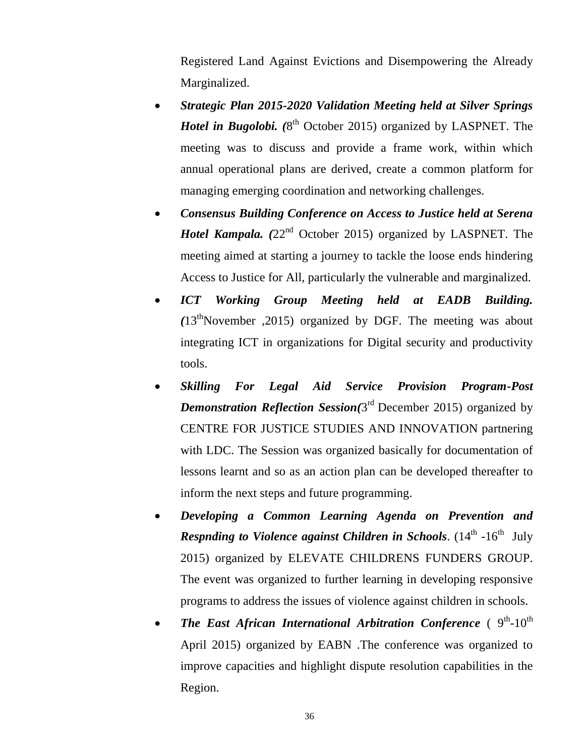Registered Land Against Evictions and Disempowering the Already Marginalized.

- ***Strategic Plan 2015-2020 Validation Meeting held at Silver Springs Hotel in Bugolobi. (***8th October 2015) organized by LASPNET. The meeting was to discuss and provide a frame work, within which annual operational plans are derived, create a common platform for managing emerging coordination and networking challenges.
- ***Consensus Building Conference on Access to Justice held at Serena Hotel Kampala. (***22nd October 2015) organized by LASPNET. The meeting aimed at starting a journey to tackle the loose ends hindering Access to Justice for All, particularly the vulnerable and marginalized.
- ***ICT Working Group Meeting held at EADB Building. (***13thNovember ,2015) organized by DGF. The meeting was about integrating ICT in organizations for Digital security and productivity tools.
- ***Skilling For Legal Aid Service Provision Program-Post Demonstration Reflection Session(***3rd December 2015) organized by CENTRE FOR JUSTICE STUDIES AND INNOVATION partnering with LDC. The Session was organized basically for documentation of lessons learnt and so as an action plan can be developed thereafter to inform the next steps and future programming.
- ***Developing a Common Learning Agenda on Prevention and Respnding to Violence against Children in Schools***. (14th -16th July 2015) organized by ELEVATE CHILDRENS FUNDERS GROUP. The event was organized to further learning in developing responsive programs to address the issues of violence against children in schools.
- ***The East African International Arbitration Conference*** ( 9th-10th April 2015) organized by EABN .The conference was organized to improve capacities and highlight dispute resolution capabilities in the Region.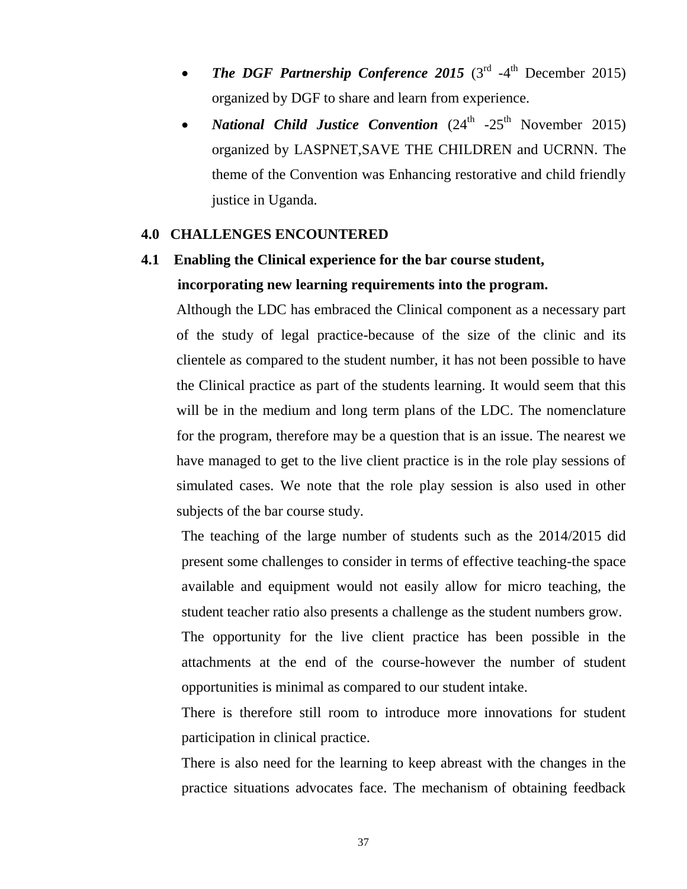- ***The DGF Partnership Conference 2015*** (3rd -4th December 2015) organized by DGF to share and learn from experience.
- ***National Child Justice Convention*** (24th -25th November 2015) organized by LASPNET,SAVE THE CHILDREN and UCRNN. The theme of the Convention was Enhancing restorative and child friendly justice in Uganda.

## 4.0 CHALLENGES ENCOUNTERED

### 4.1 Enabling the Clinical experience for the bar course student, incorporating new learning requirements into the program.

Although the LDC has embraced the Clinical component as a necessary part of the study of legal practice-because of the size of the clinic and its clientele as compared to the student number, it has not been possible to have the Clinical practice as part of the students learning. It would seem that this will be in the medium and long term plans of the LDC. The nomenclature for the program, therefore may be a question that is an issue. The nearest we have managed to get to the live client practice is in the role play sessions of simulated cases. We note that the role play session is also used in other subjects of the bar course study.

The teaching of the large number of students such as the 2014/2015 did present some challenges to consider in terms of effective teaching-the space available and equipment would not easily allow for micro teaching, the student teacher ratio also presents a challenge as the student numbers grow.

The opportunity for the live client practice has been possible in the attachments at the end of the course-however the number of student opportunities is minimal as compared to our student intake.

There is therefore still room to introduce more innovations for student participation in clinical practice.

There is also need for the learning to keep abreast with the changes in the practice situations advocates face. The mechanism of obtaining feedback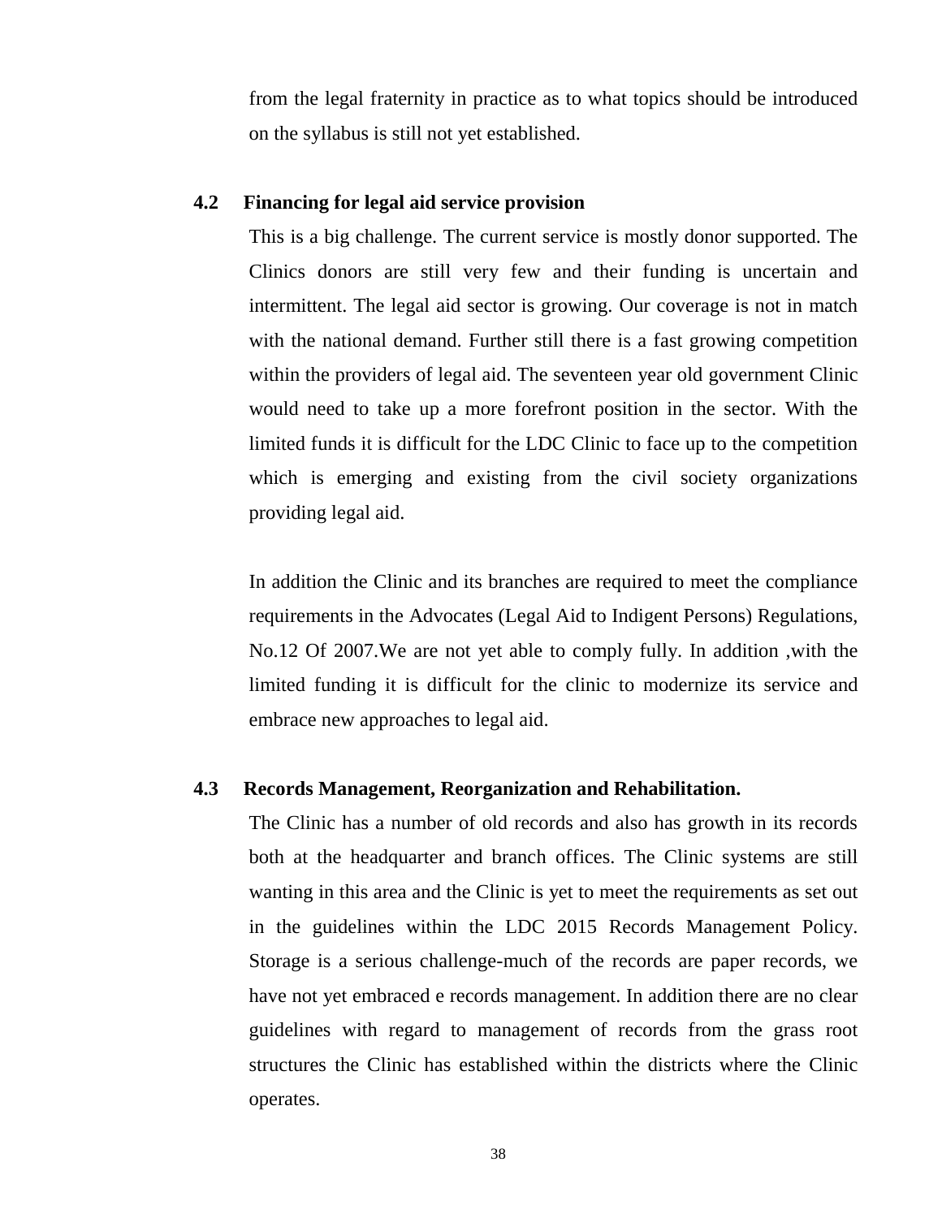from the legal fraternity in practice as to what topics should be introduced on the syllabus is still not yet established.

### 4.2 Financing for legal aid service provision

This is a big challenge. The current service is mostly donor supported. The Clinics donors are still very few and their funding is uncertain and intermittent. The legal aid sector is growing. Our coverage is not in match with the national demand. Further still there is a fast growing competition within the providers of legal aid. The seventeen year old government Clinic would need to take up a more forefront position in the sector. With the limited funds it is difficult for the LDC Clinic to face up to the competition which is emerging and existing from the civil society organizations providing legal aid.

In addition the Clinic and its branches are required to meet the compliance requirements in the Advocates (Legal Aid to Indigent Persons) Regulations, No.12 Of 2007.We are not yet able to comply fully. In addition ,with the limited funding it is difficult for the clinic to modernize its service and embrace new approaches to legal aid.

### 4.3 Records Management, Reorganization and Rehabilitation.

The Clinic has a number of old records and also has growth in its records both at the headquarter and branch offices. The Clinic systems are still wanting in this area and the Clinic is yet to meet the requirements as set out in the guidelines within the LDC 2015 Records Management Policy. Storage is a serious challenge-much of the records are paper records, we have not yet embraced e records management. In addition there are no clear guidelines with regard to management of records from the grass root structures the Clinic has established within the districts where the Clinic operates.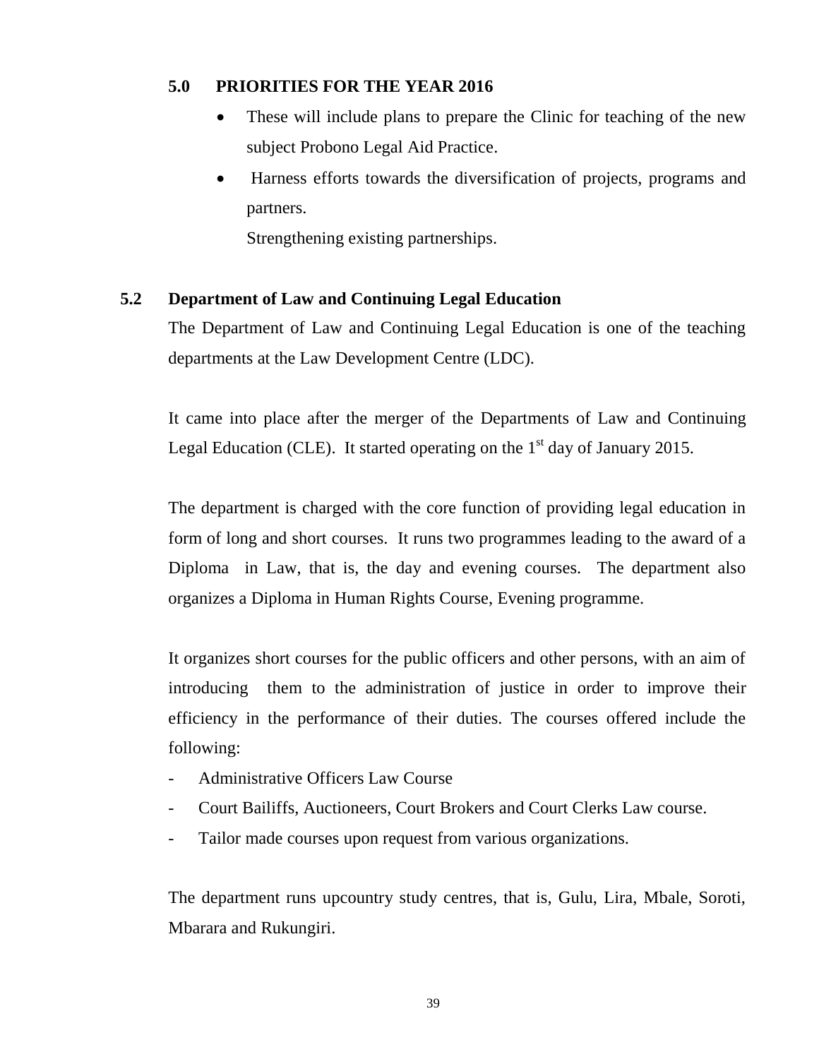## 5.0 PRIORITIES FOR THE YEAR 2016

- These will include plans to prepare the Clinic for teaching of the new subject Probono Legal Aid Practice.
- Harness efforts towards the diversification of projects, programs and partners.

  Strengthening existing partnerships.

## 5.2 Department of Law and Continuing Legal Education

The Department of Law and Continuing Legal Education is one of the teaching departments at the Law Development Centre (LDC).

It came into place after the merger of the Departments of Law and Continuing Legal Education (CLE). It started operating on the 1st day of January 2015.

The department is charged with the core function of providing legal education in form of long and short courses. It runs two programmes leading to the award of a Diploma in Law, that is, the day and evening courses. The department also organizes a Diploma in Human Rights Course, Evening programme.

It organizes short courses for the public officers and other persons, with an aim of introducing them to the administration of justice in order to improve their efficiency in the performance of their duties. The courses offered include the following:

- Administrative Officers Law Course
- Court Bailiffs, Auctioneers, Court Brokers and Court Clerks Law course.
- Tailor made courses upon request from various organizations.

The department runs upcountry study centres, that is, Gulu, Lira, Mbale, Soroti, Mbarara and Rukungiri.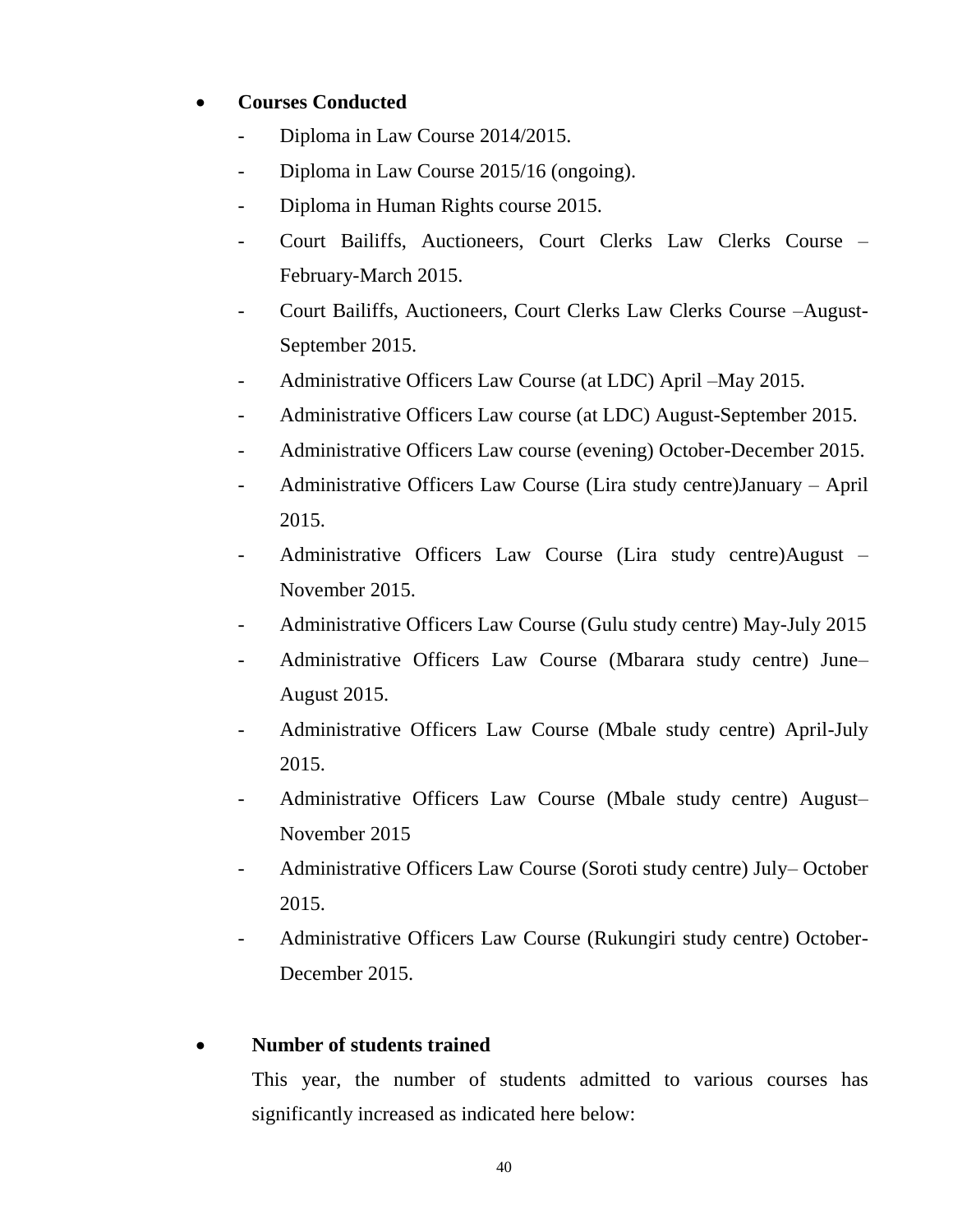- **Courses Conducted**
    - Diploma in Law Course 2014/2015.
    - Diploma in Law Course 2015/16 (ongoing).
    - Diploma in Human Rights course 2015.
    - Court Bailiffs, Auctioneers, Court Clerks Law Clerks Course – February-March 2015.
    - Court Bailiffs, Auctioneers, Court Clerks Law Clerks Course –August-September 2015.
    - Administrative Officers Law Course (at LDC) April –May 2015.
    - Administrative Officers Law course (at LDC) August-September 2015.
    - Administrative Officers Law course (evening) October-December 2015.
    - Administrative Officers Law Course (Lira study centre)January – April 2015.
    - Administrative Officers Law Course (Lira study centre)August – November 2015.
    - Administrative Officers Law Course (Gulu study centre) May-July 2015
    - Administrative Officers Law Course (Mbarara study centre) June–August 2015.
    - Administrative Officers Law Course (Mbale study centre) April-July 2015.
    - Administrative Officers Law Course (Mbale study centre) August–November 2015
    - Administrative Officers Law Course (Soroti study centre) July– October 2015.
    - Administrative Officers Law Course (Rukungiri study centre) October-December 2015.

- **Number of students trained**

  This year, the number of students admitted to various courses has significantly increased as indicated here below: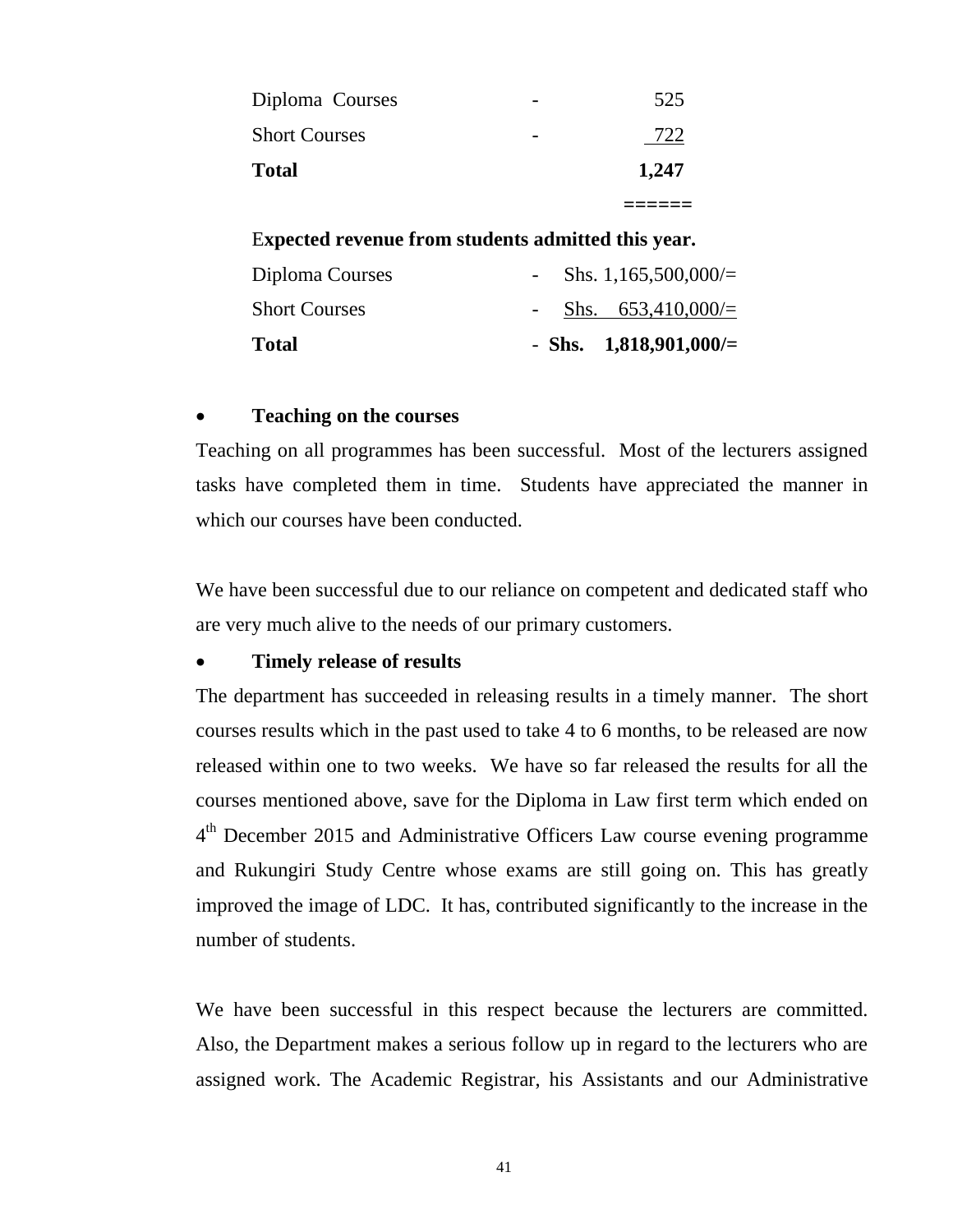| | | |
|---|---|---|
| Diploma Courses | - | 525 |
| Short Courses | - | 722 |
| **Total** | | **1,247** |
| | | ====== |

**Expected revenue from students admitted this year.**

| | |
|---|---|
| Diploma Courses | - Shs. 1,165,500,000/= |
| Short Courses | - Shs. 653,410,000/= |
| **Total** | - **Shs. 1,818,901,000/=** |

- **Teaching on the courses**

Teaching on all programmes has been successful. Most of the lecturers assigned tasks have completed them in time. Students have appreciated the manner in which our courses have been conducted.

We have been successful due to our reliance on competent and dedicated staff who are very much alive to the needs of our primary customers.

- **Timely release of results**

The department has succeeded in releasing results in a timely manner. The short courses results which in the past used to take 4 to 6 months, to be released are now released within one to two weeks. We have so far released the results for all the courses mentioned above, save for the Diploma in Law first term which ended on 4th December 2015 and Administrative Officers Law course evening programme and Rukungiri Study Centre whose exams are still going on. This has greatly improved the image of LDC. It has, contributed significantly to the increase in the number of students.

We have been successful in this respect because the lecturers are committed. Also, the Department makes a serious follow up in regard to the lecturers who are assigned work. The Academic Registrar, his Assistants and our Administrative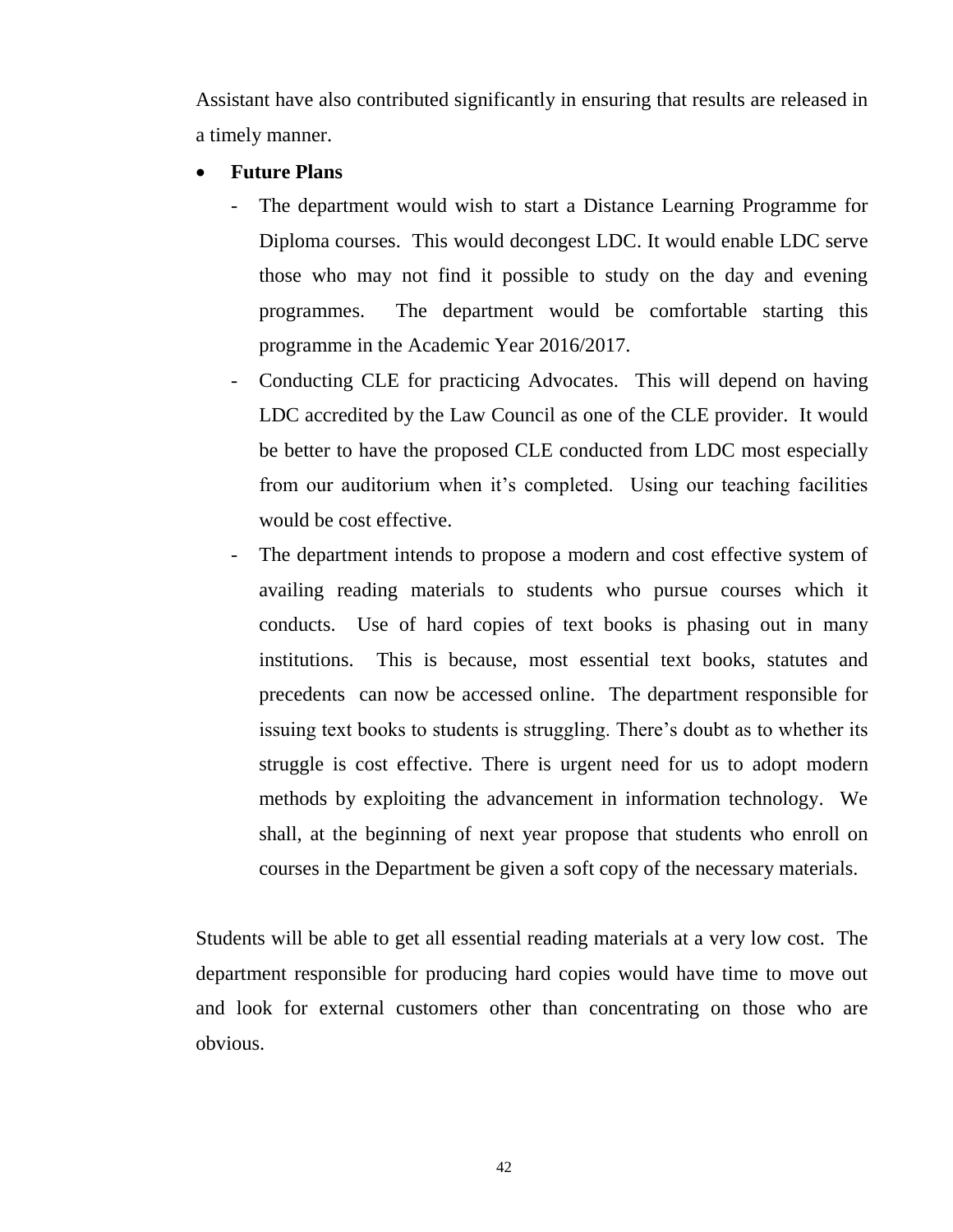Assistant have also contributed significantly in ensuring that results are released in a timely manner.

- **Future Plans**
  - The department would wish to start a Distance Learning Programme for Diploma courses. This would decongest LDC. It would enable LDC serve those who may not find it possible to study on the day and evening programmes. The department would be comfortable starting this programme in the Academic Year 2016/2017.
  - Conducting CLE for practicing Advocates. This will depend on having LDC accredited by the Law Council as one of the CLE provider. It would be better to have the proposed CLE conducted from LDC most especially from our auditorium when it's completed. Using our teaching facilities would be cost effective.
  - The department intends to propose a modern and cost effective system of availing reading materials to students who pursue courses which it conducts. Use of hard copies of text books is phasing out in many institutions. This is because, most essential text books, statutes and precedents can now be accessed online. The department responsible for issuing text books to students is struggling. There's doubt as to whether its struggle is cost effective. There is urgent need for us to adopt modern methods by exploiting the advancement in information technology. We shall, at the beginning of next year propose that students who enroll on courses in the Department be given a soft copy of the necessary materials.

Students will be able to get all essential reading materials at a very low cost. The department responsible for producing hard copies would have time to move out and look for external customers other than concentrating on those who are obvious.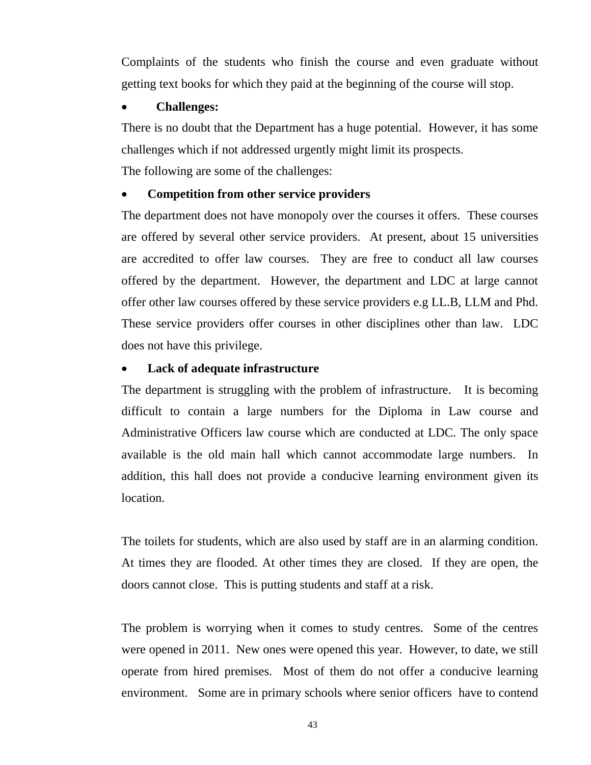Complaints of the students who finish the course and even graduate without getting text books for which they paid at the beginning of the course will stop.

- **Challenges:**

There is no doubt that the Department has a huge potential. However, it has some challenges which if not addressed urgently might limit its prospects.

The following are some of the challenges:

- **Competition from other service providers**

The department does not have monopoly over the courses it offers. These courses are offered by several other service providers. At present, about 15 universities are accredited to offer law courses. They are free to conduct all law courses offered by the department. However, the department and LDC at large cannot offer other law courses offered by these service providers e.g LL.B, LLM and Phd. These service providers offer courses in other disciplines other than law. LDC does not have this privilege.

- **Lack of adequate infrastructure**

The department is struggling with the problem of infrastructure. It is becoming difficult to contain a large numbers for the Diploma in Law course and Administrative Officers law course which are conducted at LDC. The only space available is the old main hall which cannot accommodate large numbers. In addition, this hall does not provide a conducive learning environment given its location.

The toilets for students, which are also used by staff are in an alarming condition. At times they are flooded. At other times they are closed. If they are open, the doors cannot close. This is putting students and staff at a risk.

The problem is worrying when it comes to study centres. Some of the centres were opened in 2011. New ones were opened this year. However, to date, we still operate from hired premises. Most of them do not offer a conducive learning environment. Some are in primary schools where senior officers have to contend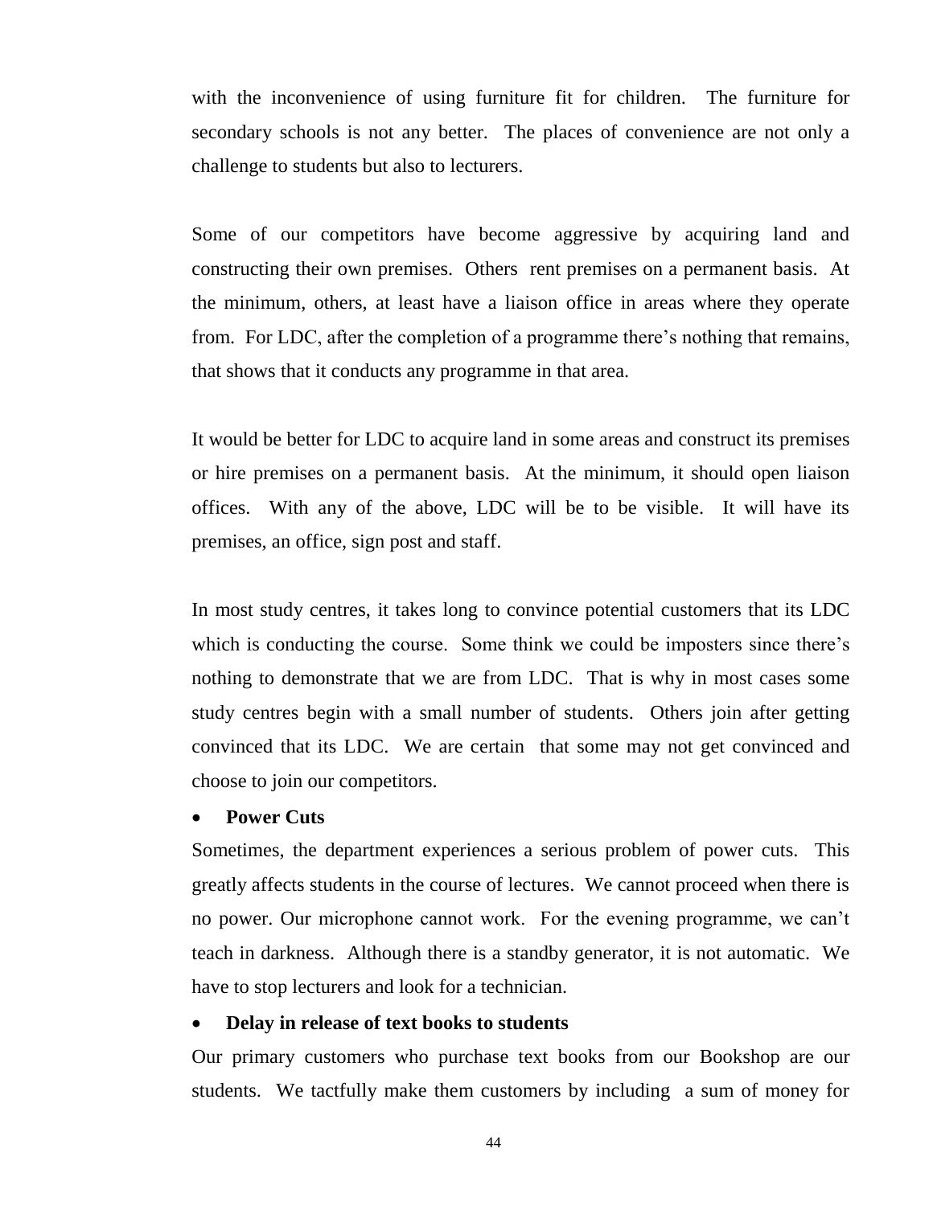with the inconvenience of using furniture fit for children. The furniture for secondary schools is not any better. The places of convenience are not only a challenge to students but also to lecturers.

Some of our competitors have become aggressive by acquiring land and constructing their own premises. Others rent premises on a permanent basis. At the minimum, others, at least have a liaison office in areas where they operate from. For LDC, after the completion of a programme there's nothing that remains, that shows that it conducts any programme in that area.

It would be better for LDC to acquire land in some areas and construct its premises or hire premises on a permanent basis. At the minimum, it should open liaison offices. With any of the above, LDC will be to be visible. It will have its premises, an office, sign post and staff.

In most study centres, it takes long to convince potential customers that its LDC which is conducting the course. Some think we could be imposters since there's nothing to demonstrate that we are from LDC. That is why in most cases some study centres begin with a small number of students. Others join after getting convinced that its LDC. We are certain that some may not get convinced and choose to join our competitors.

- **Power Cuts**

Sometimes, the department experiences a serious problem of power cuts. This greatly affects students in the course of lectures. We cannot proceed when there is no power. Our microphone cannot work. For the evening programme, we can't teach in darkness. Although there is a standby generator, it is not automatic. We have to stop lecturers and look for a technician.

- **Delay in release of text books to students**

Our primary customers who purchase text books from our Bookshop are our students. We tactfully make them customers by including a sum of money for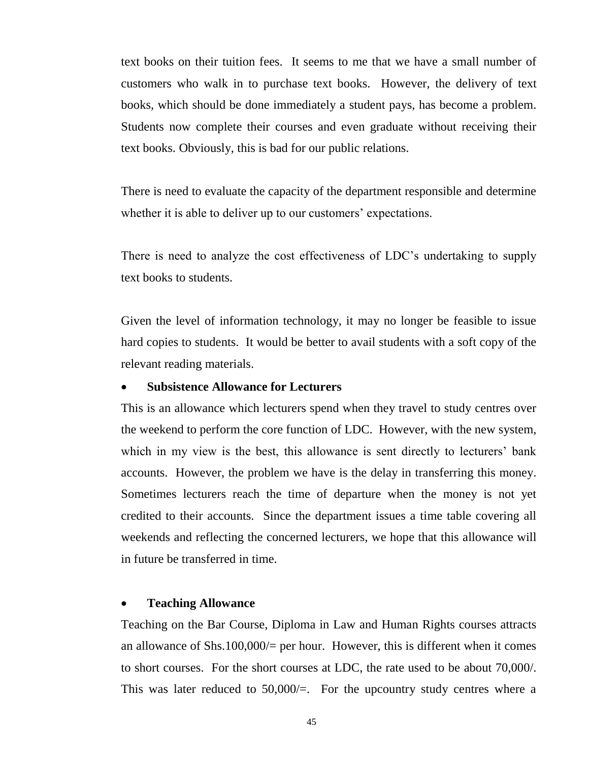text books on their tuition fees. It seems to me that we have a small number of customers who walk in to purchase text books. However, the delivery of text books, which should be done immediately a student pays, has become a problem. Students now complete their courses and even graduate without receiving their text books. Obviously, this is bad for our public relations.

There is need to evaluate the capacity of the department responsible and determine whether it is able to deliver up to our customers' expectations.

There is need to analyze the cost effectiveness of LDC's undertaking to supply text books to students.

Given the level of information technology, it may no longer be feasible to issue hard copies to students. It would be better to avail students with a soft copy of the relevant reading materials.

- **Subsistence Allowance for Lecturers**

This is an allowance which lecturers spend when they travel to study centres over the weekend to perform the core function of LDC. However, with the new system, which in my view is the best, this allowance is sent directly to lecturers' bank accounts. However, the problem we have is the delay in transferring this money. Sometimes lecturers reach the time of departure when the money is not yet credited to their accounts. Since the department issues a time table covering all weekends and reflecting the concerned lecturers, we hope that this allowance will in future be transferred in time.

- **Teaching Allowance**

Teaching on the Bar Course, Diploma in Law and Human Rights courses attracts an allowance of Shs.100,000/= per hour. However, this is different when it comes to short courses. For the short courses at LDC, the rate used to be about 70,000/. This was later reduced to 50,000/=. For the upcountry study centres where a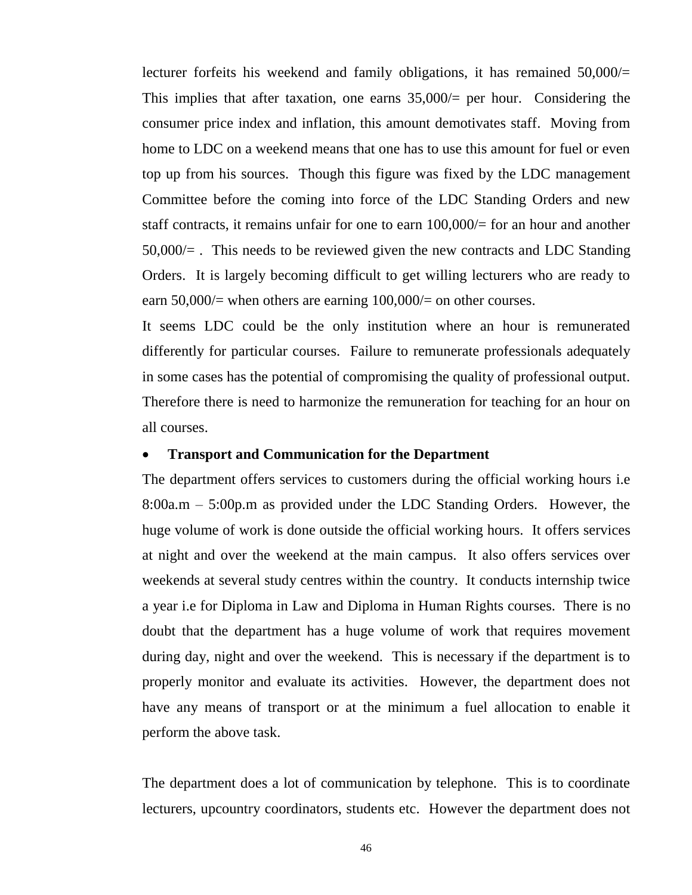lecturer forfeits his weekend and family obligations, it has remained 50,000/= This implies that after taxation, one earns 35,000/= per hour. Considering the consumer price index and inflation, this amount demotivates staff. Moving from home to LDC on a weekend means that one has to use this amount for fuel or even top up from his sources. Though this figure was fixed by the LDC management Committee before the coming into force of the LDC Standing Orders and new staff contracts, it remains unfair for one to earn 100,000/= for an hour and another 50,000/= . This needs to be reviewed given the new contracts and LDC Standing Orders. It is largely becoming difficult to get willing lecturers who are ready to earn 50,000/= when others are earning 100,000/= on other courses.

It seems LDC could be the only institution where an hour is remunerated differently for particular courses. Failure to remunerate professionals adequately in some cases has the potential of compromising the quality of professional output. Therefore there is need to harmonize the remuneration for teaching for an hour on all courses.

- **Transport and Communication for the Department**

The department offers services to customers during the official working hours i.e 8:00a.m – 5:00p.m as provided under the LDC Standing Orders. However, the huge volume of work is done outside the official working hours. It offers services at night and over the weekend at the main campus. It also offers services over weekends at several study centres within the country. It conducts internship twice a year i.e for Diploma in Law and Diploma in Human Rights courses. There is no doubt that the department has a huge volume of work that requires movement during day, night and over the weekend. This is necessary if the department is to properly monitor and evaluate its activities. However, the department does not have any means of transport or at the minimum a fuel allocation to enable it perform the above task.

The department does a lot of communication by telephone. This is to coordinate lecturers, upcountry coordinators, students etc. However the department does not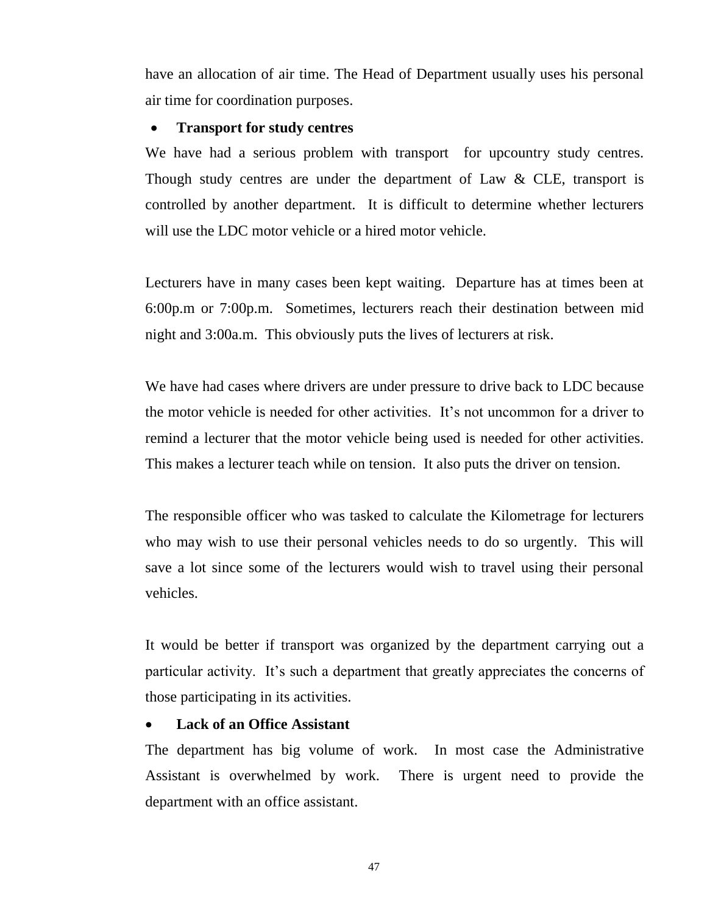have an allocation of air time. The Head of Department usually uses his personal air time for coordination purposes.

- **Transport for study centres**

We have had a serious problem with transport for upcountry study centres. Though study centres are under the department of Law & CLE, transport is controlled by another department. It is difficult to determine whether lecturers will use the LDC motor vehicle or a hired motor vehicle.

Lecturers have in many cases been kept waiting. Departure has at times been at 6:00p.m or 7:00p.m. Sometimes, lecturers reach their destination between mid night and 3:00a.m. This obviously puts the lives of lecturers at risk.

We have had cases where drivers are under pressure to drive back to LDC because the motor vehicle is needed for other activities. It's not uncommon for a driver to remind a lecturer that the motor vehicle being used is needed for other activities. This makes a lecturer teach while on tension. It also puts the driver on tension.

The responsible officer who was tasked to calculate the Kilometrage for lecturers who may wish to use their personal vehicles needs to do so urgently. This will save a lot since some of the lecturers would wish to travel using their personal vehicles.

It would be better if transport was organized by the department carrying out a particular activity. It's such a department that greatly appreciates the concerns of those participating in its activities.

- **Lack of an Office Assistant**

The department has big volume of work. In most case the Administrative Assistant is overwhelmed by work. There is urgent need to provide the department with an office assistant.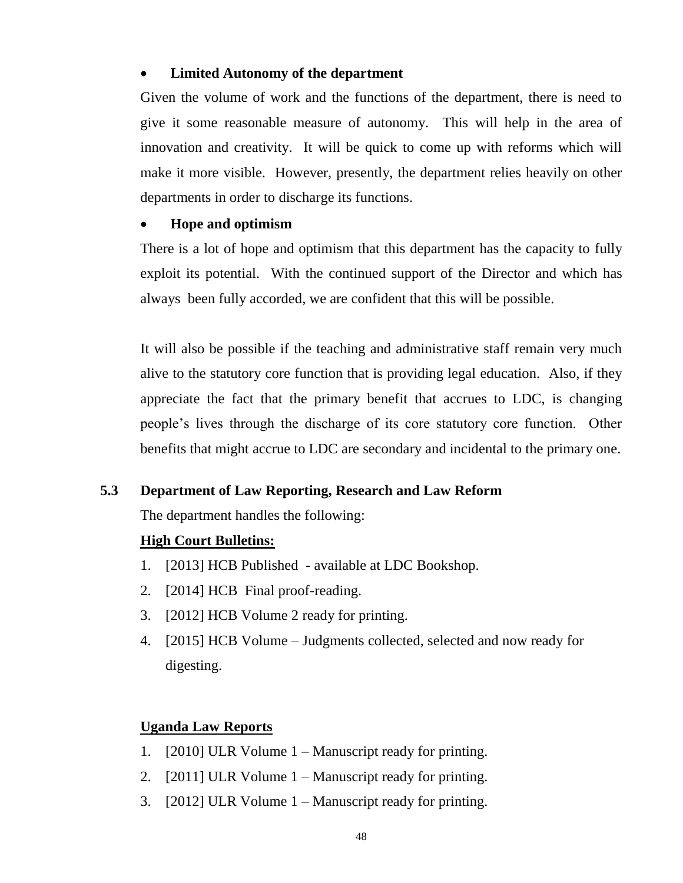- **Limited Autonomy of the department**

Given the volume of work and the functions of the department, there is need to give it some reasonable measure of autonomy. This will help in the area of innovation and creativity. It will be quick to come up with reforms which will make it more visible. However, presently, the department relies heavily on other departments in order to discharge its functions.

- **Hope and optimism**

There is a lot of hope and optimism that this department has the capacity to fully exploit its potential. With the continued support of the Director and which has always been fully accorded, we are confident that this will be possible.

It will also be possible if the teaching and administrative staff remain very much alive to the statutory core function that is providing legal education. Also, if they appreciate the fact that the primary benefit that accrues to LDC, is changing people's lives through the discharge of its core statutory core function. Other benefits that might accrue to LDC are secondary and incidental to the primary one.

## 5.3 Department of Law Reporting, Research and Law Reform

The department handles the following:

**High Court Bulletins:**

1. [2013] HCB Published - available at LDC Bookshop.
2. [2014] HCB Final proof-reading.
3. [2012] HCB Volume 2 ready for printing.
4. [2015] HCB Volume – Judgments collected, selected and now ready for digesting.

**Uganda Law Reports**

1. [2010] ULR Volume 1 – Manuscript ready for printing.
2. [2011] ULR Volume 1 – Manuscript ready for printing.
3. [2012] ULR Volume 1 – Manuscript ready for printing.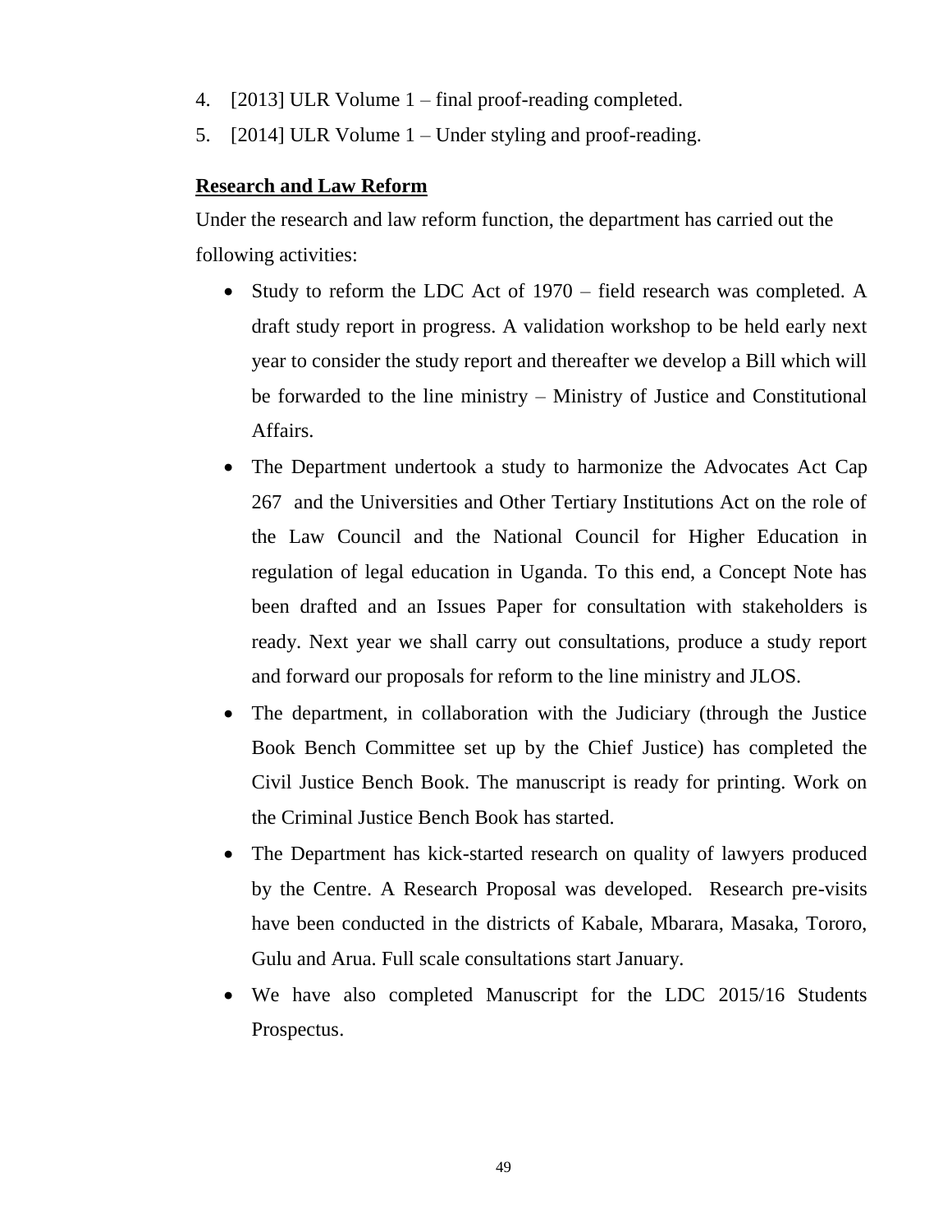4. [2013] ULR Volume 1 – final proof-reading completed.
5. [2014] ULR Volume 1 – Under styling and proof-reading.

**Research and Law Reform**

Under the research and law reform function, the department has carried out the following activities:

- Study to reform the LDC Act of 1970 – field research was completed. A draft study report in progress. A validation workshop to be held early next year to consider the study report and thereafter we develop a Bill which will be forwarded to the line ministry – Ministry of Justice and Constitutional Affairs.
- The Department undertook a study to harmonize the Advocates Act Cap 267 and the Universities and Other Tertiary Institutions Act on the role of the Law Council and the National Council for Higher Education in regulation of legal education in Uganda. To this end, a Concept Note has been drafted and an Issues Paper for consultation with stakeholders is ready. Next year we shall carry out consultations, produce a study report and forward our proposals for reform to the line ministry and JLOS.
- The department, in collaboration with the Judiciary (through the Justice Book Bench Committee set up by the Chief Justice) has completed the Civil Justice Bench Book. The manuscript is ready for printing. Work on the Criminal Justice Bench Book has started.
- The Department has kick-started research on quality of lawyers produced by the Centre. A Research Proposal was developed. Research pre-visits have been conducted in the districts of Kabale, Mbarara, Masaka, Tororo, Gulu and Arua. Full scale consultations start January.
- We have also completed Manuscript for the LDC 2015/16 Students Prospectus.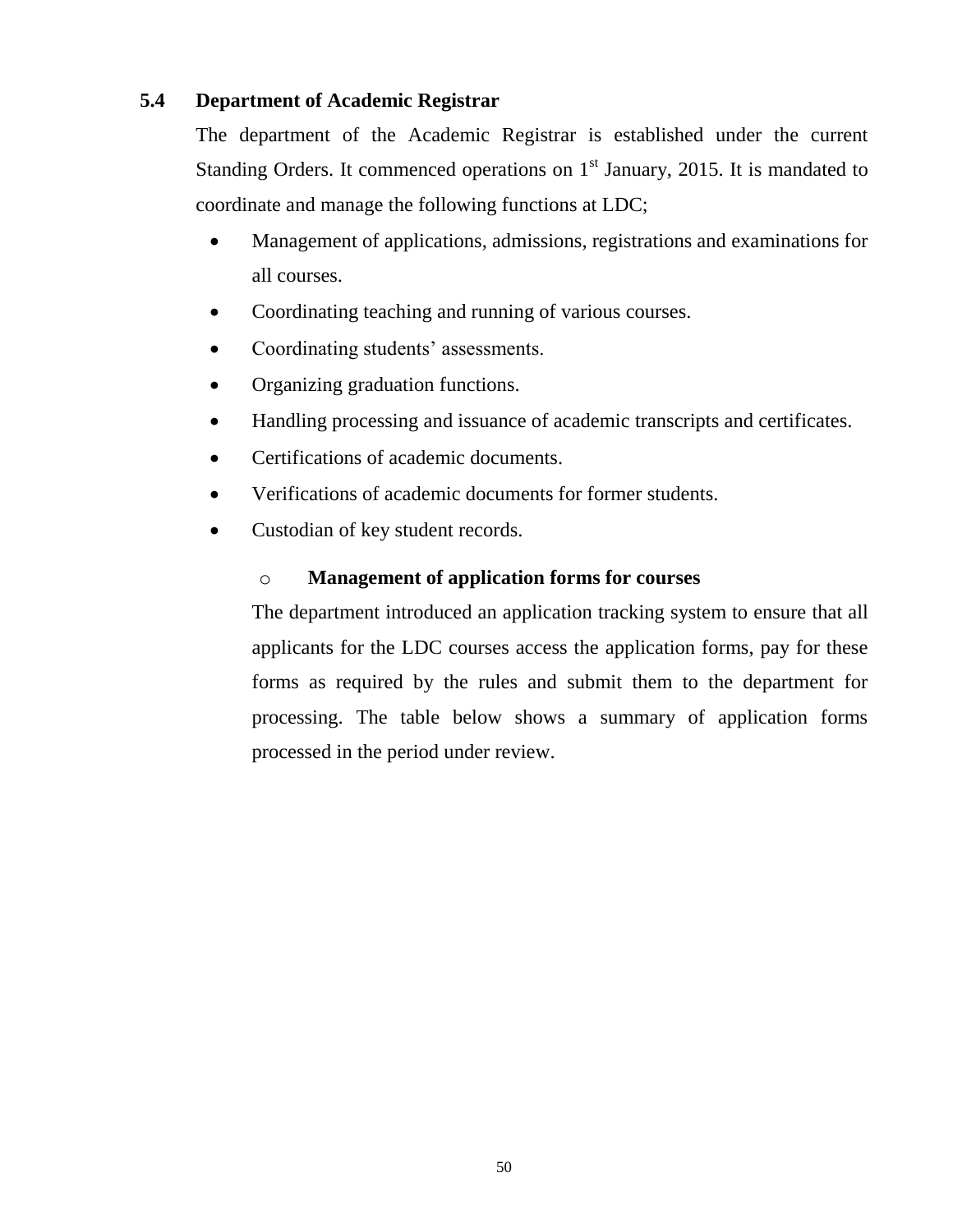## 5.4 Department of Academic Registrar

The department of the Academic Registrar is established under the current Standing Orders. It commenced operations on 1st January, 2015. It is mandated to coordinate and manage the following functions at LDC;

- Management of applications, admissions, registrations and examinations for all courses.
- Coordinating teaching and running of various courses.
- Coordinating students' assessments.
- Organizing graduation functions.
- Handling processing and issuance of academic transcripts and certificates.
- Certifications of academic documents.
- Verifications of academic documents for former students.
- Custodian of key student records.

  - **Management of application forms for courses**

    The department introduced an application tracking system to ensure that all applicants for the LDC courses access the application forms, pay for these forms as required by the rules and submit them to the department for processing. The table below shows a summary of application forms processed in the period under review.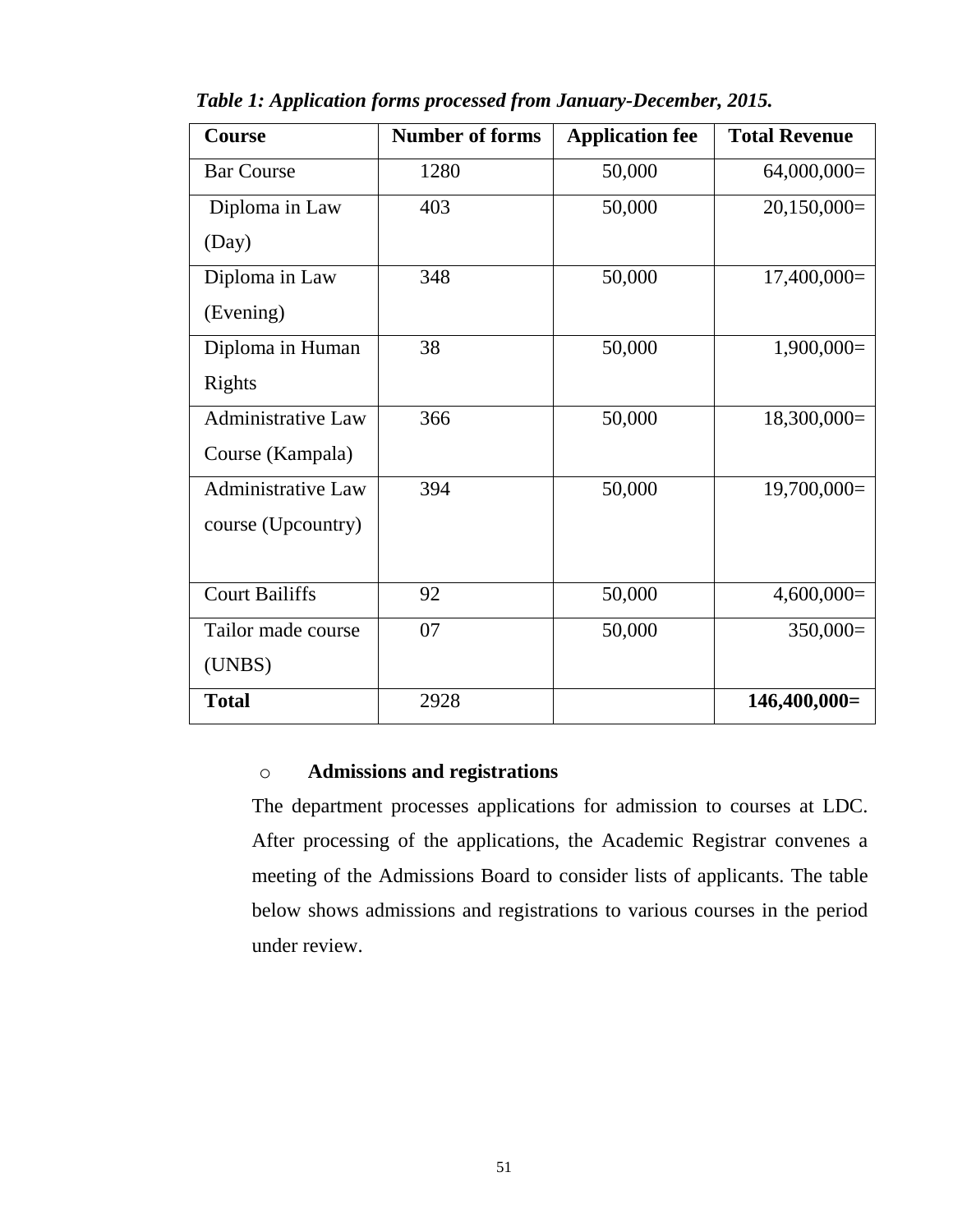***Table 1: Application forms processed from January-December, 2015.***

| **Course** | **Number of forms** | **Application fee** | **Total Revenue** |
|---|---|---|---|
| Bar Course | 1280 | 50,000 | 64,000,000= |
| Diploma in Law (Day) | 403 | 50,000 | 20,150,000= |
| Diploma in Law (Evening) | 348 | 50,000 | 17,400,000= |
| Diploma in Human Rights | 38 | 50,000 | 1,900,000= |
| Administrative Law Course (Kampala) | 366 | 50,000 | 18,300,000= |
| Administrative Law course (Upcountry) | 394 | 50,000 | 19,700,000= |
| Court Bailiffs | 92 | 50,000 | 4,600,000= |
| Tailor made course (UNBS) | 07 | 50,000 | 350,000= |
| **Total** | 2928 | | **146,400,000=** |

- **Admissions and registrations**

The department processes applications for admission to courses at LDC. After processing of the applications, the Academic Registrar convenes a meeting of the Admissions Board to consider lists of applicants. The table below shows admissions and registrations to various courses in the period under review.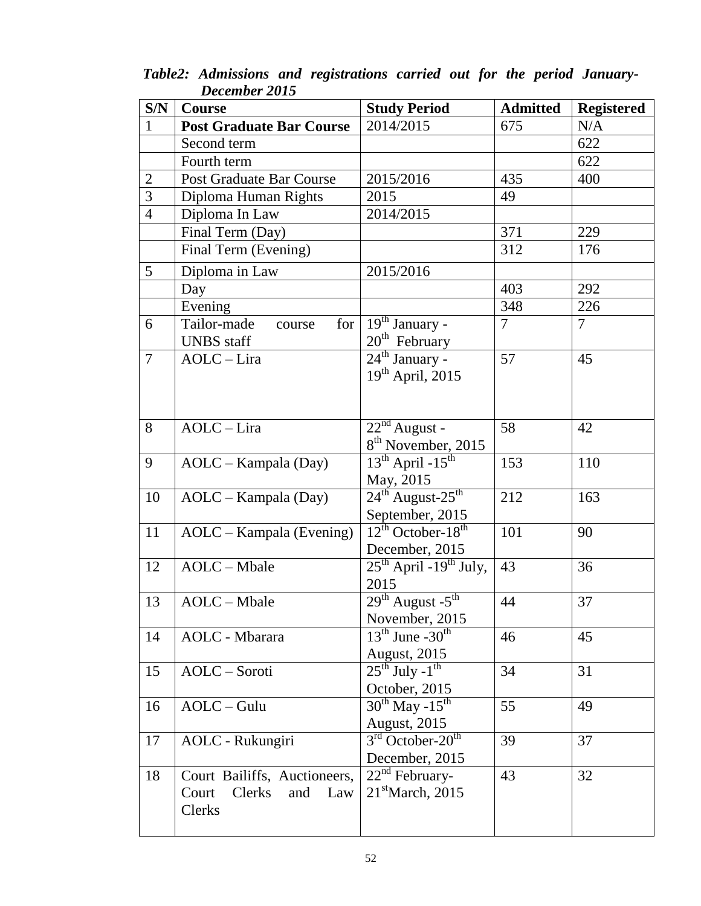***Table2: Admissions and registrations carried out for the period January-December 2015***

| S/N | Course | Study Period | Admitted | Registered |
|---|---|---|---|---|
| 1 | **Post Graduate Bar Course** | 2014/2015 | 675 | N/A |
| | Second term | | | 622 |
| | Fourth term | | | 622 |
| 2 | Post Graduate Bar Course | 2015/2016 | 435 | 400 |
| 3 | Diploma Human Rights | 2015 | 49 | |
| 4 | Diploma In Law | 2014/2015 | | |
| | Final Term (Day) | | 371 | 229 |
| | Final Term (Evening) | | 312 | 176 |
| 5 | Diploma in Law | 2015/2016 | | |
| | Day | | 403 | 292 |
| | Evening | | 348 | 226 |
| 6 | Tailor-made course for UNBS staff | 19th January - 20th February | 7 | 7 |
| 7 | AOLC – Lira | 24th January - 19th April, 2015 | 57 | 45 |
| 8 | AOLC – Lira | 22nd August - 8th November, 2015 | 58 | 42 |
| 9 | AOLC – Kampala (Day) | 13th April -15th May, 2015 | 153 | 110 |
| 10 | AOLC – Kampala (Day) | 24th August-25th September, 2015 | 212 | 163 |
| 11 | AOLC – Kampala (Evening) | 12th October-18th December, 2015 | 101 | 90 |
| 12 | AOLC – Mbale | 25th April -19th July, 2015 | 43 | 36 |
| 13 | AOLC – Mbale | 29th August -5th November, 2015 | 44 | 37 |
| 14 | AOLC - Mbarara | 13th June -30th August, 2015 | 46 | 45 |
| 15 | AOLC – Soroti | 25th July -1th October, 2015 | 34 | 31 |
| 16 | AOLC – Gulu | 30th May -15th August, 2015 | 55 | 49 |
| 17 | AOLC - Rukungiri | 3rd October-20th December, 2015 | 39 | 37 |
| 18 | Court Bailiffs, Auctioneers, Court Clerks and Law Clerks | 22nd February-21stMarch, 2015 | 43 | 32 |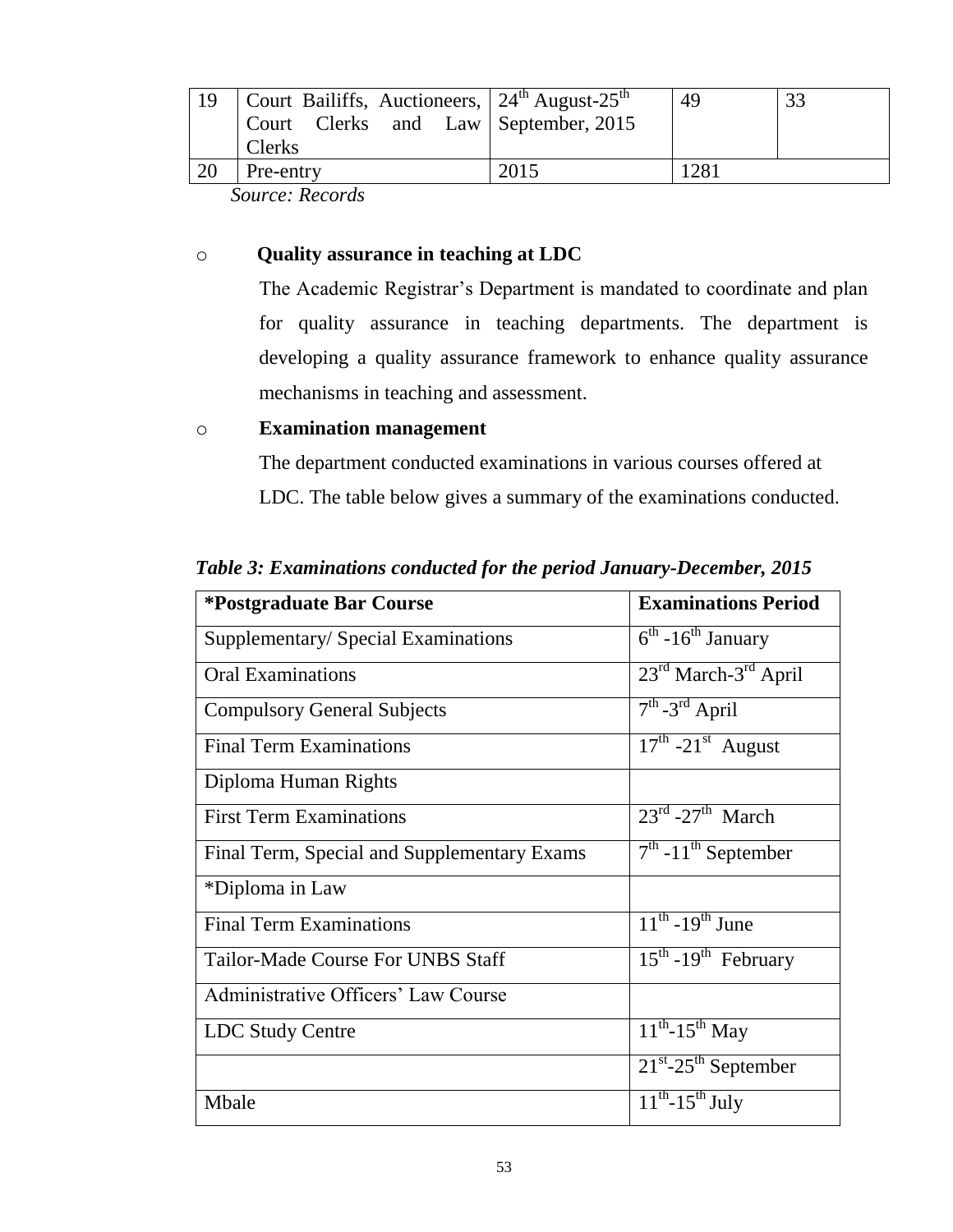| 19 | Court Bailiffs, Auctioneers, Court Clerks and Law Clerks | 24th August-25th September, 2015 | 49 | 33 |
|---|---|---|---|---|
| 20 | Pre-entry | 2015 | 1281 | |

*Source: Records*

- **Quality assurance in teaching at LDC**

  The Academic Registrar's Department is mandated to coordinate and plan for quality assurance in teaching departments. The department is developing a quality assurance framework to enhance quality assurance mechanisms in teaching and assessment.

- **Examination management**

  The department conducted examinations in various courses offered at LDC. The table below gives a summary of the examinations conducted.

***Table 3: Examinations conducted for the period January-December, 2015***

| **\*Postgraduate Bar Course** | **Examinations Period** |
|---|---|
| Supplementary/ Special Examinations | 6th -16th January |
| Oral Examinations | 23rd March-3rd April |
| Compulsory General Subjects | 7th -3rd April |
| Final Term Examinations | 17th -21st August |
| Diploma Human Rights | |
| First Term Examinations | 23rd -27th March |
| Final Term, Special and Supplementary Exams | 7th -11th September |
| *Diploma in Law | |
| Final Term Examinations | 11th -19th June |
| Tailor-Made Course For UNBS Staff | 15th -19th February |
| Administrative Officers' Law Course | |
| LDC Study Centre | 11th-15th May |
| | 21st-25th September |
| Mbale | 11th-15th July |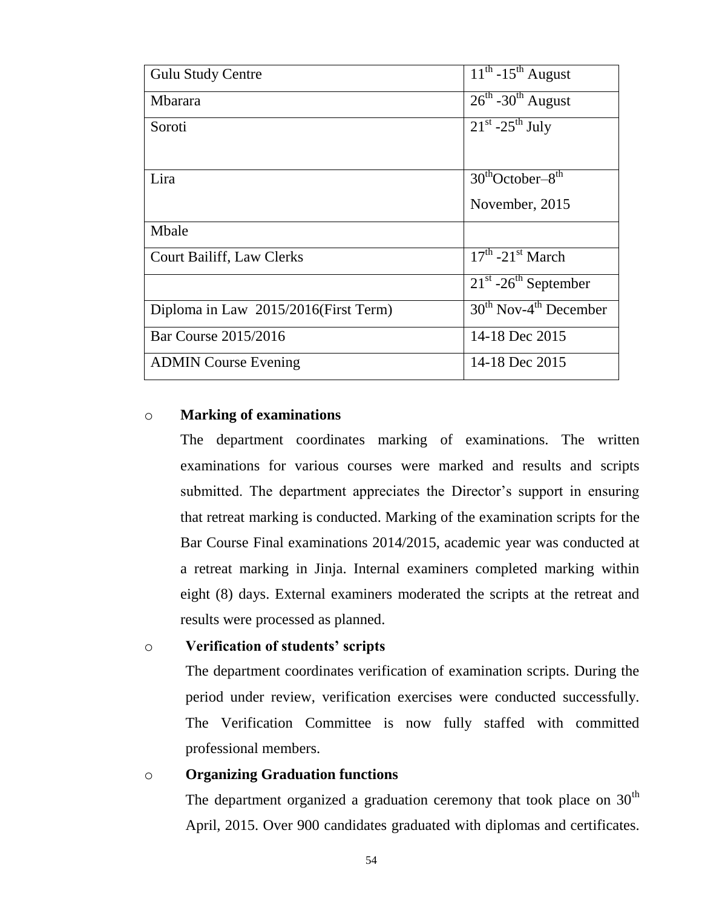| | |
|---|---|
| Gulu Study Centre | 11th -15th August |
| Mbarara | 26th -30th August |
| Soroti | 21st -25th July |
| Lira | 30thOctober–8th November, 2015 |
| Mbale | |
| Court Bailiff, Law Clerks | 17th -21st March |
| | 21st -26th September |
| Diploma in Law 2015/2016(First Term) | 30th Nov-4th December |
| Bar Course 2015/2016 | 14-18 Dec 2015 |
| ADMIN Course Evening | 14-18 Dec 2015 |

- **Marking of examinations**

  The department coordinates marking of examinations. The written examinations for various courses were marked and results and scripts submitted. The department appreciates the Director's support in ensuring that retreat marking is conducted. Marking of the examination scripts for the Bar Course Final examinations 2014/2015, academic year was conducted at a retreat marking in Jinja. Internal examiners completed marking within eight (8) days. External examiners moderated the scripts at the retreat and results were processed as planned.

- **Verification of students' scripts**

  The department coordinates verification of examination scripts. During the period under review, verification exercises were conducted successfully. The Verification Committee is now fully staffed with committed professional members.

- **Organizing Graduation functions**

  The department organized a graduation ceremony that took place on 30th April, 2015. Over 900 candidates graduated with diplomas and certificates.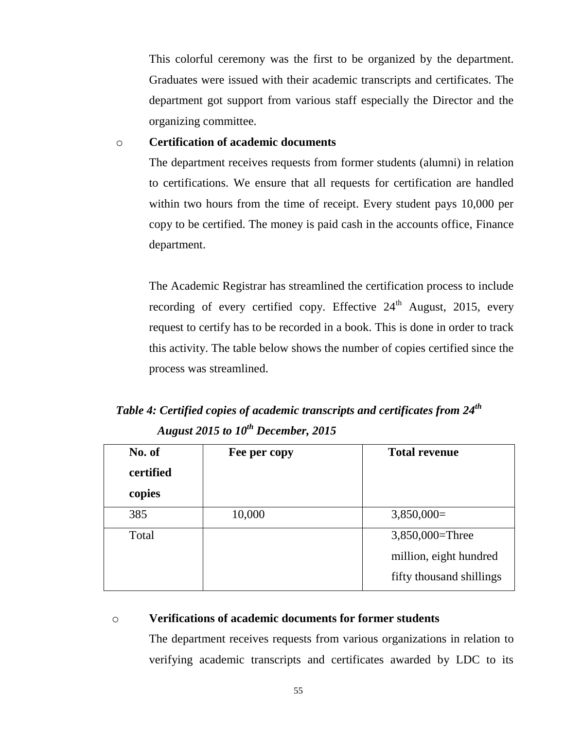This colorful ceremony was the first to be organized by the department. Graduates were issued with their academic transcripts and certificates. The department got support from various staff especially the Director and the organizing committee.

- **Certification of academic documents**

  The department receives requests from former students (alumni) in relation to certifications. We ensure that all requests for certification are handled within two hours from the time of receipt. Every student pays 10,000 per copy to be certified. The money is paid cash in the accounts office, Finance department.

  The Academic Registrar has streamlined the certification process to include recording of every certified copy. Effective 24th August, 2015, every request to certify has to be recorded in a book. This is done in order to track this activity. The table below shows the number of copies certified since the process was streamlined.

***Table 4: Certified copies of academic transcripts and certificates from 24th August 2015 to 10th December, 2015***

| No. of certified copies | Fee per copy | Total revenue |
|---|---|---|
| 385 | 10,000 | 3,850,000= |
| Total | | 3,850,000=Three million, eight hundred fifty thousand shillings |

- **Verifications of academic documents for former students**

  The department receives requests from various organizations in relation to verifying academic transcripts and certificates awarded by LDC to its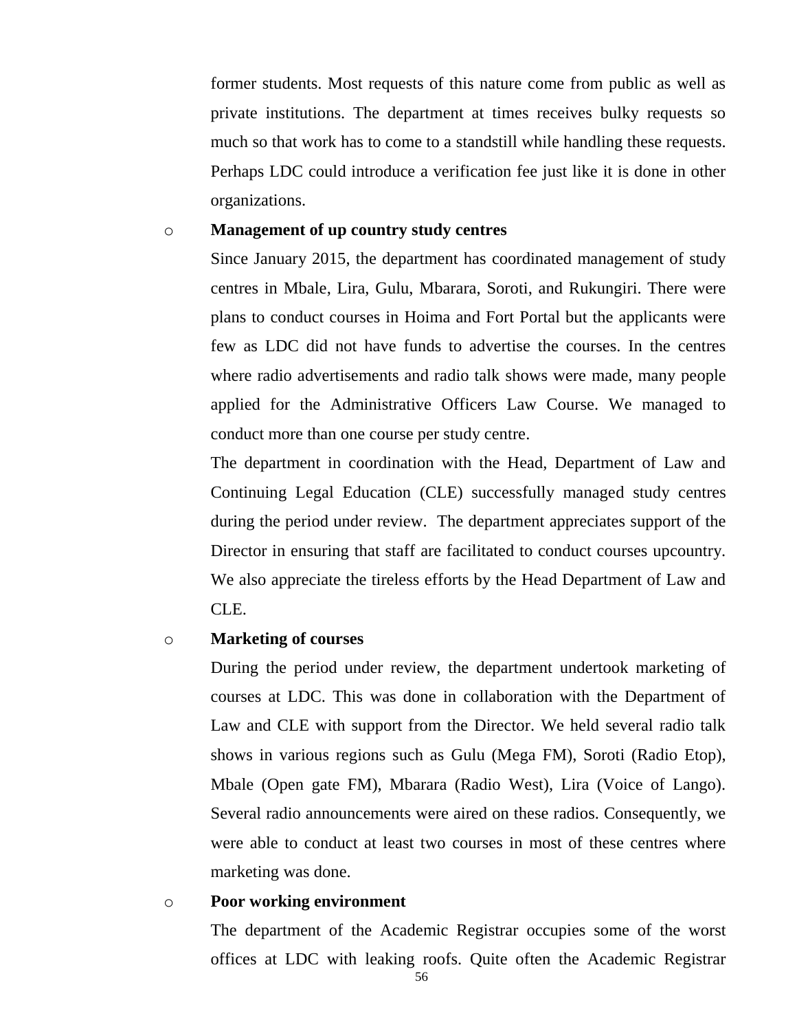former students. Most requests of this nature come from public as well as private institutions. The department at times receives bulky requests so much so that work has to come to a standstill while handling these requests. Perhaps LDC could introduce a verification fee just like it is done in other organizations.

- **Management of up country study centres**

  Since January 2015, the department has coordinated management of study centres in Mbale, Lira, Gulu, Mbarara, Soroti, and Rukungiri. There were plans to conduct courses in Hoima and Fort Portal but the applicants were few as LDC did not have funds to advertise the courses. In the centres where radio advertisements and radio talk shows were made, many people applied for the Administrative Officers Law Course. We managed to conduct more than one course per study centre.

  The department in coordination with the Head, Department of Law and Continuing Legal Education (CLE) successfully managed study centres during the period under review. The department appreciates support of the Director in ensuring that staff are facilitated to conduct courses upcountry. We also appreciate the tireless efforts by the Head Department of Law and CLE.

- **Marketing of courses**

  During the period under review, the department undertook marketing of courses at LDC. This was done in collaboration with the Department of Law and CLE with support from the Director. We held several radio talk shows in various regions such as Gulu (Mega FM), Soroti (Radio Etop), Mbale (Open gate FM), Mbarara (Radio West), Lira (Voice of Lango). Several radio announcements were aired on these radios. Consequently, we were able to conduct at least two courses in most of these centres where marketing was done.

- **Poor working environment**

  The department of the Academic Registrar occupies some of the worst offices at LDC with leaking roofs. Quite often the Academic Registrar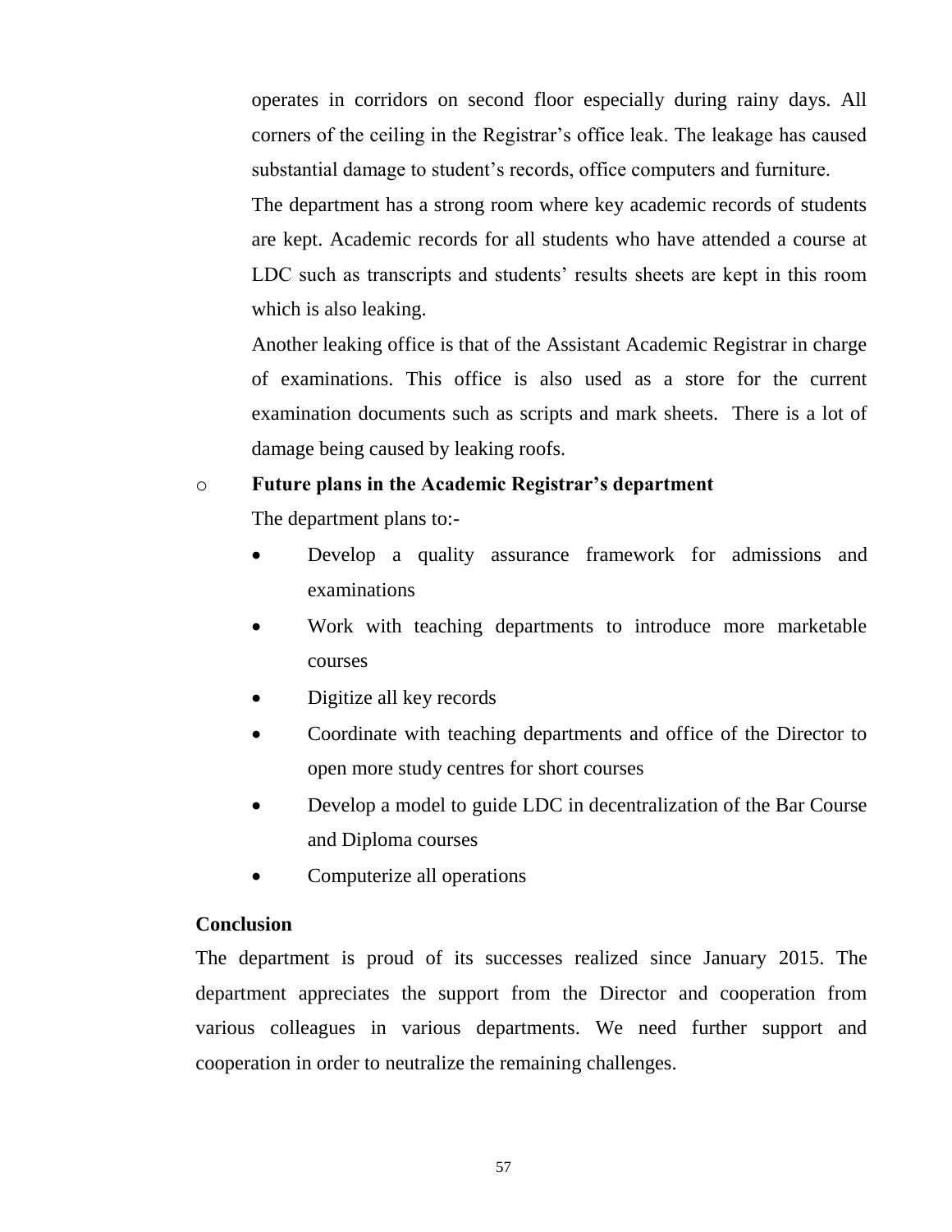operates in corridors on second floor especially during rainy days. All corners of the ceiling in the Registrar's office leak. The leakage has caused substantial damage to student's records, office computers and furniture.

The department has a strong room where key academic records of students are kept. Academic records for all students who have attended a course at LDC such as transcripts and students' results sheets are kept in this room which is also leaking.

Another leaking office is that of the Assistant Academic Registrar in charge of examinations. This office is also used as a store for the current examination documents such as scripts and mark sheets. There is a lot of damage being caused by leaking roofs.

- **Future plans in the Academic Registrar's department**

  The department plans to:-

  - Develop a quality assurance framework for admissions and examinations
  - Work with teaching departments to introduce more marketable courses
  - Digitize all key records
  - Coordinate with teaching departments and office of the Director to open more study centres for short courses
  - Develop a model to guide LDC in decentralization of the Bar Course and Diploma courses
  - Computerize all operations

**Conclusion**

The department is proud of its successes realized since January 2015. The department appreciates the support from the Director and cooperation from various colleagues in various departments. We need further support and cooperation in order to neutralize the remaining challenges.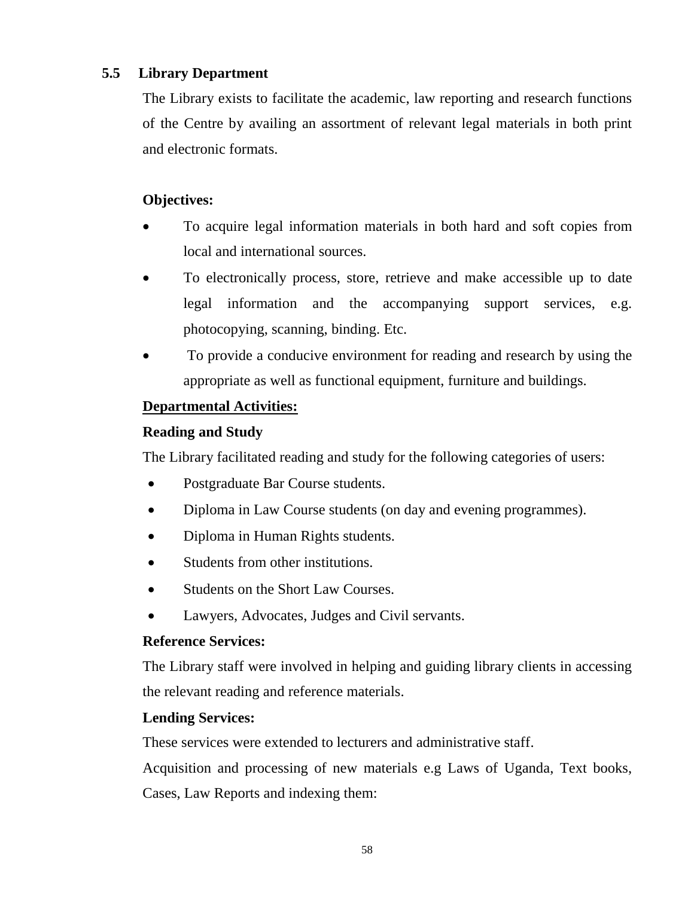## 5.5 Library Department

The Library exists to facilitate the academic, law reporting and research functions of the Centre by availing an assortment of relevant legal materials in both print and electronic formats.

**Objectives:**

- To acquire legal information materials in both hard and soft copies from local and international sources.
- To electronically process, store, retrieve and make accessible up to date legal information and the accompanying support services, e.g. photocopying, scanning, binding. Etc.
- To provide a conducive environment for reading and research by using the appropriate as well as functional equipment, furniture and buildings.

**Departmental Activities:**

**Reading and Study**

The Library facilitated reading and study for the following categories of users:

- Postgraduate Bar Course students.
- Diploma in Law Course students (on day and evening programmes).
- Diploma in Human Rights students.
- Students from other institutions.
- Students on the Short Law Courses.
- Lawyers, Advocates, Judges and Civil servants.

**Reference Services:**

The Library staff were involved in helping and guiding library clients in accessing the relevant reading and reference materials.

**Lending Services:**

These services were extended to lecturers and administrative staff.

Acquisition and processing of new materials e.g Laws of Uganda, Text books, Cases, Law Reports and indexing them: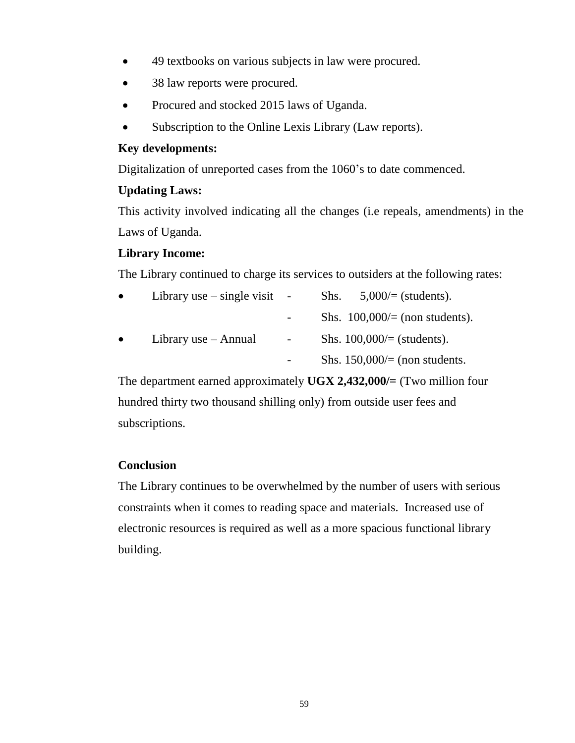- 49 textbooks on various subjects in law were procured.
- 38 law reports were procured.
- Procured and stocked 2015 laws of Uganda.
- Subscription to the Online Lexis Library (Law reports).

**Key developments:**

Digitalization of unreported cases from the 1060's to date commenced.

**Updating Laws:**

This activity involved indicating all the changes (i.e repeals, amendments) in the Laws of Uganda.

**Library Income:**

The Library continued to charge its services to outsiders at the following rates:

- Library use – single visit - Shs. 5,000/= (students).
  - Shs. 100,000/= (non students).
- Library use – Annual - Shs. 100,000/= (students).
  - Shs. 150,000/= (non students.

The department earned approximately **UGX 2,432,000/=** (Two million four hundred thirty two thousand shilling only) from outside user fees and subscriptions.

**Conclusion**

The Library continues to be overwhelmed by the number of users with serious constraints when it comes to reading space and materials. Increased use of electronic resources is required as well as a more spacious functional library building.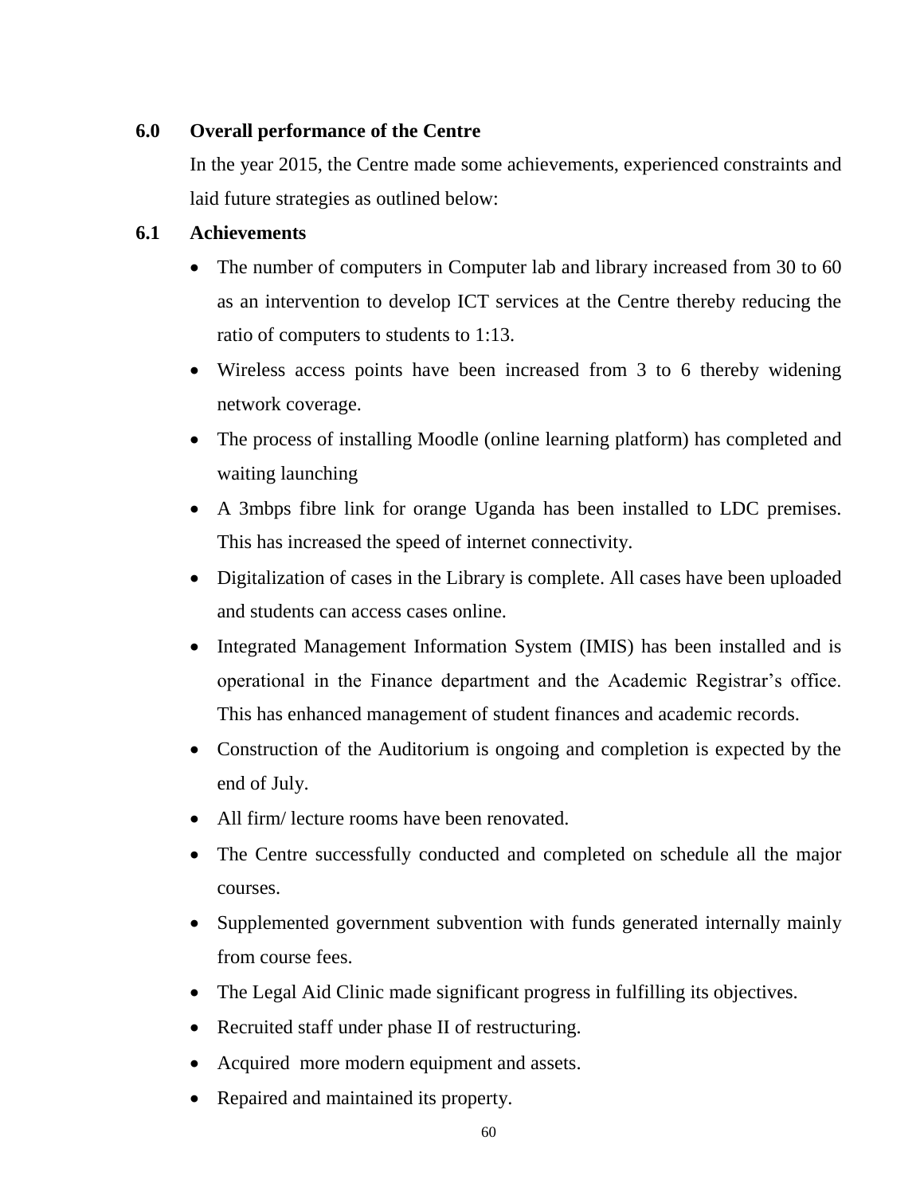## 6.0 Overall performance of the Centre

In the year 2015, the Centre made some achievements, experienced constraints and laid future strategies as outlined below:

### 6.1 Achievements

- The number of computers in Computer lab and library increased from 30 to 60 as an intervention to develop ICT services at the Centre thereby reducing the ratio of computers to students to 1:13.
- Wireless access points have been increased from 3 to 6 thereby widening network coverage.
- The process of installing Moodle (online learning platform) has completed and waiting launching
- A 3mbps fibre link for orange Uganda has been installed to LDC premises. This has increased the speed of internet connectivity.
- Digitalization of cases in the Library is complete. All cases have been uploaded and students can access cases online.
- Integrated Management Information System (IMIS) has been installed and is operational in the Finance department and the Academic Registrar's office. This has enhanced management of student finances and academic records.
- Construction of the Auditorium is ongoing and completion is expected by the end of July.
- All firm/ lecture rooms have been renovated.
- The Centre successfully conducted and completed on schedule all the major courses.
- Supplemented government subvention with funds generated internally mainly from course fees.
- The Legal Aid Clinic made significant progress in fulfilling its objectives.
- Recruited staff under phase II of restructuring.
- Acquired more modern equipment and assets.
- Repaired and maintained its property.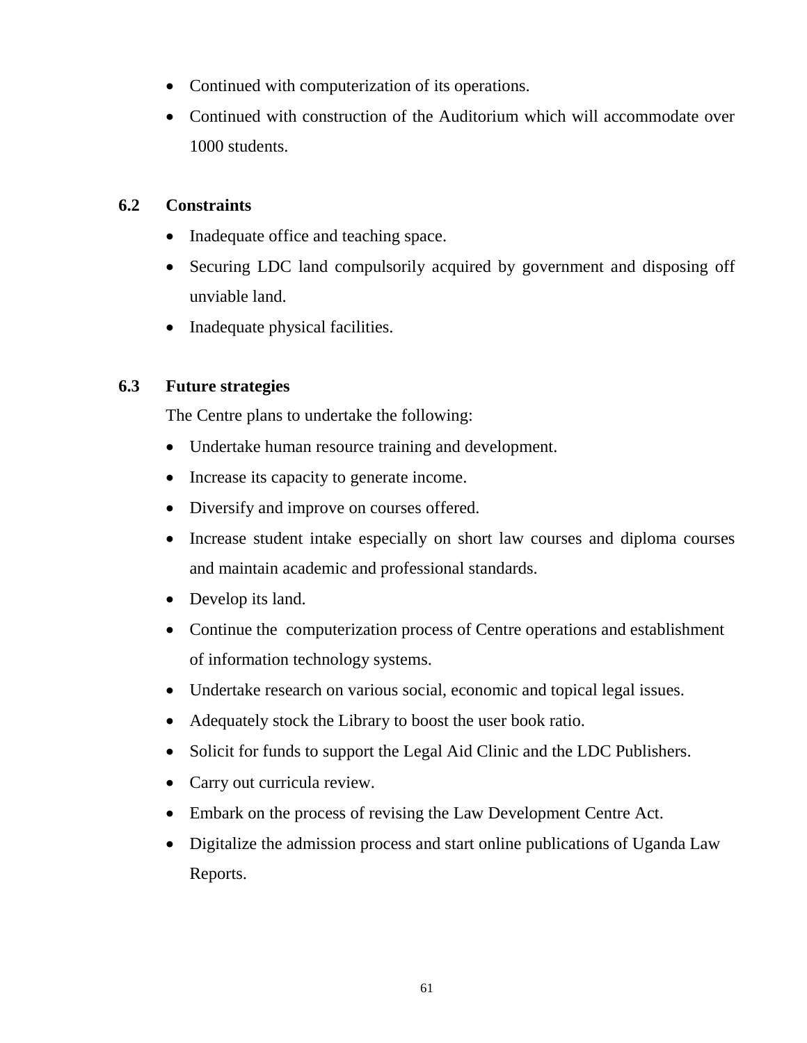- Continued with computerization of its operations.
- Continued with construction of the Auditorium which will accommodate over 1000 students.

### 6.2 Constraints

- Inadequate office and teaching space.
- Securing LDC land compulsorily acquired by government and disposing off unviable land.
- Inadequate physical facilities.

### 6.3 Future strategies

The Centre plans to undertake the following:

- Undertake human resource training and development.
- Increase its capacity to generate income.
- Diversify and improve on courses offered.
- Increase student intake especially on short law courses and diploma courses and maintain academic and professional standards.
- Develop its land.
- Continue the computerization process of Centre operations and establishment of information technology systems.
- Undertake research on various social, economic and topical legal issues.
- Adequately stock the Library to boost the user book ratio.
- Solicit for funds to support the Legal Aid Clinic and the LDC Publishers.
- Carry out curricula review.
- Embark on the process of revising the Law Development Centre Act.
- Digitalize the admission process and start online publications of Uganda Law Reports.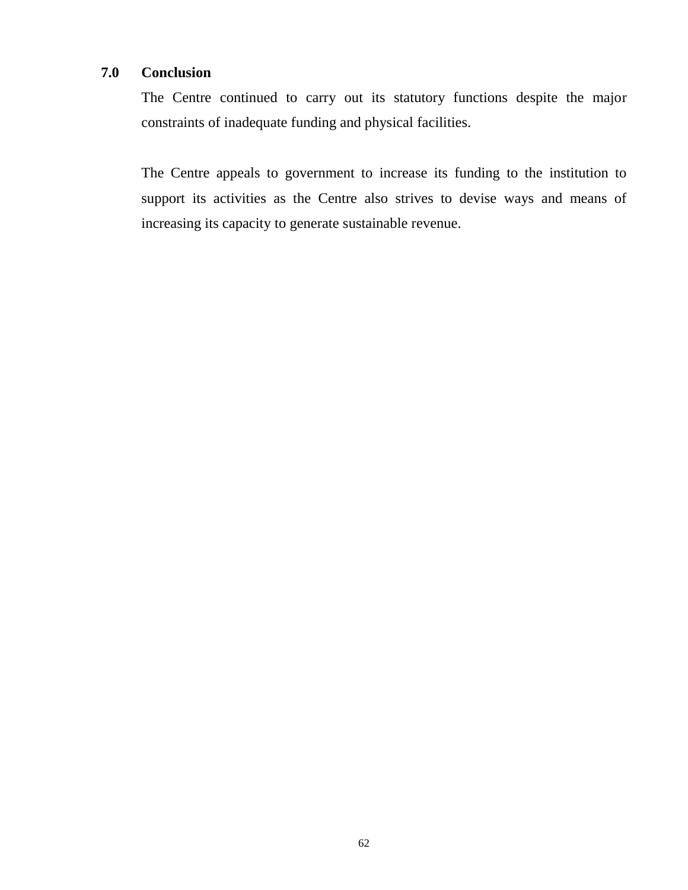## 7.0 Conclusion

The Centre continued to carry out its statutory functions despite the major constraints of inadequate funding and physical facilities.

The Centre appeals to government to increase its funding to the institution to support its activities as the Centre also strives to devise ways and means of increasing its capacity to generate sustainable revenue.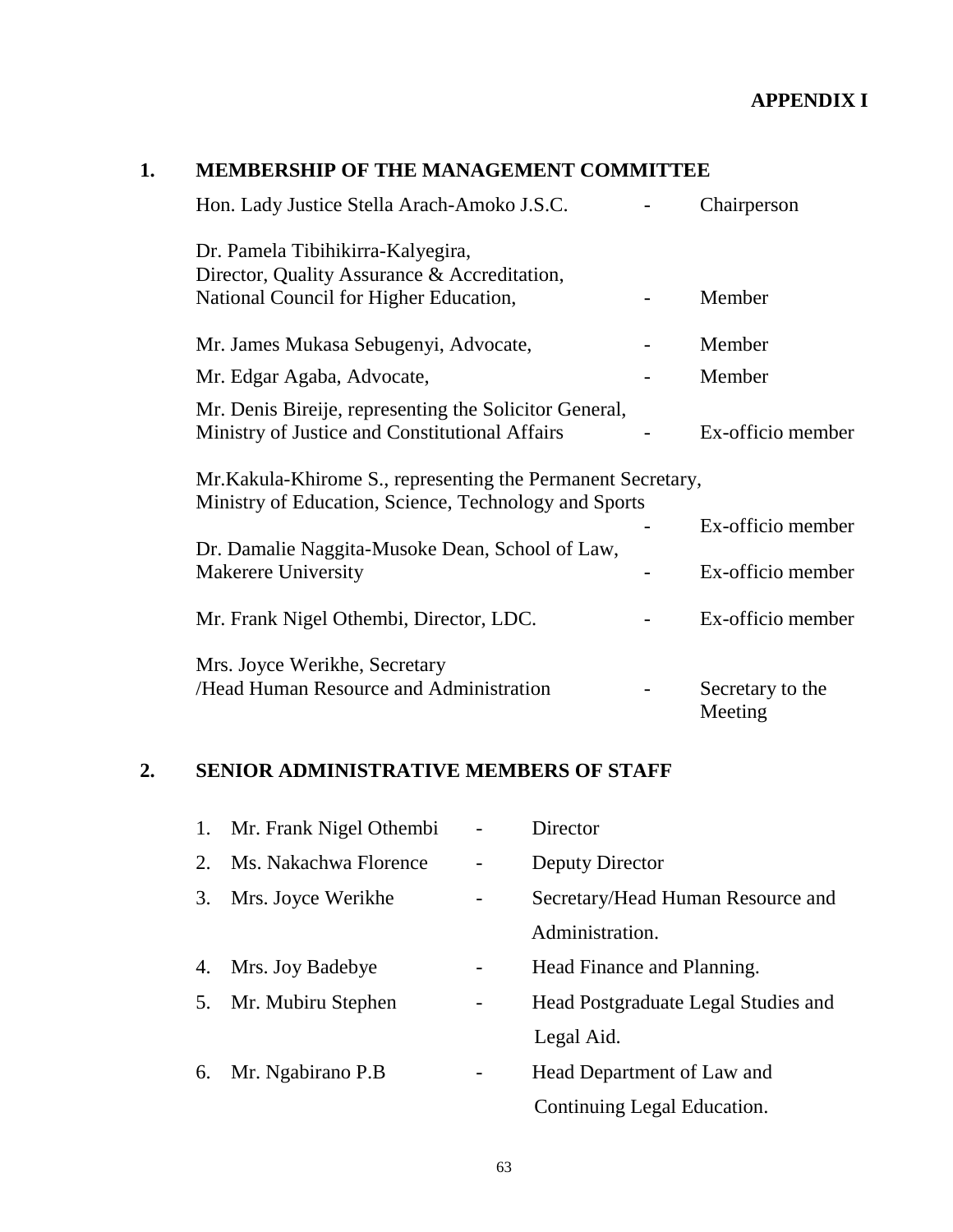**APPENDIX I**

## 1. MEMBERSHIP OF THE MANAGEMENT COMMITTEE

| Name | | Role |
|---|---|---|
| Hon. Lady Justice Stella Arach-Amoko J.S.C. | - | Chairperson |
| Dr. Pamela Tibihikirra-Kalyegira, Director, Quality Assurance & Accreditation, National Council for Higher Education, | - | Member |
| Mr. James Mukasa Sebugenyi, Advocate, | - | Member |
| Mr. Edgar Agaba, Advocate, | - | Member |
| Mr. Denis Bireije, representing the Solicitor General, Ministry of Justice and Constitutional Affairs | - | Ex-officio member |
| Mr.Kakula-Khirome S., representing the Permanent Secretary, Ministry of Education, Science, Technology and Sports | - | Ex-officio member |
| Dr. Damalie Naggita-Musoke Dean, School of Law, Makerere University | - | Ex-officio member |
| Mr. Frank Nigel Othembi, Director, LDC. | - | Ex-officio member |
| Mrs. Joyce Werikhe, Secretary /Head Human Resource and Administration | - | Secretary to the Meeting |

## 2. SENIOR ADMINISTRATIVE MEMBERS OF STAFF

1. Mr. Frank Nigel Othembi - Director
2. Ms. Nakachwa Florence - Deputy Director
3. Mrs. Joyce Werikhe - Secretary/Head Human Resource and Administration.
4. Mrs. Joy Badebye - Head Finance and Planning.
5. Mr. Mubiru Stephen - Head Postgraduate Legal Studies and Legal Aid.
6. Mr. Ngabirano P.B - Head Department of Law and Continuing Legal Education.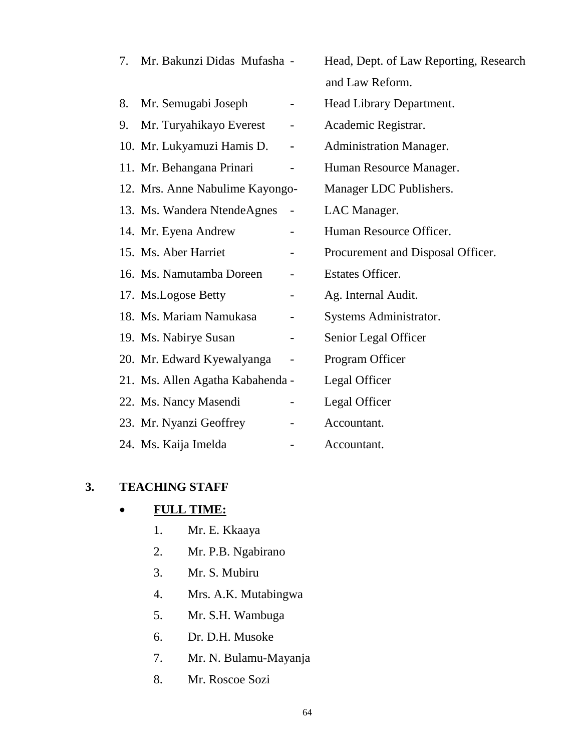7. Mr. Bakunzi Didas Mufasha - Head, Dept. of Law Reporting, Research and Law Reform.
8. Mr. Semugabi Joseph - Head Library Department.
9. Mr. Turyahikayo Everest - Academic Registrar.
10. Mr. Lukyamuzi Hamis D. - Administration Manager.
11. Mr. Behangana Prinari - Human Resource Manager.
12. Mrs. Anne Nabulime Kayongo- Manager LDC Publishers.
13. Ms. Wandera NtendeAgnes - LAC Manager.
14. Mr. Eyena Andrew - Human Resource Officer.
15. Ms. Aber Harriet - Procurement and Disposal Officer.
16. Ms. Namutamba Doreen - Estates Officer.
17. Ms.Logose Betty - Ag. Internal Audit.
18. Ms. Mariam Namukasa - Systems Administrator.
19. Ms. Nabirye Susan - Senior Legal Officer
20. Mr. Edward Kyewalyanga - Program Officer
21. Ms. Allen Agatha Kabahenda - Legal Officer
22. Ms. Nancy Masendi - Legal Officer
23. Mr. Nyanzi Geoffrey - Accountant.
24. Ms. Kaija Imelda - Accountant.

## 3. TEACHING STAFF

- **FULL TIME:**
    1. Mr. E. Kkaaya
    2. Mr. P.B. Ngabirano
    3. Mr. S. Mubiru
    4. Mrs. A.K. Mutabingwa
    5. Mr. S.H. Wambuga
    6. Dr. D.H. Musoke
    7. Mr. N. Bulamu-Mayanja
    8. Mr. Roscoe Sozi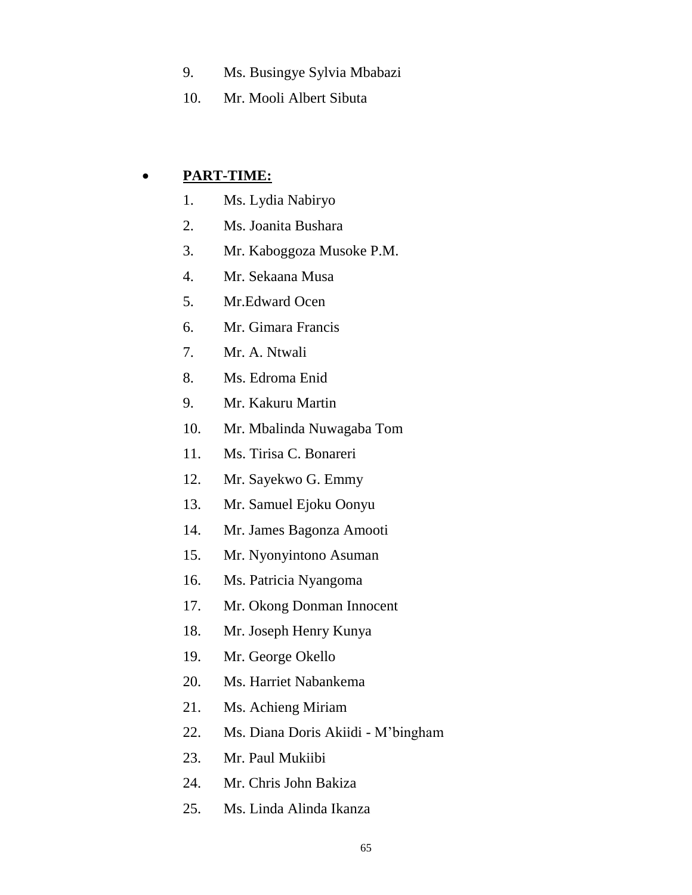9. Ms. Busingye Sylvia Mbabazi
10. Mr. Mooli Albert Sibuta

- **PART-TIME:**

1. Ms. Lydia Nabiryo
2. Ms. Joanita Bushara
3. Mr. Kaboggoza Musoke P.M.
4. Mr. Sekaana Musa
5. Mr.Edward Ocen
6. Mr. Gimara Francis
7. Mr. A. Ntwali
8. Ms. Edroma Enid
9. Mr. Kakuru Martin
10. Mr. Mbalinda Nuwagaba Tom
11. Ms. Tirisa C. Bonareri
12. Mr. Sayekwo G. Emmy
13. Mr. Samuel Ejoku Oonyu
14. Mr. James Bagonza Amooti
15. Mr. Nyonyintono Asuman
16. Ms. Patricia Nyangoma
17. Mr. Okong Donman Innocent
18. Mr. Joseph Henry Kunya
19. Mr. George Okello
20. Ms. Harriet Nabankema
21. Ms. Achieng Miriam
22. Ms. Diana Doris Akiidi - M'bingham
23. Mr. Paul Mukiibi
24. Mr. Chris John Bakiza
25. Ms. Linda Alinda Ikanza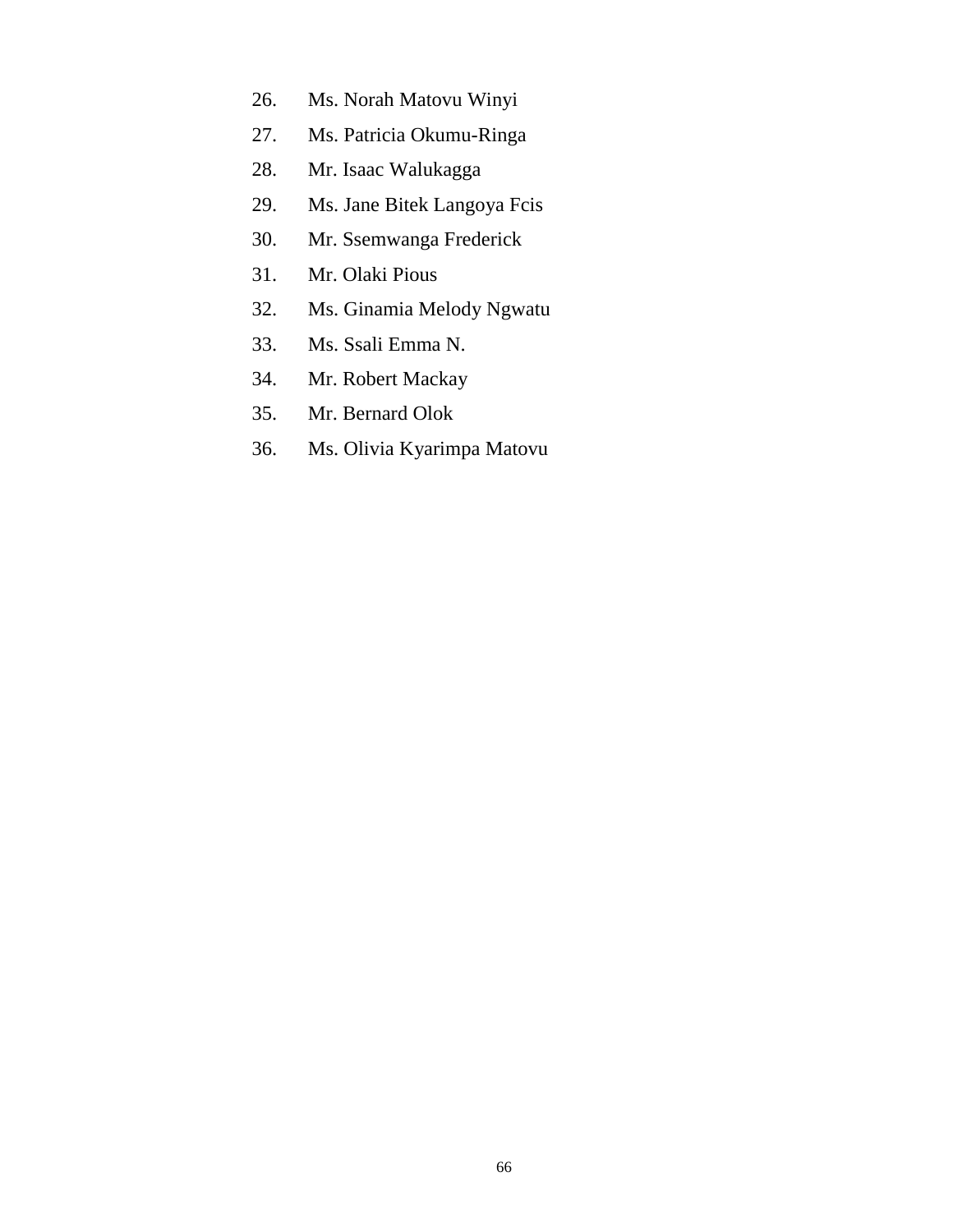26. Ms. Norah Matovu Winyi
27. Ms. Patricia Okumu-Ringa
28. Mr. Isaac Walukagga
29. Ms. Jane Bitek Langoya Fcis
30. Mr. Ssemwanga Frederick
31. Mr. Olaki Pious
32. Ms. Ginamia Melody Ngwatu
33. Ms. Ssali Emma N.
34. Mr. Robert Mackay
35. Mr. Bernard Olok
36. Ms. Olivia Kyarimpa Matovu